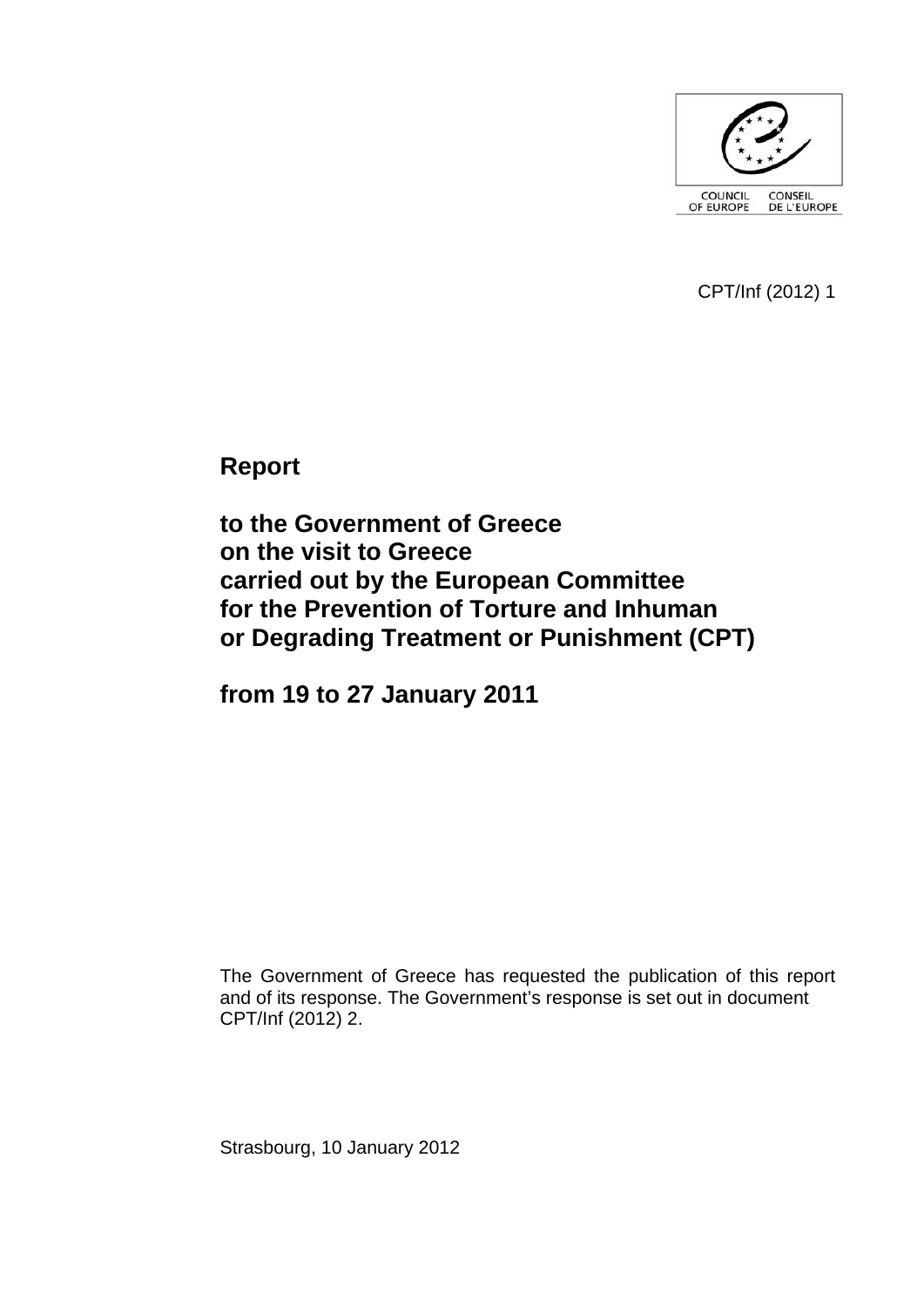COUNCIL OF EUROPE CONSEIL DE L'EUROPE

CPT/Inf (2012) 1

# Report

# to the Government of Greece on the visit to Greece carried out by the European Committee for the Prevention of Torture and Inhuman or Degrading Treatment or Punishment (CPT)

# from 19 to 27 January 2011

The Government of Greece has requested the publication of this report and of its response. The Government's response is set out in document CPT/Inf (2012) 2.

Strasbourg, 10 January 2012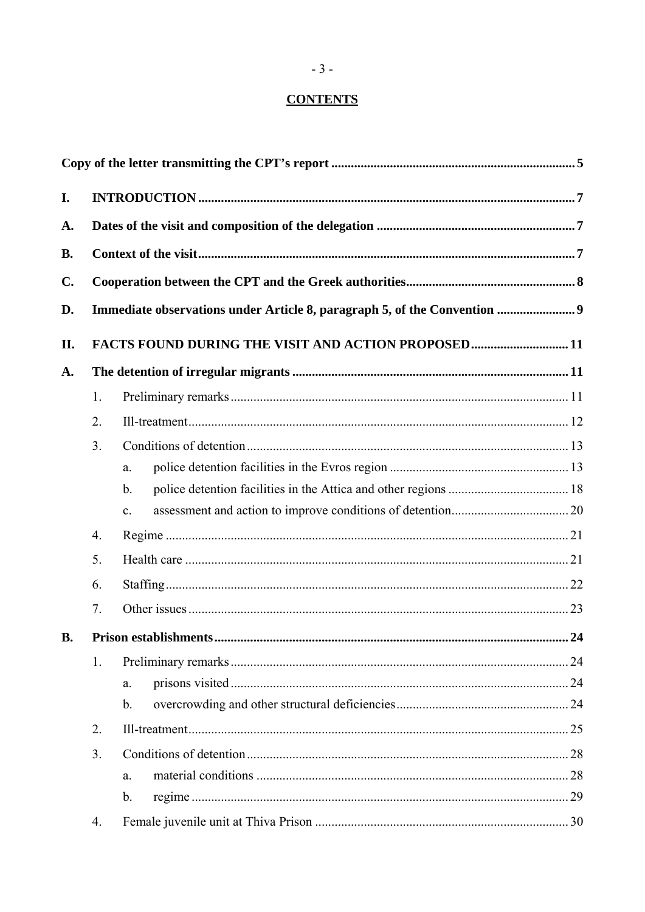# CONTENTS

**Copy of the letter transmitting the CPT's report** .......... **5**

**I. INTRODUCTION** .......... **7**

**A. Dates of the visit and composition of the delegation** .......... **7**

**B. Context of the visit** .......... **7**

**C. Cooperation between the CPT and the Greek authorities** .......... **8**

**D. Immediate observations under Article 8, paragraph 5, of the Convention** .......... **9**

**II. FACTS FOUND DURING THE VISIT AND ACTION PROPOSED** .......... **11**

**A. The detention of irregular migrants** .......... **11**

1. Preliminary remarks .......... 11
2. Ill-treatment .......... 12
3. Conditions of detention .......... 13
   - a. police detention facilities in the Evros region .......... 13
   - b. police detention facilities in the Attica and other regions .......... 18
   - c. assessment and action to improve conditions of detention .......... 20
4. Regime .......... 21
5. Health care .......... 21
6. Staffing .......... 22
7. Other issues .......... 23

**B. Prison establishments** .......... **24**

1. Preliminary remarks .......... 24
   - a. prisons visited .......... 24
   - b. overcrowding and other structural deficiencies .......... 24
2. Ill-treatment .......... 25
3. Conditions of detention .......... 28
   - a. material conditions .......... 28
   - b. regime .......... 29
4. Female juvenile unit at Thiva Prison .......... 30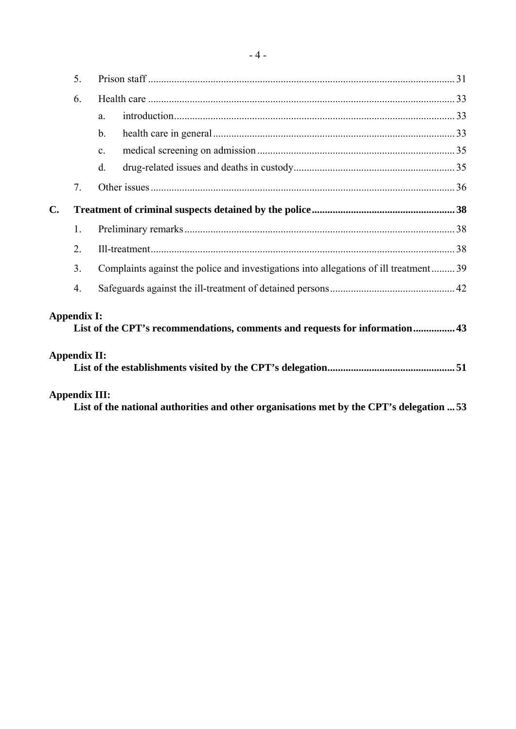5. Prison staff ...................................................................................................................... 31

6. Health care ...................................................................................................................... 33

   a. introduction........................................................................................................... 33

   b. health care in general............................................................................................ 33

   c. medical screening on admission ........................................................................... 35

   d. drug-related issues and deaths in custody............................................................. 35

7. Other issues .................................................................................................................... 36

**C. Treatment of criminal suspects detained by the police...................................................... 38**

1. Preliminary remarks....................................................................................................... 38

2. Ill-treatment.................................................................................................................... 38

3. Complaints against the police and investigations into allegations of ill treatment......... 39

4. Safeguards against the ill-treatment of detained persons................................................ 42

**Appendix I:**
**List of the CPT's recommendations, comments and requests for information................ 43**

**Appendix II:**
**List of the establishments visited by the CPT's delegation................................................ 51**

**Appendix III:**
**List of the national authorities and other organisations met by the CPT's delegation ... 53**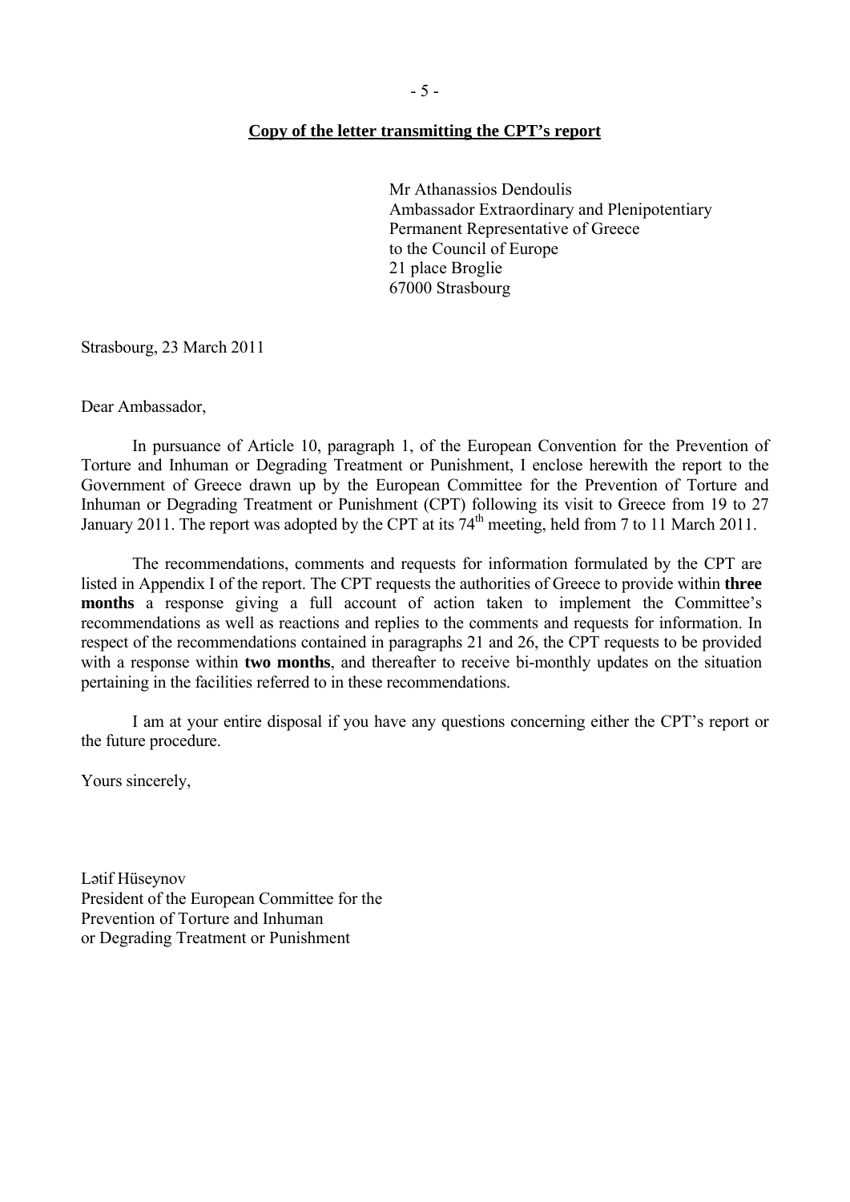**Copy of the letter transmitting the CPT's report**

Mr Athanassios Dendoulis
Ambassador Extraordinary and Plenipotentiary
Permanent Representative of Greece
to the Council of Europe
21 place Broglie
67000 Strasbourg

Strasbourg, 23 March 2011

Dear Ambassador,

In pursuance of Article 10, paragraph 1, of the European Convention for the Prevention of Torture and Inhuman or Degrading Treatment or Punishment, I enclose herewith the report to the Government of Greece drawn up by the European Committee for the Prevention of Torture and Inhuman or Degrading Treatment or Punishment (CPT) following its visit to Greece from 19 to 27 January 2011. The report was adopted by the CPT at its 74th meeting, held from 7 to 11 March 2011.

The recommendations, comments and requests for information formulated by the CPT are listed in Appendix I of the report. The CPT requests the authorities of Greece to provide within **three months** a response giving a full account of action taken to implement the Committee's recommendations as well as reactions and replies to the comments and requests for information. In respect of the recommendations contained in paragraphs 21 and 26, the CPT requests to be provided with a response within **two months**, and thereafter to receive bi-monthly updates on the situation pertaining in the facilities referred to in these recommendations.

I am at your entire disposal if you have any questions concerning either the CPT's report or the future procedure.

Yours sincerely,

Lətif Hüseynov
President of the European Committee for the
Prevention of Torture and Inhuman
or Degrading Treatment or Punishment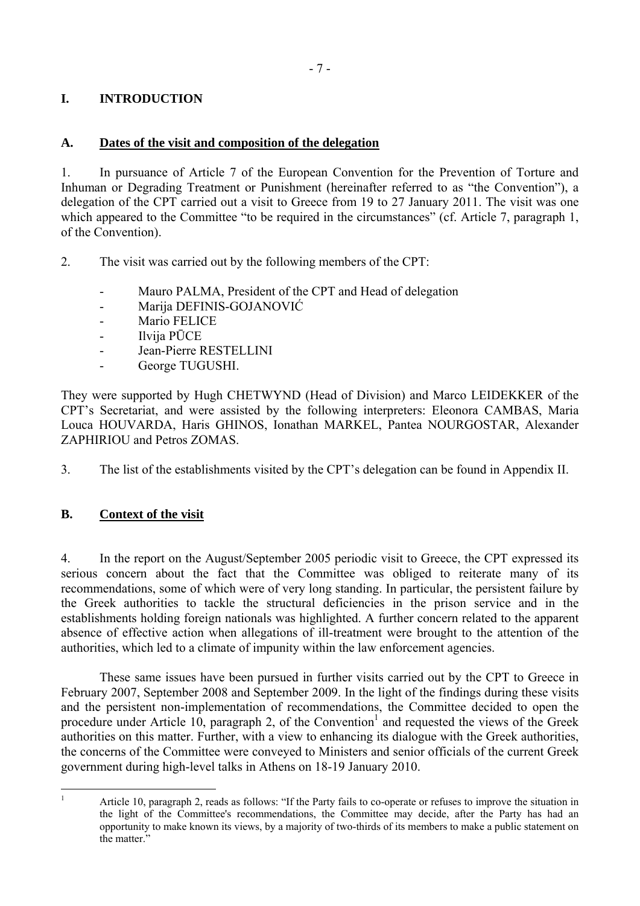# I. INTRODUCTION

## A. Dates of the visit and composition of the delegation

1. In pursuance of Article 7 of the European Convention for the Prevention of Torture and Inhuman or Degrading Treatment or Punishment (hereinafter referred to as "the Convention"), a delegation of the CPT carried out a visit to Greece from 19 to 27 January 2011. The visit was one which appeared to the Committee "to be required in the circumstances" (cf. Article 7, paragraph 1, of the Convention).

2. The visit was carried out by the following members of the CPT:

- Mauro PALMA, President of the CPT and Head of delegation
- Marija DEFINIS-GOJANOVIĆ
- Mario FELICE
- Ilvija PŪCE
- Jean-Pierre RESTELLINI
- George TUGUSHI.

They were supported by Hugh CHETWYND (Head of Division) and Marco LEIDEKKER of the CPT's Secretariat, and were assisted by the following interpreters: Eleonora CAMBAS, Maria Louca HOUVARDA, Haris GHINOS, Ionathan MARKEL, Pantea NOURGOSTAR, Alexander ZAPHIRIOU and Petros ZOMAS.

3. The list of the establishments visited by the CPT's delegation can be found in Appendix II.

## B. Context of the visit

4. In the report on the August/September 2005 periodic visit to Greece, the CPT expressed its serious concern about the fact that the Committee was obliged to reiterate many of its recommendations, some of which were of very long standing. In particular, the persistent failure by the Greek authorities to tackle the structural deficiencies in the prison service and in the establishments holding foreign nationals was highlighted. A further concern related to the apparent absence of effective action when allegations of ill-treatment were brought to the attention of the authorities, which led to a climate of impunity within the law enforcement agencies.

These same issues have been pursued in further visits carried out by the CPT to Greece in February 2007, September 2008 and September 2009. In the light of the findings during these visits and the persistent non-implementation of recommendations, the Committee decided to open the procedure under Article 10, paragraph 2, of the Convention[1] and requested the views of the Greek authorities on this matter. Further, with a view to enhancing its dialogue with the Greek authorities, the concerns of the Committee were conveyed to Ministers and senior officials of the current Greek government during high-level talks in Athens on 18-19 January 2010.

---

[1] Article 10, paragraph 2, reads as follows: "If the Party fails to co-operate or refuses to improve the situation in the light of the Committee's recommendations, the Committee may decide, after the Party has had an opportunity to make known its views, by a majority of two-thirds of its members to make a public statement on the matter."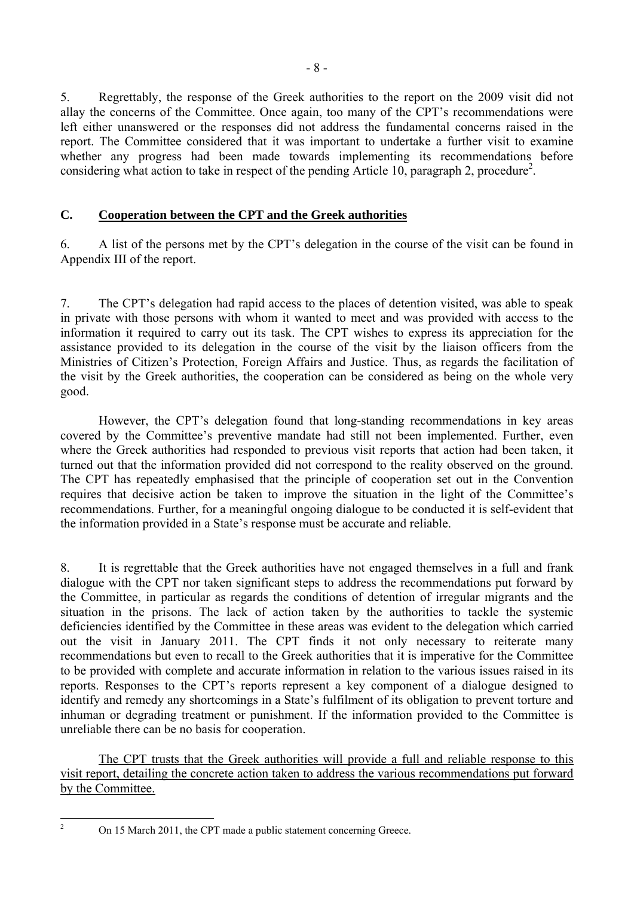5. Regrettably, the response of the Greek authorities to the report on the 2009 visit did not allay the concerns of the Committee. Once again, too many of the CPT's recommendations were left either unanswered or the responses did not address the fundamental concerns raised in the report. The Committee considered that it was important to undertake a further visit to examine whether any progress had been made towards implementing its recommendations before considering what action to take in respect of the pending Article 10, paragraph 2, procedure[2].

## C. Cooperation between the CPT and the Greek authorities

6. A list of the persons met by the CPT's delegation in the course of the visit can be found in Appendix III of the report.

7. The CPT's delegation had rapid access to the places of detention visited, was able to speak in private with those persons with whom it wanted to meet and was provided with access to the information it required to carry out its task. The CPT wishes to express its appreciation for the assistance provided to its delegation in the course of the visit by the liaison officers from the Ministries of Citizen's Protection, Foreign Affairs and Justice. Thus, as regards the facilitation of the visit by the Greek authorities, the cooperation can be considered as being on the whole very good.

However, the CPT's delegation found that long-standing recommendations in key areas covered by the Committee's preventive mandate had still not been implemented. Further, even where the Greek authorities had responded to previous visit reports that action had been taken, it turned out that the information provided did not correspond to the reality observed on the ground. The CPT has repeatedly emphasised that the principle of cooperation set out in the Convention requires that decisive action be taken to improve the situation in the light of the Committee's recommendations. Further, for a meaningful ongoing dialogue to be conducted it is self-evident that the information provided in a State's response must be accurate and reliable.

8. It is regrettable that the Greek authorities have not engaged themselves in a full and frank dialogue with the CPT nor taken significant steps to address the recommendations put forward by the Committee, in particular as regards the conditions of detention of irregular migrants and the situation in the prisons. The lack of action taken by the authorities to tackle the systemic deficiencies identified by the Committee in these areas was evident to the delegation which carried out the visit in January 2011. The CPT finds it not only necessary to reiterate many recommendations but even to recall to the Greek authorities that it is imperative for the Committee to be provided with complete and accurate information in relation to the various issues raised in its reports. Responses to the CPT's reports represent a key component of a dialogue designed to identify and remedy any shortcomings in a State's fulfilment of its obligation to prevent torture and inhuman or degrading treatment or punishment. If the information provided to the Committee is unreliable there can be no basis for cooperation.

<u>The CPT trusts that the Greek authorities will provide a full and reliable response to this visit report, detailing the concrete action taken to address the various recommendations put forward by the Committee.</u>

---

[2] On 15 March 2011, the CPT made a public statement concerning Greece.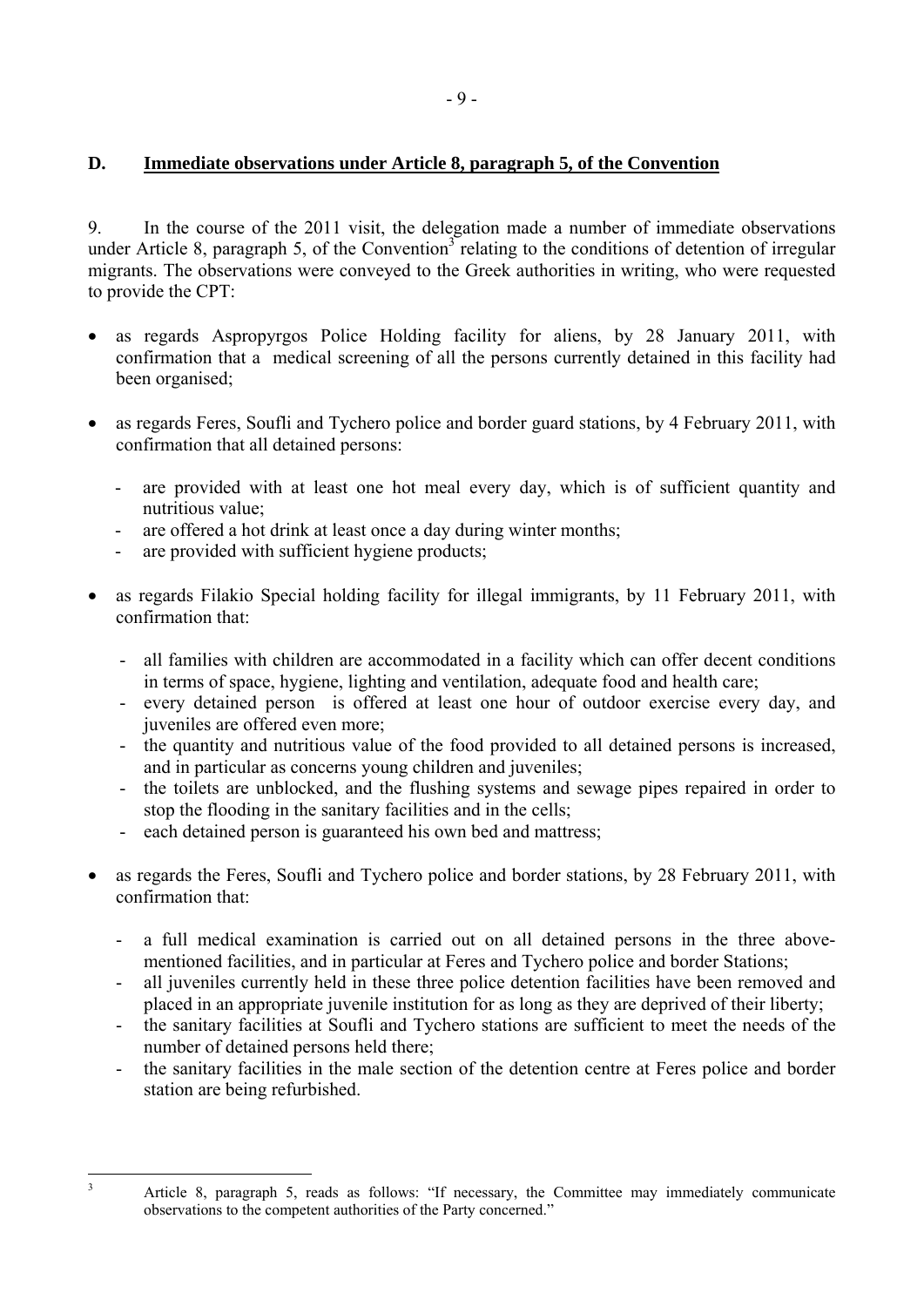## D. Immediate observations under Article 8, paragraph 5, of the Convention

9. In the course of the 2011 visit, the delegation made a number of immediate observations under Article 8, paragraph 5, of the Convention[3] relating to the conditions of detention of irregular migrants. The observations were conveyed to the Greek authorities in writing, who were requested to provide the CPT:

- as regards Aspropyrgos Police Holding facility for aliens, by 28 January 2011, with confirmation that a medical screening of all the persons currently detained in this facility had been organised;
- as regards Feres, Soufli and Tychero police and border guard stations, by 4 February 2011, with confirmation that all detained persons:
  - are provided with at least one hot meal every day, which is of sufficient quantity and nutritious value;
  - are offered a hot drink at least once a day during winter months;
  - are provided with sufficient hygiene products;
- as regards Filakio Special holding facility for illegal immigrants, by 11 February 2011, with confirmation that:
  - all families with children are accommodated in a facility which can offer decent conditions in terms of space, hygiene, lighting and ventilation, adequate food and health care;
  - every detained person is offered at least one hour of outdoor exercise every day, and juveniles are offered even more;
  - the quantity and nutritious value of the food provided to all detained persons is increased, and in particular as concerns young children and juveniles;
  - the toilets are unblocked, and the flushing systems and sewage pipes repaired in order to stop the flooding in the sanitary facilities and in the cells;
  - each detained person is guaranteed his own bed and mattress;
- as regards the Feres, Soufli and Tychero police and border stations, by 28 February 2011, with confirmation that:
  - a full medical examination is carried out on all detained persons in the three above-mentioned facilities, and in particular at Feres and Tychero police and border Stations;
  - all juveniles currently held in these three police detention facilities have been removed and placed in an appropriate juvenile institution for as long as they are deprived of their liberty;
  - the sanitary facilities at Soufli and Tychero stations are sufficient to meet the needs of the number of detained persons held there;
  - the sanitary facilities in the male section of the detention centre at Feres police and border station are being refurbished.

---

[3] Article 8, paragraph 5, reads as follows: "If necessary, the Committee may immediately communicate observations to the competent authorities of the Party concerned."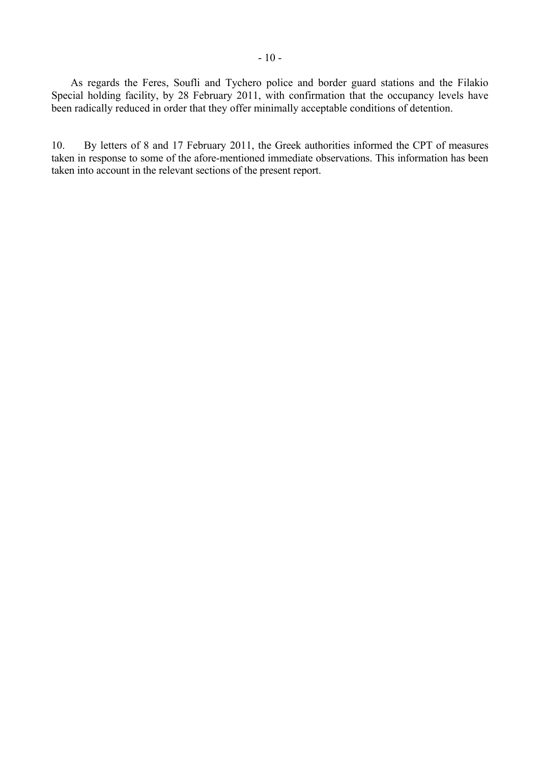As regards the Feres, Soufli and Tychero police and border guard stations and the Filakio Special holding facility, by 28 February 2011, with confirmation that the occupancy levels have been radically reduced in order that they offer minimally acceptable conditions of detention.

10. By letters of 8 and 17 February 2011, the Greek authorities informed the CPT of measures taken in response to some of the afore-mentioned immediate observations. This information has been taken into account in the relevant sections of the present report.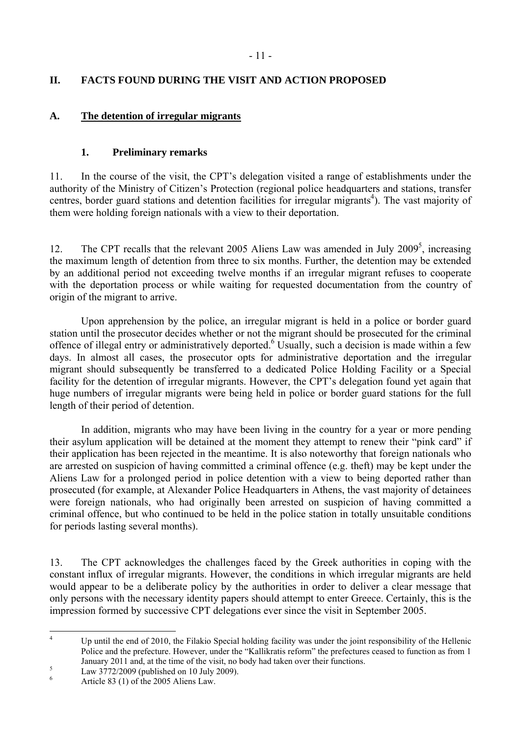## II. FACTS FOUND DURING THE VISIT AND ACTION PROPOSED

### A. The detention of irregular migrants

#### 1. Preliminary remarks

11. In the course of the visit, the CPT's delegation visited a range of establishments under the authority of the Ministry of Citizen's Protection (regional police headquarters and stations, transfer centres, border guard stations and detention facilities for irregular migrants[4]). The vast majority of them were holding foreign nationals with a view to their deportation.

12. The CPT recalls that the relevant 2005 Aliens Law was amended in July 2009[5], increasing the maximum length of detention from three to six months. Further, the detention may be extended by an additional period not exceeding twelve months if an irregular migrant refuses to cooperate with the deportation process or while waiting for requested documentation from the country of origin of the migrant to arrive.

Upon apprehension by the police, an irregular migrant is held in a police or border guard station until the prosecutor decides whether or not the migrant should be prosecuted for the criminal offence of illegal entry or administratively deported.[6] Usually, such a decision is made within a few days. In almost all cases, the prosecutor opts for administrative deportation and the irregular migrant should subsequently be transferred to a dedicated Police Holding Facility or a Special facility for the detention of irregular migrants. However, the CPT's delegation found yet again that huge numbers of irregular migrants were being held in police or border guard stations for the full length of their period of detention.

In addition, migrants who may have been living in the country for a year or more pending their asylum application will be detained at the moment they attempt to renew their "pink card" if their application has been rejected in the meantime. It is also noteworthy that foreign nationals who are arrested on suspicion of having committed a criminal offence (e.g. theft) may be kept under the Aliens Law for a prolonged period in police detention with a view to being deported rather than prosecuted (for example, at Alexander Police Headquarters in Athens, the vast majority of detainees were foreign nationals, who had originally been arrested on suspicion of having committed a criminal offence, but who continued to be held in the police station in totally unsuitable conditions for periods lasting several months).

13. The CPT acknowledges the challenges faced by the Greek authorities in coping with the constant influx of irregular migrants. However, the conditions in which irregular migrants are held would appear to be a deliberate policy by the authorities in order to deliver a clear message that only persons with the necessary identity papers should attempt to enter Greece. Certainly, this is the impression formed by successive CPT delegations ever since the visit in September 2005.

---

[4] Up until the end of 2010, the Filakio Special holding facility was under the joint responsibility of the Hellenic Police and the prefecture. However, under the "Kallikratis reform" the prefectures ceased to function as from 1 January 2011 and, at the time of the visit, no body had taken over their functions.

[5] Law 3772/2009 (published on 10 July 2009).

[6] Article 83 (1) of the 2005 Aliens Law.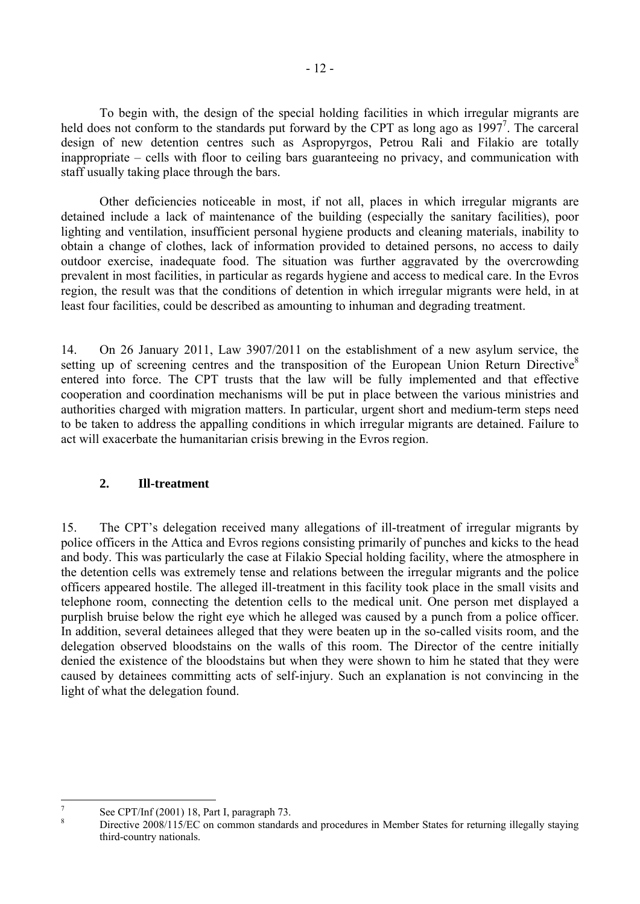To begin with, the design of the special holding facilities in which irregular migrants are held does not conform to the standards put forward by the CPT as long ago as 1997[7]. The carceral design of new detention centres such as Aspropyrgos, Petrou Rali and Filakio are totally inappropriate – cells with floor to ceiling bars guaranteeing no privacy, and communication with staff usually taking place through the bars.

Other deficiencies noticeable in most, if not all, places in which irregular migrants are detained include a lack of maintenance of the building (especially the sanitary facilities), poor lighting and ventilation, insufficient personal hygiene products and cleaning materials, inability to obtain a change of clothes, lack of information provided to detained persons, no access to daily outdoor exercise, inadequate food. The situation was further aggravated by the overcrowding prevalent in most facilities, in particular as regards hygiene and access to medical care. In the Evros region, the result was that the conditions of detention in which irregular migrants were held, in at least four facilities, could be described as amounting to inhuman and degrading treatment.

14. On 26 January 2011, Law 3907/2011 on the establishment of a new asylum service, the setting up of screening centres and the transposition of the European Union Return Directive[8] entered into force. The CPT trusts that the law will be fully implemented and that effective cooperation and coordination mechanisms will be put in place between the various ministries and authorities charged with migration matters. In particular, urgent short and medium-term steps need to be taken to address the appalling conditions in which irregular migrants are detained. Failure to act will exacerbate the humanitarian crisis brewing in the Evros region.

## 2. Ill-treatment

15. The CPT's delegation received many allegations of ill-treatment of irregular migrants by police officers in the Attica and Evros regions consisting primarily of punches and kicks to the head and body. This was particularly the case at Filakio Special holding facility, where the atmosphere in the detention cells was extremely tense and relations between the irregular migrants and the police officers appeared hostile. The alleged ill-treatment in this facility took place in the small visits and telephone room, connecting the detention cells to the medical unit. One person met displayed a purplish bruise below the right eye which he alleged was caused by a punch from a police officer. In addition, several detainees alleged that they were beaten up in the so-called visits room, and the delegation observed bloodstains on the walls of this room. The Director of the centre initially denied the existence of the bloodstains but when they were shown to him he stated that they were caused by detainees committing acts of self-injury. Such an explanation is not convincing in the light of what the delegation found.

---

[7] See CPT/Inf (2001) 18, Part I, paragraph 73.

[8] Directive 2008/115/EC on common standards and procedures in Member States for returning illegally staying third-country nationals.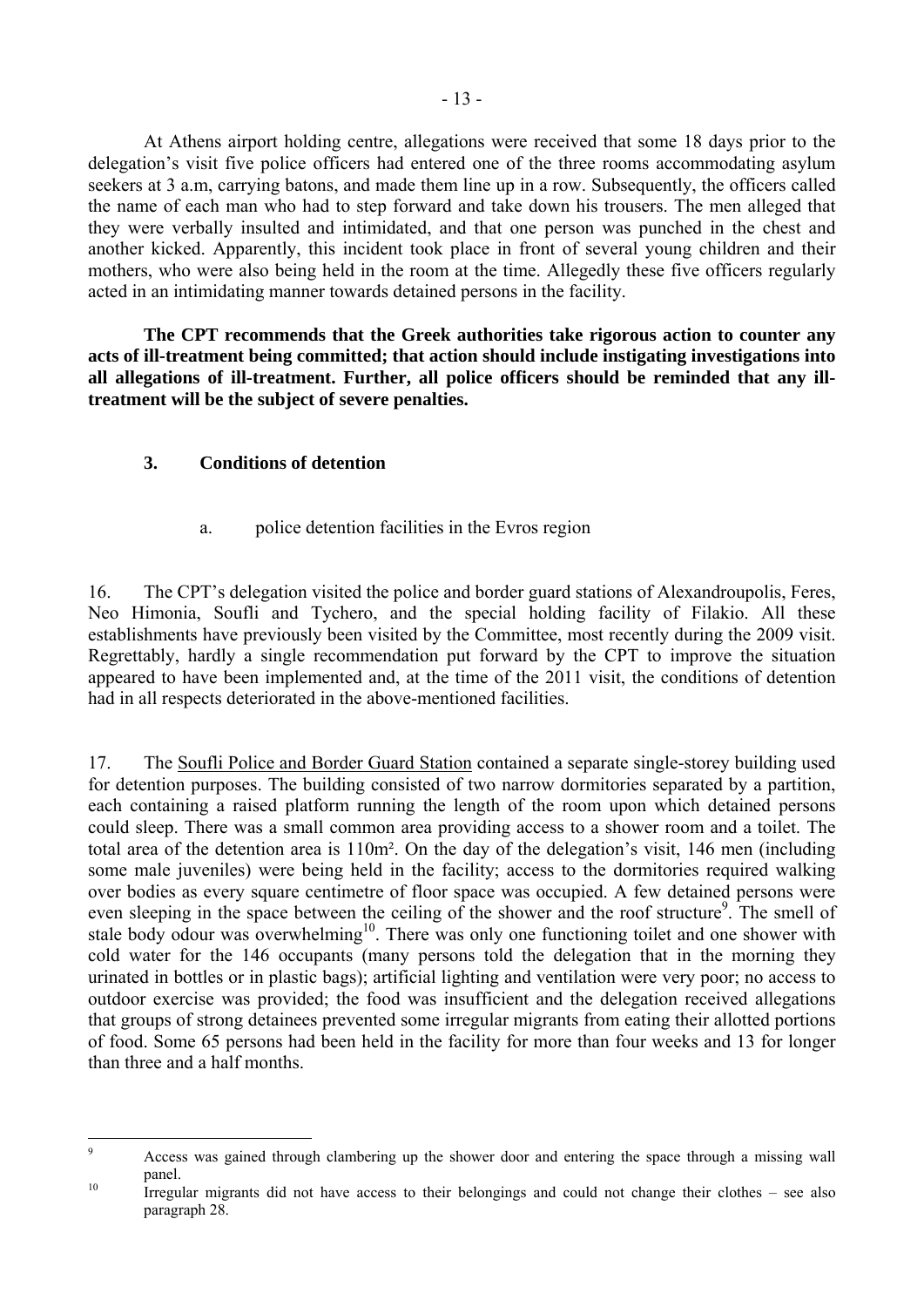At Athens airport holding centre, allegations were received that some 18 days prior to the delegation's visit five police officers had entered one of the three rooms accommodating asylum seekers at 3 a.m, carrying batons, and made them line up in a row. Subsequently, the officers called the name of each man who had to step forward and take down his trousers. The men alleged that they were verbally insulted and intimidated, and that one person was punched in the chest and another kicked. Apparently, this incident took place in front of several young children and their mothers, who were also being held in the room at the time. Allegedly these five officers regularly acted in an intimidating manner towards detained persons in the facility.

**The CPT recommends that the Greek authorities take rigorous action to counter any acts of ill-treatment being committed; that action should include instigating investigations into all allegations of ill-treatment. Further, all police officers should be reminded that any ill-treatment will be the subject of severe penalties.**

### 3. Conditions of detention

#### a. police detention facilities in the Evros region

16. The CPT's delegation visited the police and border guard stations of Alexandroupolis, Feres, Neo Himonia, Soufli and Tychero, and the special holding facility of Filakio. All these establishments have previously been visited by the Committee, most recently during the 2009 visit. Regrettably, hardly a single recommendation put forward by the CPT to improve the situation appeared to have been implemented and, at the time of the 2011 visit, the conditions of detention had in all respects deteriorated in the above-mentioned facilities.

17. The Soufli Police and Border Guard Station contained a separate single-storey building used for detention purposes. The building consisted of two narrow dormitories separated by a partition, each containing a raised platform running the length of the room upon which detained persons could sleep. There was a small common area providing access to a shower room and a toilet. The total area of the detention area is 110m². On the day of the delegation's visit, 146 men (including some male juveniles) were being held in the facility; access to the dormitories required walking over bodies as every square centimetre of floor space was occupied. A few detained persons were even sleeping in the space between the ceiling of the shower and the roof structure[9]. The smell of stale body odour was overwhelming[10]. There was only one functioning toilet and one shower with cold water for the 146 occupants (many persons told the delegation that in the morning they urinated in bottles or in plastic bags); artificial lighting and ventilation were very poor; no access to outdoor exercise was provided; the food was insufficient and the delegation received allegations that groups of strong detainees prevented some irregular migrants from eating their allotted portions of food. Some 65 persons had been held in the facility for more than four weeks and 13 for longer than three and a half months.

---

[9] Access was gained through clambering up the shower door and entering the space through a missing wall panel.

[10] Irregular migrants did not have access to their belongings and could not change their clothes – see also paragraph 28.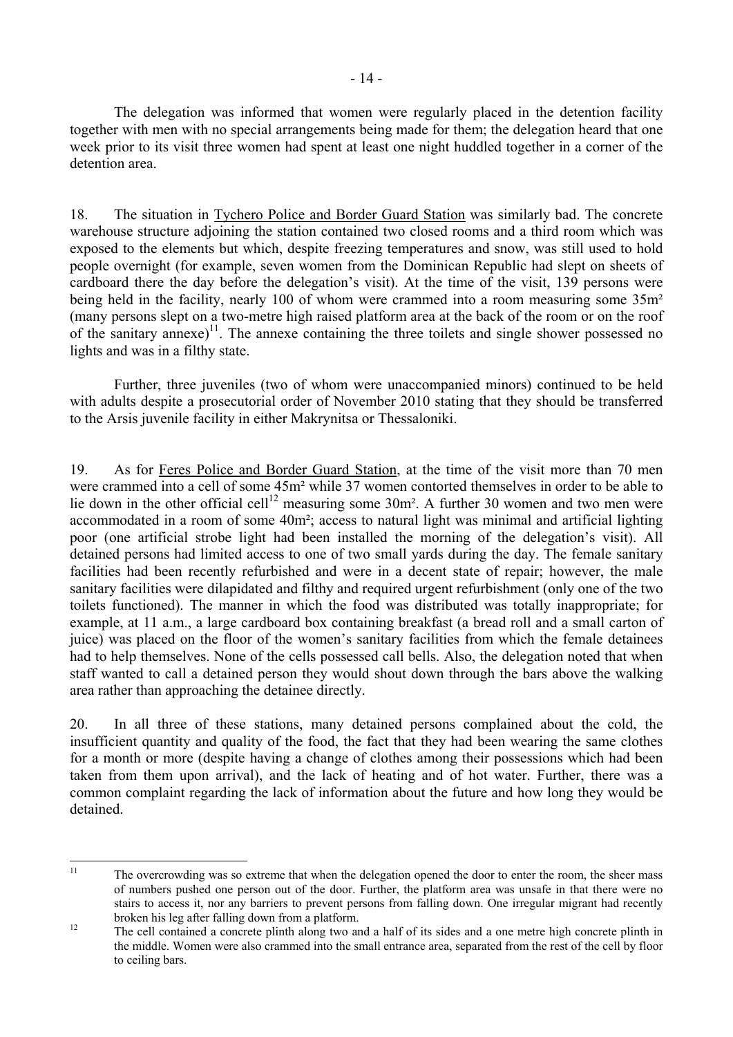The delegation was informed that women were regularly placed in the detention facility together with men with no special arrangements being made for them; the delegation heard that one week prior to its visit three women had spent at least one night huddled together in a corner of the detention area.

18. The situation in Tychero Police and Border Guard Station was similarly bad. The concrete warehouse structure adjoining the station contained two closed rooms and a third room which was exposed to the elements but which, despite freezing temperatures and snow, was still used to hold people overnight (for example, seven women from the Dominican Republic had slept on sheets of cardboard there the day before the delegation's visit). At the time of the visit, 139 persons were being held in the facility, nearly 100 of whom were crammed into a room measuring some 35m² (many persons slept on a two-metre high raised platform area at the back of the room or on the roof of the sanitary annexe)[11]. The annexe containing the three toilets and single shower possessed no lights and was in a filthy state.

Further, three juveniles (two of whom were unaccompanied minors) continued to be held with adults despite a prosecutorial order of November 2010 stating that they should be transferred to the Arsis juvenile facility in either Makrynitsa or Thessaloniki.

19. As for Feres Police and Border Guard Station, at the time of the visit more than 70 men were crammed into a cell of some 45m² while 37 women contorted themselves in order to be able to lie down in the other official cell[12] measuring some 30m². A further 30 women and two men were accommodated in a room of some 40m²; access to natural light was minimal and artificial lighting poor (one artificial strobe light had been installed the morning of the delegation's visit). All detained persons had limited access to one of two small yards during the day. The female sanitary facilities had been recently refurbished and were in a decent state of repair; however, the male sanitary facilities were dilapidated and filthy and required urgent refurbishment (only one of the two toilets functioned). The manner in which the food was distributed was totally inappropriate; for example, at 11 a.m., a large cardboard box containing breakfast (a bread roll and a small carton of juice) was placed on the floor of the women's sanitary facilities from which the female detainees had to help themselves. None of the cells possessed call bells. Also, the delegation noted that when staff wanted to call a detained person they would shout down through the bars above the walking area rather than approaching the detainee directly.

20. In all three of these stations, many detained persons complained about the cold, the insufficient quantity and quality of the food, the fact that they had been wearing the same clothes for a month or more (despite having a change of clothes among their possessions which had been taken from them upon arrival), and the lack of heating and of hot water. Further, there was a common complaint regarding the lack of information about the future and how long they would be detained.

---

[11] The overcrowding was so extreme that when the delegation opened the door to enter the room, the sheer mass of numbers pushed one person out of the door. Further, the platform area was unsafe in that there were no stairs to access it, nor any barriers to prevent persons from falling down. One irregular migrant had recently broken his leg after falling down from a platform.

[12] The cell contained a concrete plinth along two and a half of its sides and a one metre high concrete plinth in the middle. Women were also crammed into the small entrance area, separated from the rest of the cell by floor to ceiling bars.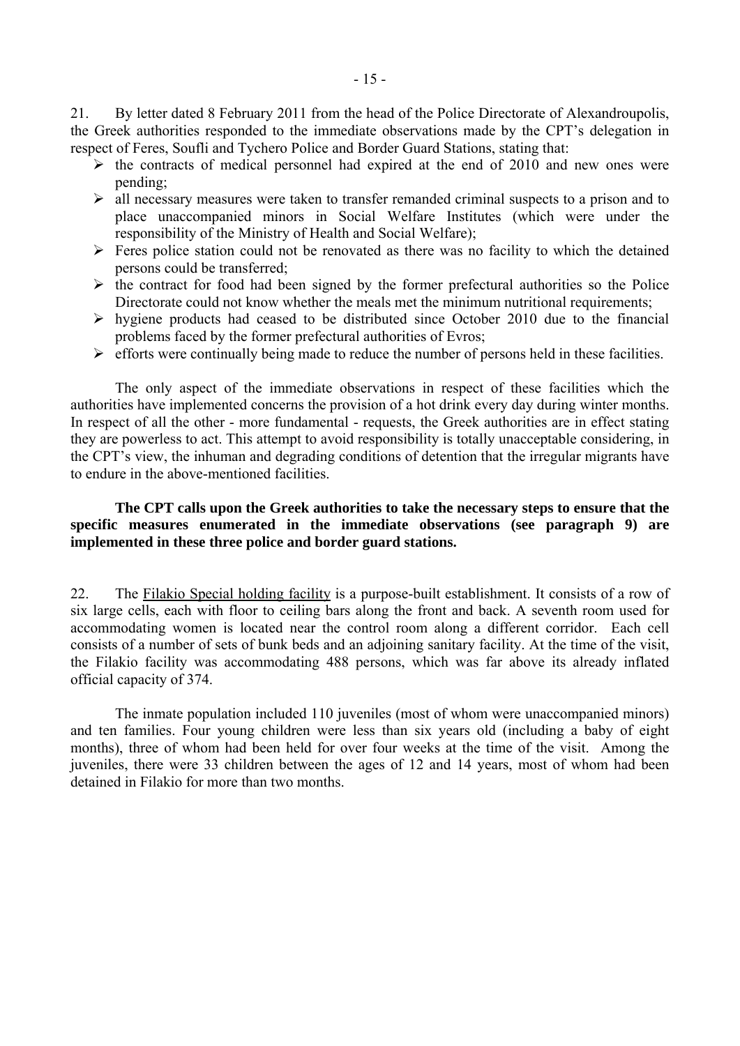21. By letter dated 8 February 2011 from the head of the Police Directorate of Alexandroupolis, the Greek authorities responded to the immediate observations made by the CPT's delegation in respect of Feres, Soufli and Tychero Police and Border Guard Stations, stating that:

- the contracts of medical personnel had expired at the end of 2010 and new ones were pending;
- all necessary measures were taken to transfer remanded criminal suspects to a prison and to place unaccompanied minors in Social Welfare Institutes (which were under the responsibility of the Ministry of Health and Social Welfare);
- Feres police station could not be renovated as there was no facility to which the detained persons could be transferred;
- the contract for food had been signed by the former prefectural authorities so the Police Directorate could not know whether the meals met the minimum nutritional requirements;
- hygiene products had ceased to be distributed since October 2010 due to the financial problems faced by the former prefectural authorities of Evros;
- efforts were continually being made to reduce the number of persons held in these facilities.

The only aspect of the immediate observations in respect of these facilities which the authorities have implemented concerns the provision of a hot drink every day during winter months. In respect of all the other - more fundamental - requests, the Greek authorities are in effect stating they are powerless to act. This attempt to avoid responsibility is totally unacceptable considering, in the CPT's view, the inhuman and degrading conditions of detention that the irregular migrants have to endure in the above-mentioned facilities.

**The CPT calls upon the Greek authorities to take the necessary steps to ensure that the specific measures enumerated in the immediate observations (see paragraph 9) are implemented in these three police and border guard stations.**

22. The Filakio Special holding facility is a purpose-built establishment. It consists of a row of six large cells, each with floor to ceiling bars along the front and back. A seventh room used for accommodating women is located near the control room along a different corridor. Each cell consists of a number of sets of bunk beds and an adjoining sanitary facility. At the time of the visit, the Filakio facility was accommodating 488 persons, which was far above its already inflated official capacity of 374.

The inmate population included 110 juveniles (most of whom were unaccompanied minors) and ten families. Four young children were less than six years old (including a baby of eight months), three of whom had been held for over four weeks at the time of the visit. Among the juveniles, there were 33 children between the ages of 12 and 14 years, most of whom had been detained in Filakio for more than two months.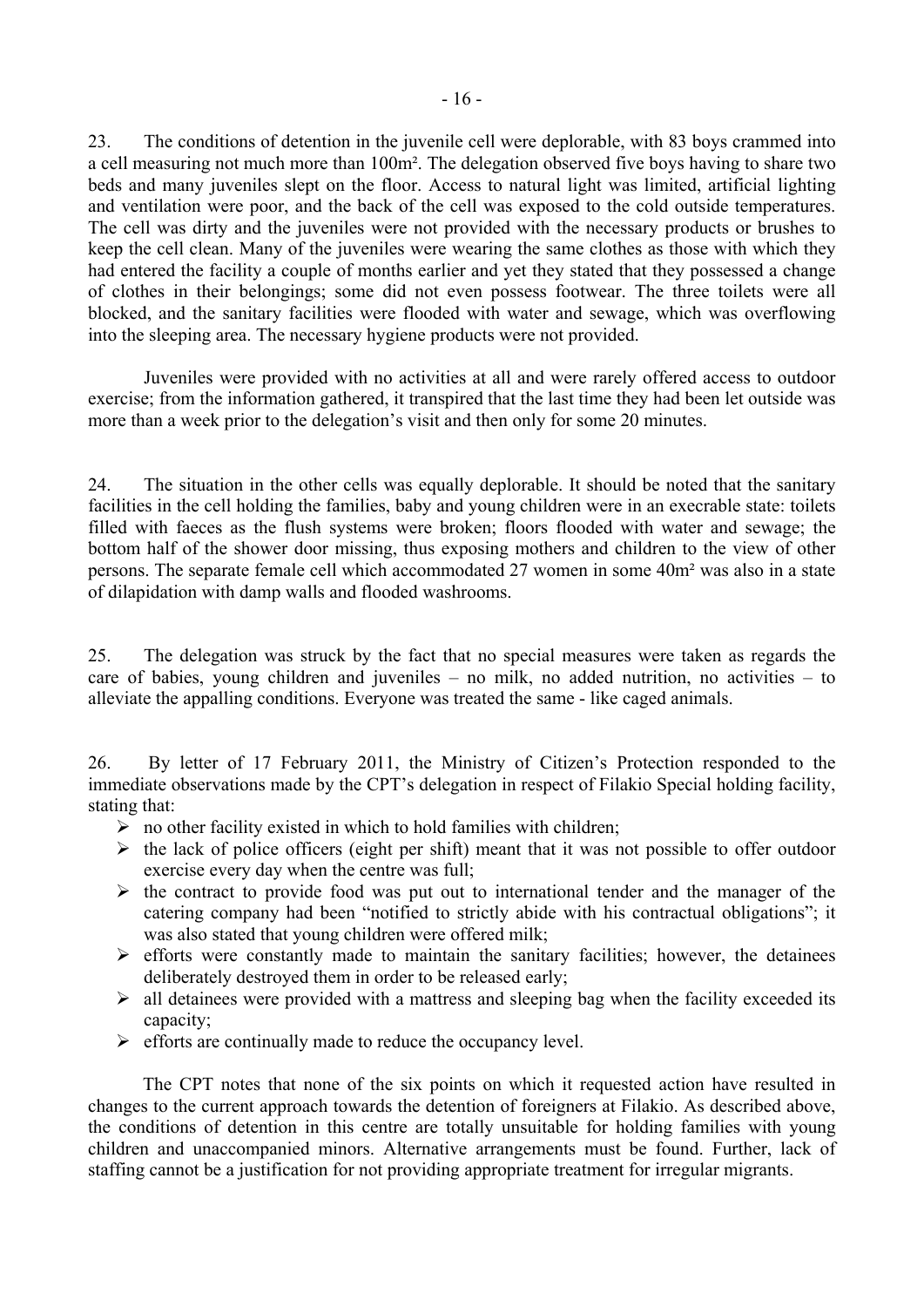23. The conditions of detention in the juvenile cell were deplorable, with 83 boys crammed into a cell measuring not much more than 100m². The delegation observed five boys having to share two beds and many juveniles slept on the floor. Access to natural light was limited, artificial lighting and ventilation were poor, and the back of the cell was exposed to the cold outside temperatures. The cell was dirty and the juveniles were not provided with the necessary products or brushes to keep the cell clean. Many of the juveniles were wearing the same clothes as those with which they had entered the facility a couple of months earlier and yet they stated that they possessed a change of clothes in their belongings; some did not even possess footwear. The three toilets were all blocked, and the sanitary facilities were flooded with water and sewage, which was overflowing into the sleeping area. The necessary hygiene products were not provided.

Juveniles were provided with no activities at all and were rarely offered access to outdoor exercise; from the information gathered, it transpired that the last time they had been let outside was more than a week prior to the delegation's visit and then only for some 20 minutes.

24. The situation in the other cells was equally deplorable. It should be noted that the sanitary facilities in the cell holding the families, baby and young children were in an execrable state: toilets filled with faeces as the flush systems were broken; floors flooded with water and sewage; the bottom half of the shower door missing, thus exposing mothers and children to the view of other persons. The separate female cell which accommodated 27 women in some 40m² was also in a state of dilapidation with damp walls and flooded washrooms.

25. The delegation was struck by the fact that no special measures were taken as regards the care of babies, young children and juveniles – no milk, no added nutrition, no activities – to alleviate the appalling conditions. Everyone was treated the same - like caged animals.

26. By letter of 17 February 2011, the Ministry of Citizen's Protection responded to the immediate observations made by the CPT's delegation in respect of Filakio Special holding facility, stating that:

- no other facility existed in which to hold families with children;
- the lack of police officers (eight per shift) meant that it was not possible to offer outdoor exercise every day when the centre was full;
- the contract to provide food was put out to international tender and the manager of the catering company had been "notified to strictly abide with his contractual obligations"; it was also stated that young children were offered milk;
- efforts were constantly made to maintain the sanitary facilities; however, the detainees deliberately destroyed them in order to be released early;
- all detainees were provided with a mattress and sleeping bag when the facility exceeded its capacity;
- efforts are continually made to reduce the occupancy level.

The CPT notes that none of the six points on which it requested action have resulted in changes to the current approach towards the detention of foreigners at Filakio. As described above, the conditions of detention in this centre are totally unsuitable for holding families with young children and unaccompanied minors. Alternative arrangements must be found. Further, lack of staffing cannot be a justification for not providing appropriate treatment for irregular migrants.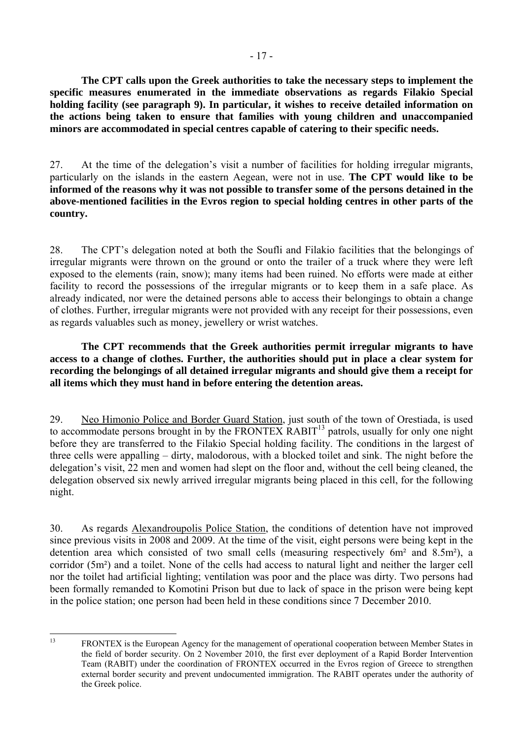**The CPT calls upon the Greek authorities to take the necessary steps to implement the specific measures enumerated in the immediate observations as regards Filakio Special holding facility (see paragraph 9). In particular, it wishes to receive detailed information on the actions being taken to ensure that families with young children and unaccompanied minors are accommodated in special centres capable of catering to their specific needs.**

27. At the time of the delegation's visit a number of facilities for holding irregular migrants, particularly on the islands in the eastern Aegean, were not in use. **The CPT would like to be informed of the reasons why it was not possible to transfer some of the persons detained in the above-mentioned facilities in the Evros region to special holding centres in other parts of the country.**

28. The CPT's delegation noted at both the Soufli and Filakio facilities that the belongings of irregular migrants were thrown on the ground or onto the trailer of a truck where they were left exposed to the elements (rain, snow); many items had been ruined. No efforts were made at either facility to record the possessions of the irregular migrants or to keep them in a safe place. As already indicated, nor were the detained persons able to access their belongings to obtain a change of clothes. Further, irregular migrants were not provided with any receipt for their possessions, even as regards valuables such as money, jewellery or wrist watches.

**The CPT recommends that the Greek authorities permit irregular migrants to have access to a change of clothes. Further, the authorities should put in place a clear system for recording the belongings of all detained irregular migrants and should give them a receipt for all items which they must hand in before entering the detention areas.**

29. Neo Himonio Police and Border Guard Station, just south of the town of Orestiada, is used to accommodate persons brought in by the FRONTEX RABIT[13] patrols, usually for only one night before they are transferred to the Filakio Special holding facility. The conditions in the largest of three cells were appalling – dirty, malodorous, with a blocked toilet and sink. The night before the delegation's visit, 22 men and women had slept on the floor and, without the cell being cleaned, the delegation observed six newly arrived irregular migrants being placed in this cell, for the following night.

30. As regards Alexandroupolis Police Station, the conditions of detention have not improved since previous visits in 2008 and 2009. At the time of the visit, eight persons were being kept in the detention area which consisted of two small cells (measuring respectively 6m² and 8.5m²), a corridor (5m²) and a toilet. None of the cells had access to natural light and neither the larger cell nor the toilet had artificial lighting; ventilation was poor and the place was dirty. Two persons had been formally remanded to Komotini Prison but due to lack of space in the prison were being kept in the police station; one person had been held in these conditions since 7 December 2010.

---

[13] FRONTEX is the European Agency for the management of operational cooperation between Member States in the field of border security. On 2 November 2010, the first ever deployment of a Rapid Border Intervention Team (RABIT) under the coordination of FRONTEX occurred in the Evros region of Greece to strengthen external border security and prevent undocumented immigration. The RABIT operates under the authority of the Greek police.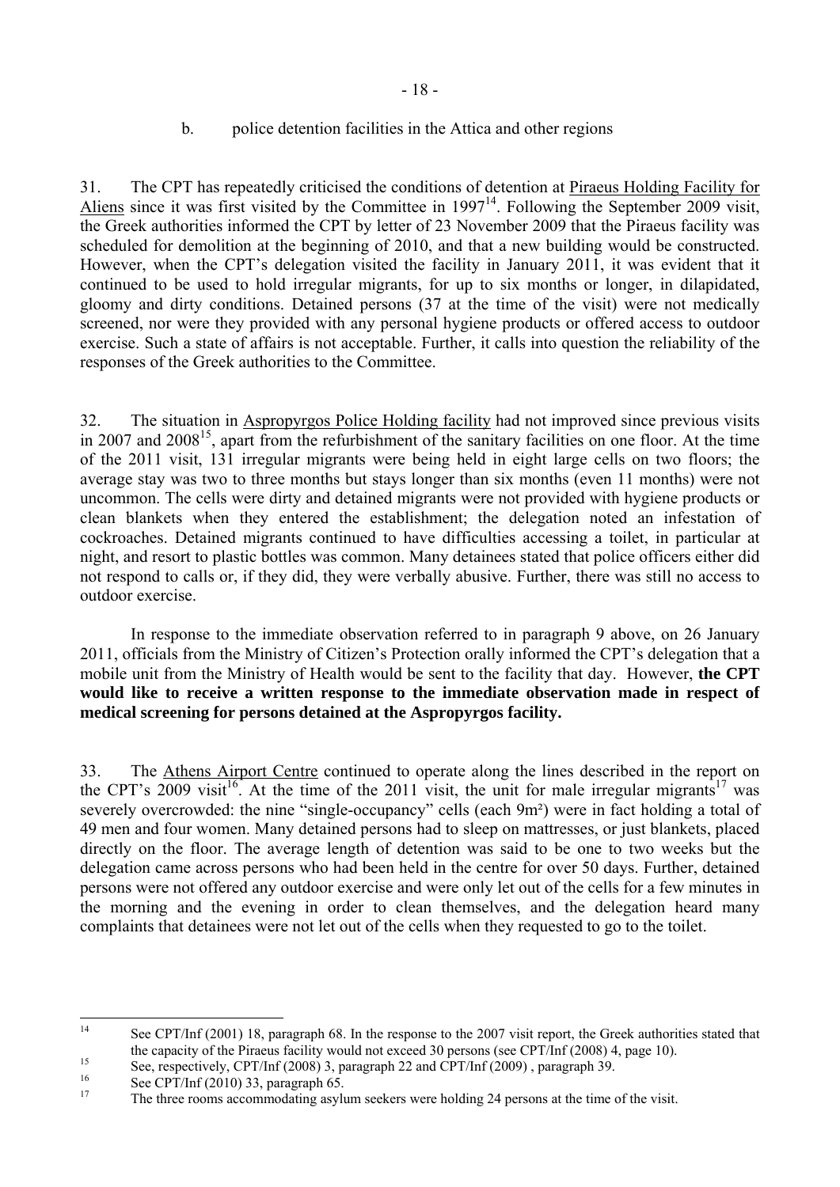b. police detention facilities in the Attica and other regions

31. The CPT has repeatedly criticised the conditions of detention at Piraeus Holding Facility for Aliens since it was first visited by the Committee in 1997[14]. Following the September 2009 visit, the Greek authorities informed the CPT by letter of 23 November 2009 that the Piraeus facility was scheduled for demolition at the beginning of 2010, and that a new building would be constructed. However, when the CPT's delegation visited the facility in January 2011, it was evident that it continued to be used to hold irregular migrants, for up to six months or longer, in dilapidated, gloomy and dirty conditions. Detained persons (37 at the time of the visit) were not medically screened, nor were they provided with any personal hygiene products or offered access to outdoor exercise. Such a state of affairs is not acceptable. Further, it calls into question the reliability of the responses of the Greek authorities to the Committee.

32. The situation in Aspropyrgos Police Holding facility had not improved since previous visits in 2007 and 2008[15], apart from the refurbishment of the sanitary facilities on one floor. At the time of the 2011 visit, 131 irregular migrants were being held in eight large cells on two floors; the average stay was two to three months but stays longer than six months (even 11 months) were not uncommon. The cells were dirty and detained migrants were not provided with hygiene products or clean blankets when they entered the establishment; the delegation noted an infestation of cockroaches. Detained migrants continued to have difficulties accessing a toilet, in particular at night, and resort to plastic bottles was common. Many detainees stated that police officers either did not respond to calls or, if they did, they were verbally abusive. Further, there was still no access to outdoor exercise.

In response to the immediate observation referred to in paragraph 9 above, on 26 January 2011, officials from the Ministry of Citizen's Protection orally informed the CPT's delegation that a mobile unit from the Ministry of Health would be sent to the facility that day. However, **the CPT would like to receive a written response to the immediate observation made in respect of medical screening for persons detained at the Aspropyrgos facility.**

33. The Athens Airport Centre continued to operate along the lines described in the report on the CPT's 2009 visit[16]. At the time of the 2011 visit, the unit for male irregular migrants[17] was severely overcrowded: the nine "single-occupancy" cells (each 9m²) were in fact holding a total of 49 men and four women. Many detained persons had to sleep on mattresses, or just blankets, placed directly on the floor. The average length of detention was said to be one to two weeks but the delegation came across persons who had been held in the centre for over 50 days. Further, detained persons were not offered any outdoor exercise and were only let out of the cells for a few minutes in the morning and the evening in order to clean themselves, and the delegation heard many complaints that detainees were not let out of the cells when they requested to go to the toilet.

---

[14] See CPT/Inf (2001) 18, paragraph 68. In the response to the 2007 visit report, the Greek authorities stated that the capacity of the Piraeus facility would not exceed 30 persons (see CPT/Inf (2008) 4, page 10).

[15] See, respectively, CPT/Inf (2008) 3, paragraph 22 and CPT/Inf (2009) , paragraph 39.

[16] See CPT/Inf (2010) 33, paragraph 65.

[17] The three rooms accommodating asylum seekers were holding 24 persons at the time of the visit.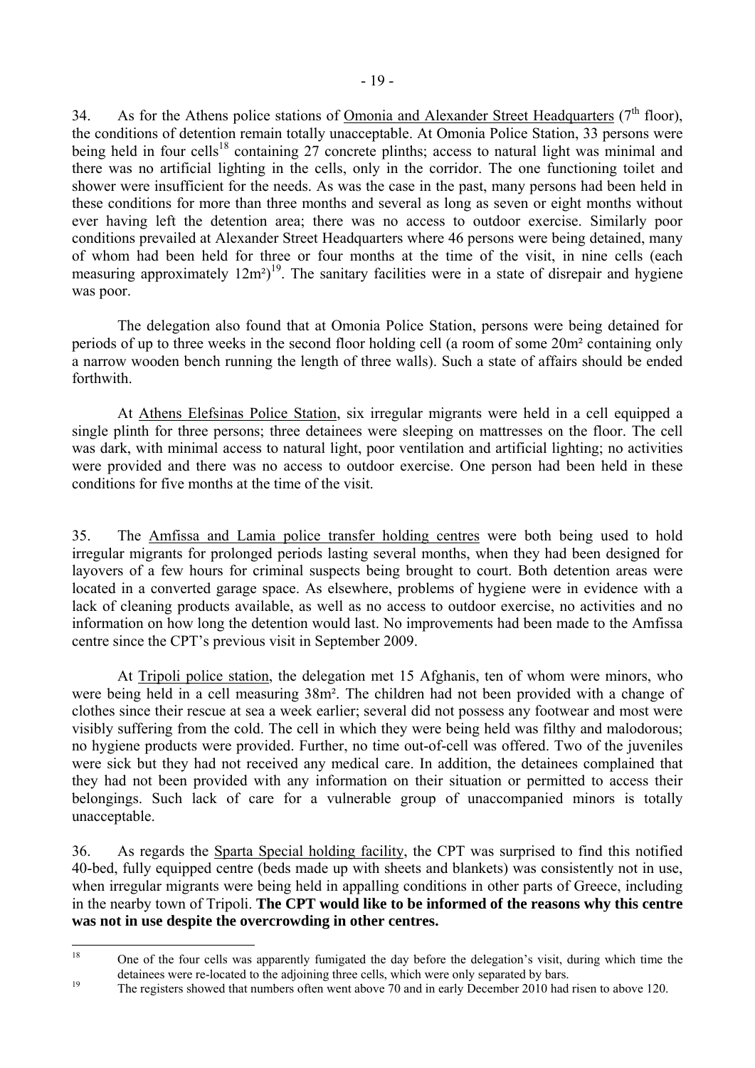34. As for the Athens police stations of Omonia and Alexander Street Headquarters (7th floor), the conditions of detention remain totally unacceptable. At Omonia Police Station, 33 persons were being held in four cells[18] containing 27 concrete plinths; access to natural light was minimal and there was no artificial lighting in the cells, only in the corridor. The one functioning toilet and shower were insufficient for the needs. As was the case in the past, many persons had been held in these conditions for more than three months and several as long as seven or eight months without ever having left the detention area; there was no access to outdoor exercise. Similarly poor conditions prevailed at Alexander Street Headquarters where 46 persons were being detained, many of whom had been held for three or four months at the time of the visit, in nine cells (each measuring approximately 12m²)[19]. The sanitary facilities were in a state of disrepair and hygiene was poor.

The delegation also found that at Omonia Police Station, persons were being detained for periods of up to three weeks in the second floor holding cell (a room of some 20m² containing only a narrow wooden bench running the length of three walls). Such a state of affairs should be ended forthwith.

At Athens Elefsinas Police Station, six irregular migrants were held in a cell equipped a single plinth for three persons; three detainees were sleeping on mattresses on the floor. The cell was dark, with minimal access to natural light, poor ventilation and artificial lighting; no activities were provided and there was no access to outdoor exercise. One person had been held in these conditions for five months at the time of the visit.

35. The Amfissa and Lamia police transfer holding centres were both being used to hold irregular migrants for prolonged periods lasting several months, when they had been designed for layovers of a few hours for criminal suspects being brought to court. Both detention areas were located in a converted garage space. As elsewhere, problems of hygiene were in evidence with a lack of cleaning products available, as well as no access to outdoor exercise, no activities and no information on how long the detention would last. No improvements had been made to the Amfissa centre since the CPT's previous visit in September 2009.

At Tripoli police station, the delegation met 15 Afghanis, ten of whom were minors, who were being held in a cell measuring 38m². The children had not been provided with a change of clothes since their rescue at sea a week earlier; several did not possess any footwear and most were visibly suffering from the cold. The cell in which they were being held was filthy and malodorous; no hygiene products were provided. Further, no time out-of-cell was offered. Two of the juveniles were sick but they had not received any medical care. In addition, the detainees complained that they had not been provided with any information on their situation or permitted to access their belongings. Such lack of care for a vulnerable group of unaccompanied minors is totally unacceptable.

36. As regards the Sparta Special holding facility, the CPT was surprised to find this notified 40-bed, fully equipped centre (beds made up with sheets and blankets) was consistently not in use, when irregular migrants were being held in appalling conditions in other parts of Greece, including in the nearby town of Tripoli. **The CPT would like to be informed of the reasons why this centre was not in use despite the overcrowding in other centres.**

---

[18] One of the four cells was apparently fumigated the day before the delegation's visit, during which time the detainees were re-located to the adjoining three cells, which were only separated by bars.

[19] The registers showed that numbers often went above 70 and in early December 2010 had risen to above 120.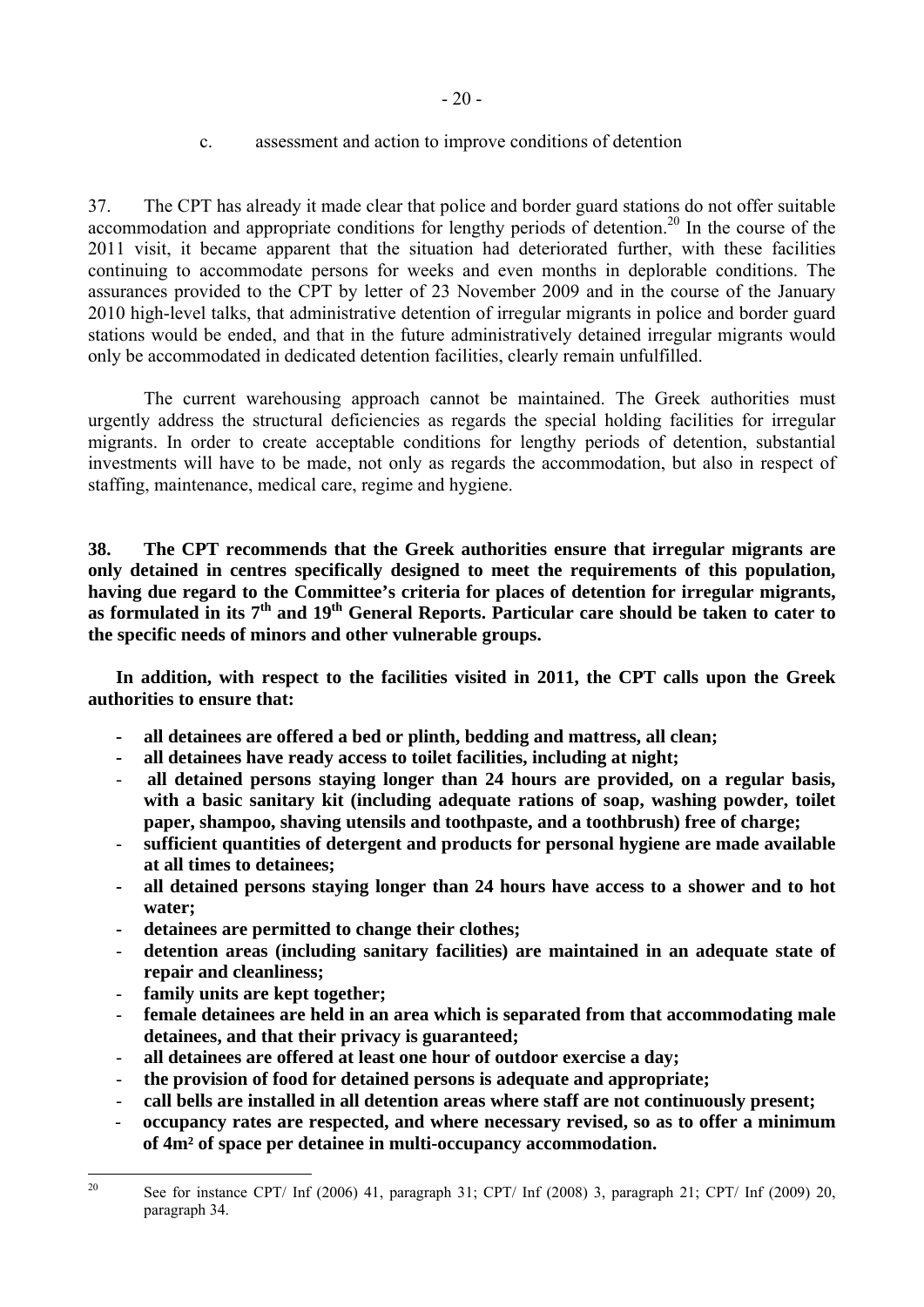c. assessment and action to improve conditions of detention

37. The CPT has already it made clear that police and border guard stations do not offer suitable accommodation and appropriate conditions for lengthy periods of detention.[20] In the course of the 2011 visit, it became apparent that the situation had deteriorated further, with these facilities continuing to accommodate persons for weeks and even months in deplorable conditions. The assurances provided to the CPT by letter of 23 November 2009 and in the course of the January 2010 high-level talks, that administrative detention of irregular migrants in police and border guard stations would be ended, and that in the future administratively detained irregular migrants would only be accommodated in dedicated detention facilities, clearly remain unfulfilled.

The current warehousing approach cannot be maintained. The Greek authorities must urgently address the structural deficiencies as regards the special holding facilities for irregular migrants. In order to create acceptable conditions for lengthy periods of detention, substantial investments will have to be made, not only as regards the accommodation, but also in respect of staffing, maintenance, medical care, regime and hygiene.

**38. The CPT recommends that the Greek authorities ensure that irregular migrants are only detained in centres specifically designed to meet the requirements of this population, having due regard to the Committee's criteria for places of detention for irregular migrants, as formulated in its 7th and 19th General Reports. Particular care should be taken to cater to the specific needs of minors and other vulnerable groups.**

**In addition, with respect to the facilities visited in 2011, the CPT calls upon the Greek authorities to ensure that:**

- **all detainees are offered a bed or plinth, bedding and mattress, all clean;**
- **all detainees have ready access to toilet facilities, including at night;**
- **all detained persons staying longer than 24 hours are provided, on a regular basis, with a basic sanitary kit (including adequate rations of soap, washing powder, toilet paper, shampoo, shaving utensils and toothpaste, and a toothbrush) free of charge;**
- **sufficient quantities of detergent and products for personal hygiene are made available at all times to detainees;**
- **all detained persons staying longer than 24 hours have access to a shower and to hot water;**
- **detainees are permitted to change their clothes;**
- **detention areas (including sanitary facilities) are maintained in an adequate state of repair and cleanliness;**
- **family units are kept together;**
- **female detainees are held in an area which is separated from that accommodating male detainees, and that their privacy is guaranteed;**
- **all detainees are offered at least one hour of outdoor exercise a day;**
- **the provision of food for detained persons is adequate and appropriate;**
- **call bells are installed in all detention areas where staff are not continuously present;**
- **occupancy rates are respected, and where necessary revised, so as to offer a minimum of 4m² of space per detainee in multi-occupancy accommodation.**

[20] See for instance CPT/ Inf (2006) 41, paragraph 31; CPT/ Inf (2008) 3, paragraph 21; CPT/ Inf (2009) 20, paragraph 34.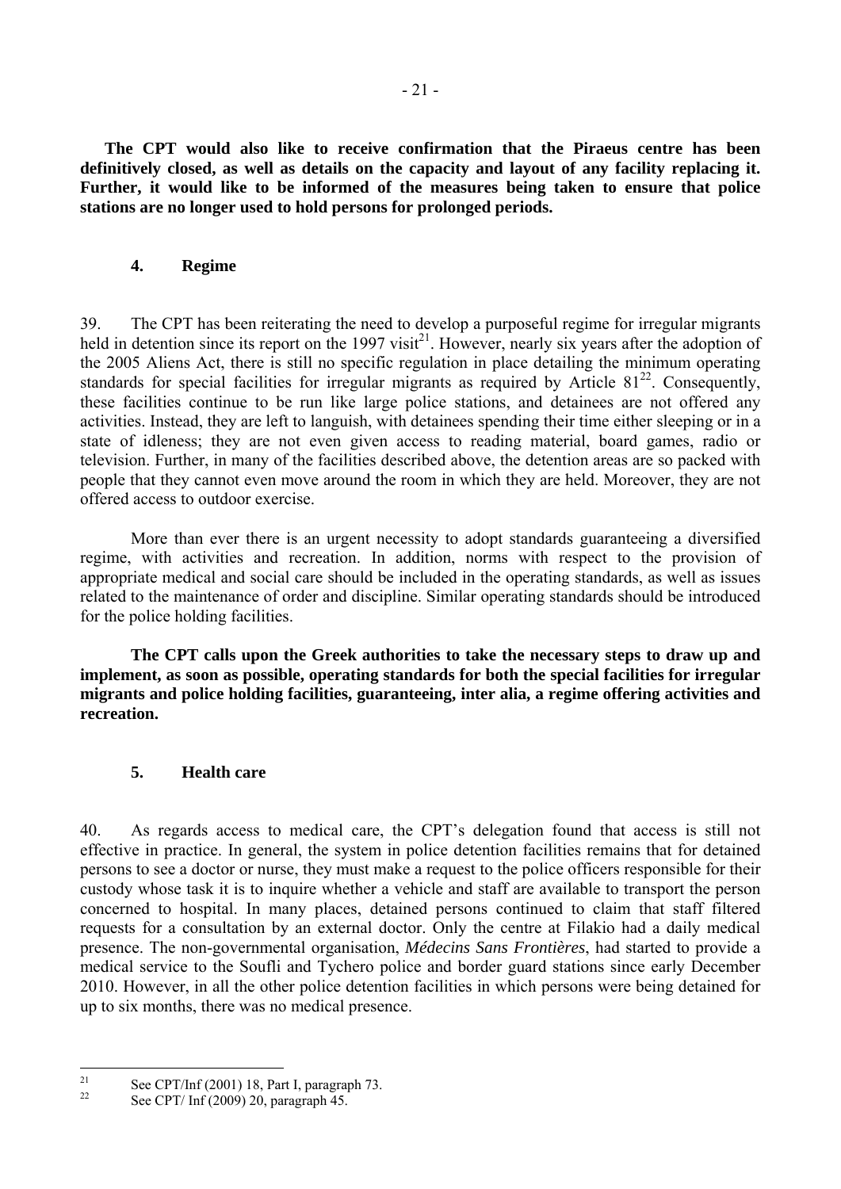**The CPT would also like to receive confirmation that the Piraeus centre has been definitively closed, as well as details on the capacity and layout of any facility replacing it. Further, it would like to be informed of the measures being taken to ensure that police stations are no longer used to hold persons for prolonged periods.**

### 4. Regime

39. The CPT has been reiterating the need to develop a purposeful regime for irregular migrants held in detention since its report on the 1997 visit[21]. However, nearly six years after the adoption of the 2005 Aliens Act, there is still no specific regulation in place detailing the minimum operating standards for special facilities for irregular migrants as required by Article 81[22]. Consequently, these facilities continue to be run like large police stations, and detainees are not offered any activities. Instead, they are left to languish, with detainees spending their time either sleeping or in a state of idleness; they are not even given access to reading material, board games, radio or television. Further, in many of the facilities described above, the detention areas are so packed with people that they cannot even move around the room in which they are held. Moreover, they are not offered access to outdoor exercise.

More than ever there is an urgent necessity to adopt standards guaranteeing a diversified regime, with activities and recreation. In addition, norms with respect to the provision of appropriate medical and social care should be included in the operating standards, as well as issues related to the maintenance of order and discipline. Similar operating standards should be introduced for the police holding facilities.

**The CPT calls upon the Greek authorities to take the necessary steps to draw up and implement, as soon as possible, operating standards for both the special facilities for irregular migrants and police holding facilities, guaranteeing, inter alia, a regime offering activities and recreation.**

### 5. Health care

40. As regards access to medical care, the CPT's delegation found that access is still not effective in practice. In general, the system in police detention facilities remains that for detained persons to see a doctor or nurse, they must make a request to the police officers responsible for their custody whose task it is to inquire whether a vehicle and staff are available to transport the person concerned to hospital. In many places, detained persons continued to claim that staff filtered requests for a consultation by an external doctor. Only the centre at Filakio had a daily medical presence. The non-governmental organisation, *Médecins Sans Frontières*, had started to provide a medical service to the Soufli and Tychero police and border guard stations since early December 2010. However, in all the other police detention facilities in which persons were being detained for up to six months, there was no medical presence.

---

[21] See CPT/Inf (2001) 18, Part I, paragraph 73.

[22] See CPT/ Inf (2009) 20, paragraph 45.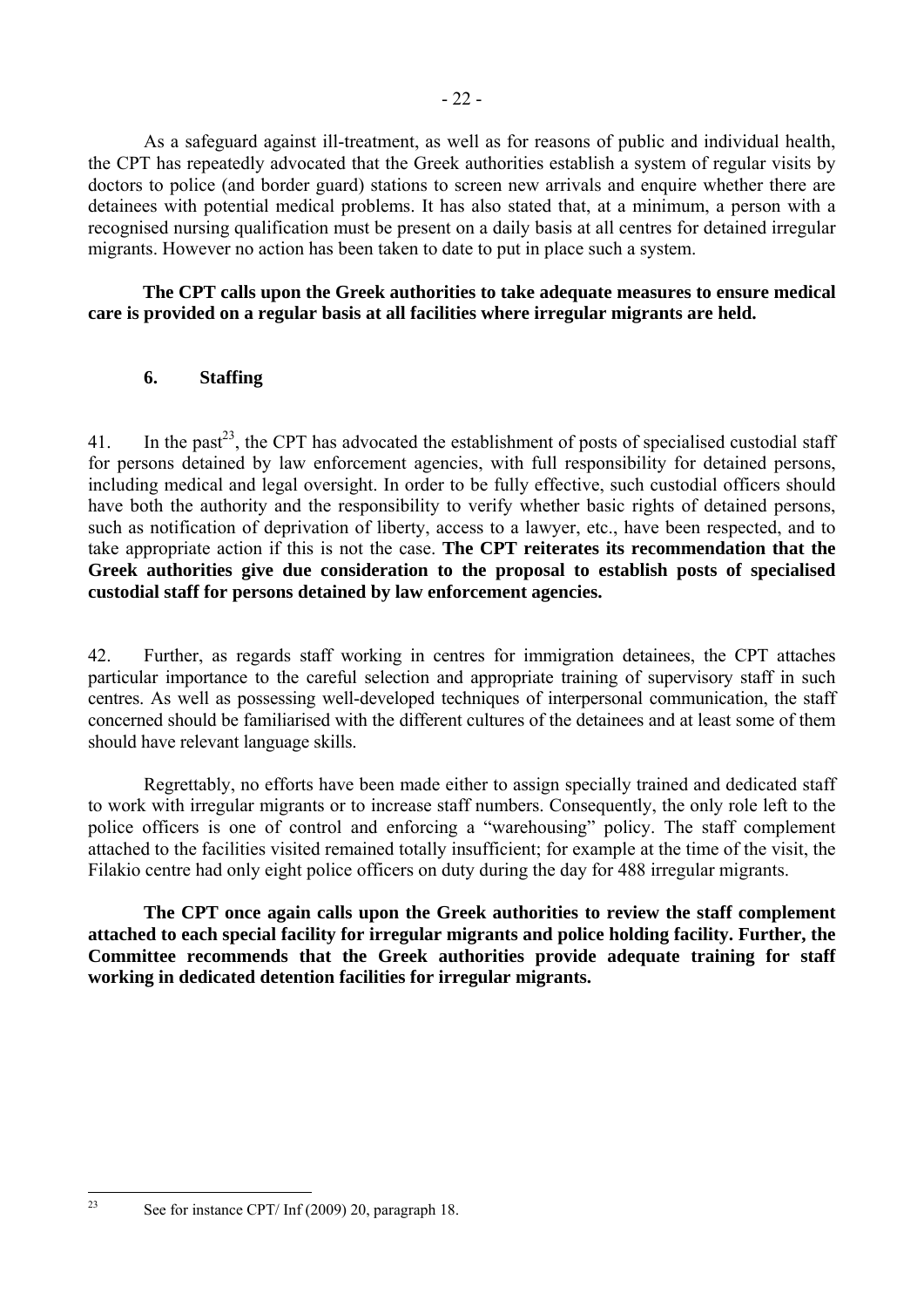As a safeguard against ill-treatment, as well as for reasons of public and individual health, the CPT has repeatedly advocated that the Greek authorities establish a system of regular visits by doctors to police (and border guard) stations to screen new arrivals and enquire whether there are detainees with potential medical problems. It has also stated that, at a minimum, a person with a recognised nursing qualification must be present on a daily basis at all centres for detained irregular migrants. However no action has been taken to date to put in place such a system.

**The CPT calls upon the Greek authorities to take adequate measures to ensure medical care is provided on a regular basis at all facilities where irregular migrants are held.**

### 6. Staffing

41. In the past[23], the CPT has advocated the establishment of posts of specialised custodial staff for persons detained by law enforcement agencies, with full responsibility for detained persons, including medical and legal oversight. In order to be fully effective, such custodial officers should have both the authority and the responsibility to verify whether basic rights of detained persons, such as notification of deprivation of liberty, access to a lawyer, etc., have been respected, and to take appropriate action if this is not the case. **The CPT reiterates its recommendation that the Greek authorities give due consideration to the proposal to establish posts of specialised custodial staff for persons detained by law enforcement agencies.**

42. Further, as regards staff working in centres for immigration detainees, the CPT attaches particular importance to the careful selection and appropriate training of supervisory staff in such centres. As well as possessing well-developed techniques of interpersonal communication, the staff concerned should be familiarised with the different cultures of the detainees and at least some of them should have relevant language skills.

Regrettably, no efforts have been made either to assign specially trained and dedicated staff to work with irregular migrants or to increase staff numbers. Consequently, the only role left to the police officers is one of control and enforcing a "warehousing" policy. The staff complement attached to the facilities visited remained totally insufficient; for example at the time of the visit, the Filakio centre had only eight police officers on duty during the day for 488 irregular migrants.

**The CPT once again calls upon the Greek authorities to review the staff complement attached to each special facility for irregular migrants and police holding facility. Further, the Committee recommends that the Greek authorities provide adequate training for staff working in dedicated detention facilities for irregular migrants.**

---

[23] See for instance CPT/ Inf (2009) 20, paragraph 18.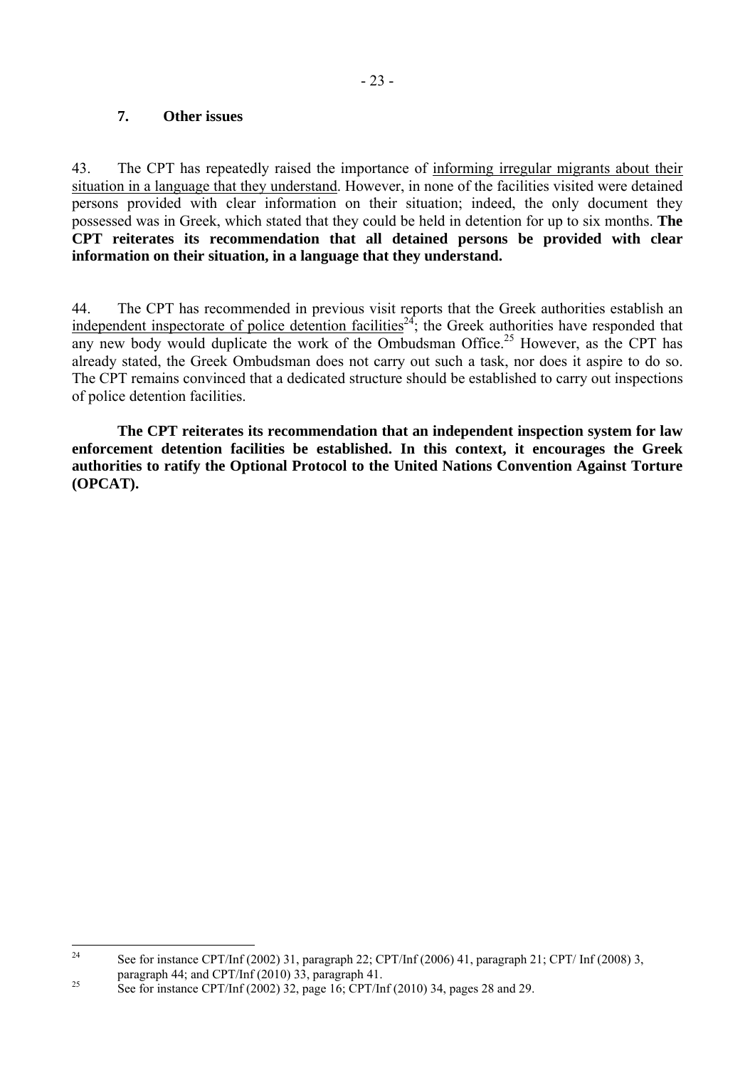### 7. Other issues

43. The CPT has repeatedly raised the importance of informing irregular migrants about their situation in a language that they understand. However, in none of the facilities visited were detained persons provided with clear information on their situation; indeed, the only document they possessed was in Greek, which stated that they could be held in detention for up to six months. **The CPT reiterates its recommendation that all detained persons be provided with clear information on their situation, in a language that they understand.**

44. The CPT has recommended in previous visit reports that the Greek authorities establish an independent inspectorate of police detention facilities[24]; the Greek authorities have responded that any new body would duplicate the work of the Ombudsman Office.[25] However, as the CPT has already stated, the Greek Ombudsman does not carry out such a task, nor does it aspire to do so. The CPT remains convinced that a dedicated structure should be established to carry out inspections of police detention facilities.

**The CPT reiterates its recommendation that an independent inspection system for law enforcement detention facilities be established. In this context, it encourages the Greek authorities to ratify the Optional Protocol to the United Nations Convention Against Torture (OPCAT).**

---

[24] See for instance CPT/Inf (2002) 31, paragraph 22; CPT/Inf (2006) 41, paragraph 21; CPT/ Inf (2008) 3, paragraph 44; and CPT/Inf (2010) 33, paragraph 41.

[25] See for instance CPT/Inf (2002) 32, page 16; CPT/Inf (2010) 34, pages 28 and 29.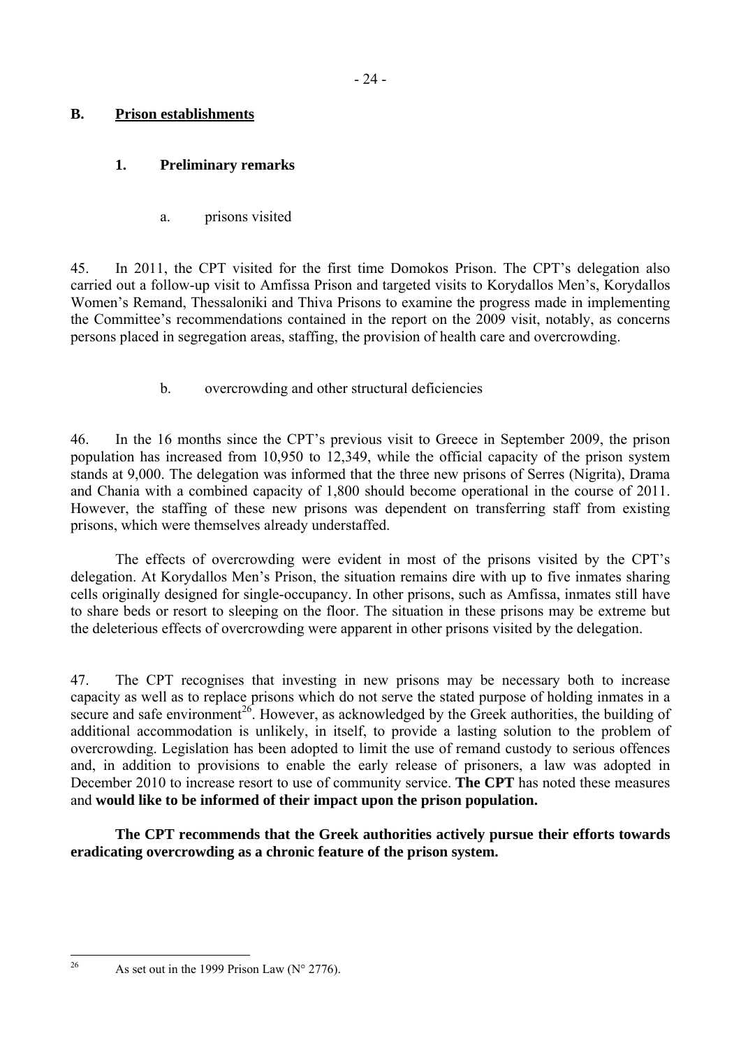## B. Prison establishments

### 1. Preliminary remarks

#### a. prisons visited

45. In 2011, the CPT visited for the first time Domokos Prison. The CPT's delegation also carried out a follow-up visit to Amfissa Prison and targeted visits to Korydallos Men's, Korydallos Women's Remand, Thessaloniki and Thiva Prisons to examine the progress made in implementing the Committee's recommendations contained in the report on the 2009 visit, notably, as concerns persons placed in segregation areas, staffing, the provision of health care and overcrowding.

#### b. overcrowding and other structural deficiencies

46. In the 16 months since the CPT's previous visit to Greece in September 2009, the prison population has increased from 10,950 to 12,349, while the official capacity of the prison system stands at 9,000. The delegation was informed that the three new prisons of Serres (Nigrita), Drama and Chania with a combined capacity of 1,800 should become operational in the course of 2011. However, the staffing of these new prisons was dependent on transferring staff from existing prisons, which were themselves already understaffed.

The effects of overcrowding were evident in most of the prisons visited by the CPT's delegation. At Korydallos Men's Prison, the situation remains dire with up to five inmates sharing cells originally designed for single-occupancy. In other prisons, such as Amfissa, inmates still have to share beds or resort to sleeping on the floor. The situation in these prisons may be extreme but the deleterious effects of overcrowding were apparent in other prisons visited by the delegation.

47. The CPT recognises that investing in new prisons may be necessary both to increase capacity as well as to replace prisons which do not serve the stated purpose of holding inmates in a secure and safe environment[26]. However, as acknowledged by the Greek authorities, the building of additional accommodation is unlikely, in itself, to provide a lasting solution to the problem of overcrowding. Legislation has been adopted to limit the use of remand custody to serious offences and, in addition to provisions to enable the early release of prisoners, a law was adopted in December 2010 to increase resort to use of community service. **The CPT** has noted these measures and **would like to be informed of their impact upon the prison population.**

**The CPT recommends that the Greek authorities actively pursue their efforts towards eradicating overcrowding as a chronic feature of the prison system.**

---

[26] As set out in the 1999 Prison Law (N° 2776).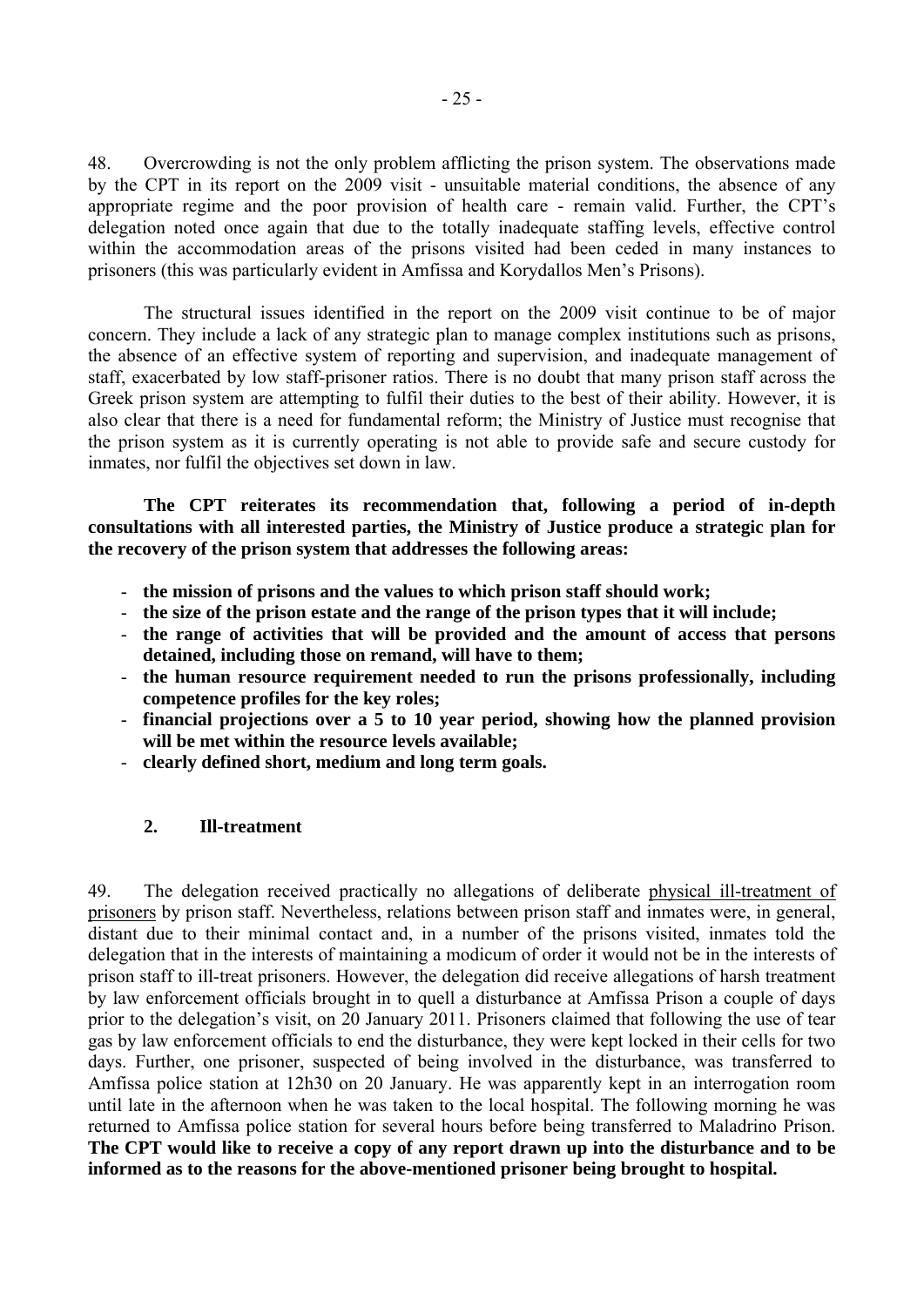48. Overcrowding is not the only problem afflicting the prison system. The observations made by the CPT in its report on the 2009 visit - unsuitable material conditions, the absence of any appropriate regime and the poor provision of health care - remain valid. Further, the CPT's delegation noted once again that due to the totally inadequate staffing levels, effective control within the accommodation areas of the prisons visited had been ceded in many instances to prisoners (this was particularly evident in Amfissa and Korydallos Men's Prisons).

The structural issues identified in the report on the 2009 visit continue to be of major concern. They include a lack of any strategic plan to manage complex institutions such as prisons, the absence of an effective system of reporting and supervision, and inadequate management of staff, exacerbated by low staff-prisoner ratios. There is no doubt that many prison staff across the Greek prison system are attempting to fulfil their duties to the best of their ability. However, it is also clear that there is a need for fundamental reform; the Ministry of Justice must recognise that the prison system as it is currently operating is not able to provide safe and secure custody for inmates, nor fulfil the objectives set down in law.

**The CPT reiterates its recommendation that, following a period of in-depth consultations with all interested parties, the Ministry of Justice produce a strategic plan for the recovery of the prison system that addresses the following areas:**

- **the mission of prisons and the values to which prison staff should work;**
- **the size of the prison estate and the range of the prison types that it will include;**
- **the range of activities that will be provided and the amount of access that persons detained, including those on remand, will have to them;**
- **the human resource requirement needed to run the prisons professionally, including competence profiles for the key roles;**
- **financial projections over a 5 to 10 year period, showing how the planned provision will be met within the resource levels available;**
- **clearly defined short, medium and long term goals.**

### 2. Ill-treatment

49. The delegation received practically no allegations of deliberate physical ill-treatment of prisoners by prison staff. Nevertheless, relations between prison staff and inmates were, in general, distant due to their minimal contact and, in a number of the prisons visited, inmates told the delegation that in the interests of maintaining a modicum of order it would not be in the interests of prison staff to ill-treat prisoners. However, the delegation did receive allegations of harsh treatment by law enforcement officials brought in to quell a disturbance at Amfissa Prison a couple of days prior to the delegation's visit, on 20 January 2011. Prisoners claimed that following the use of tear gas by law enforcement officials to end the disturbance, they were kept locked in their cells for two days. Further, one prisoner, suspected of being involved in the disturbance, was transferred to Amfissa police station at 12h30 on 20 January. He was apparently kept in an interrogation room until late in the afternoon when he was taken to the local hospital. The following morning he was returned to Amfissa police station for several hours before being transferred to Maladrino Prison. **The CPT would like to receive a copy of any report drawn up into the disturbance and to be informed as to the reasons for the above-mentioned prisoner being brought to hospital.**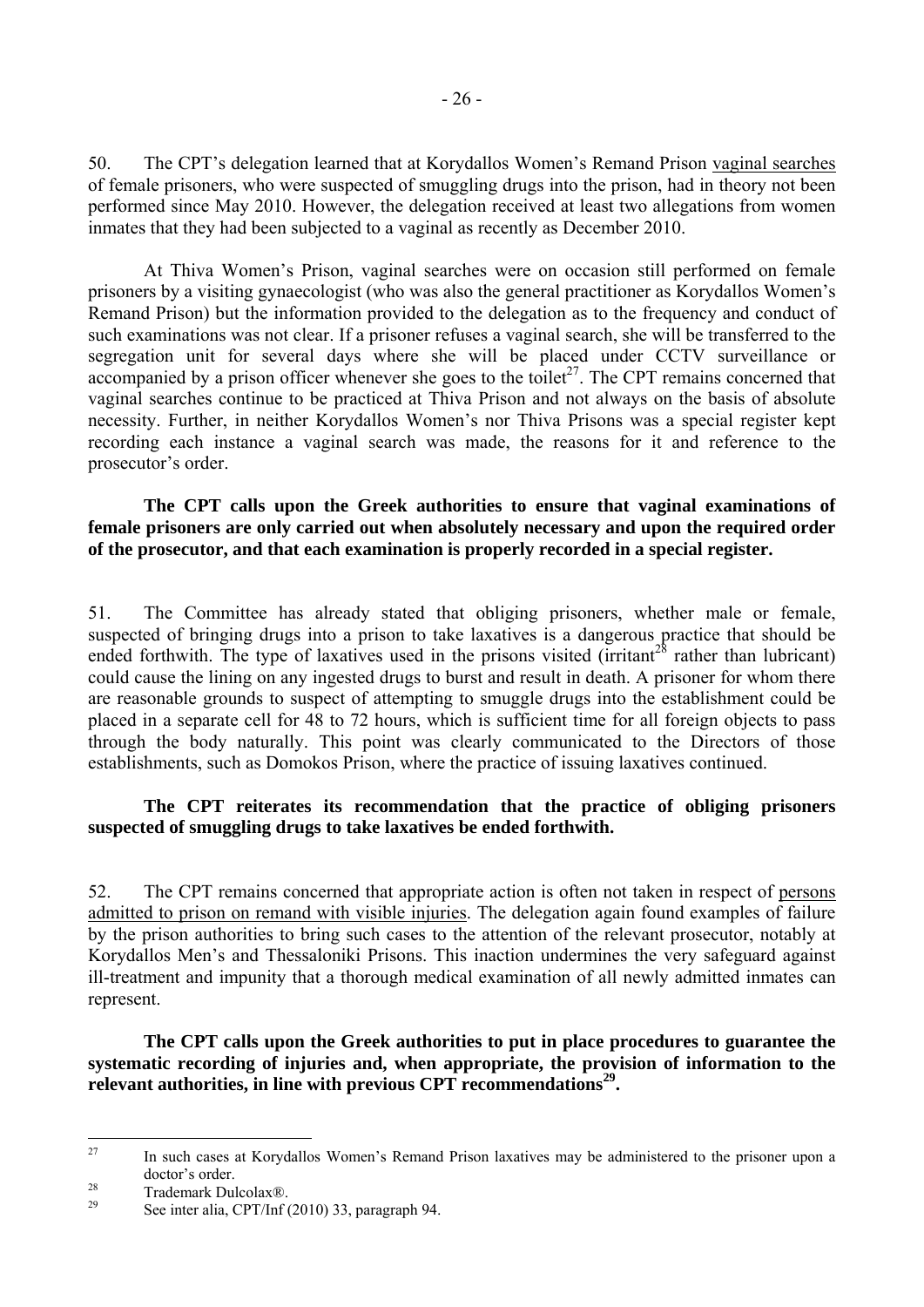50. The CPT's delegation learned that at Korydallos Women's Remand Prison vaginal searches of female prisoners, who were suspected of smuggling drugs into the prison, had in theory not been performed since May 2010. However, the delegation received at least two allegations from women inmates that they had been subjected to a vaginal as recently as December 2010.

At Thiva Women's Prison, vaginal searches were on occasion still performed on female prisoners by a visiting gynaecologist (who was also the general practitioner as Korydallos Women's Remand Prison) but the information provided to the delegation as to the frequency and conduct of such examinations was not clear. If a prisoner refuses a vaginal search, she will be transferred to the segregation unit for several days where she will be placed under CCTV surveillance or accompanied by a prison officer whenever she goes to the toilet[27]. The CPT remains concerned that vaginal searches continue to be practiced at Thiva Prison and not always on the basis of absolute necessity. Further, in neither Korydallos Women's nor Thiva Prisons was a special register kept recording each instance a vaginal search was made, the reasons for it and reference to the prosecutor's order.

**The CPT calls upon the Greek authorities to ensure that vaginal examinations of female prisoners are only carried out when absolutely necessary and upon the required order of the prosecutor, and that each examination is properly recorded in a special register.**

51. The Committee has already stated that obliging prisoners, whether male or female, suspected of bringing drugs into a prison to take laxatives is a dangerous practice that should be ended forthwith. The type of laxatives used in the prisons visited (irritant[28] rather than lubricant) could cause the lining on any ingested drugs to burst and result in death. A prisoner for whom there are reasonable grounds to suspect of attempting to smuggle drugs into the establishment could be placed in a separate cell for 48 to 72 hours, which is sufficient time for all foreign objects to pass through the body naturally. This point was clearly communicated to the Directors of those establishments, such as Domokos Prison, where the practice of issuing laxatives continued.

**The CPT reiterates its recommendation that the practice of obliging prisoners suspected of smuggling drugs to take laxatives be ended forthwith.**

52. The CPT remains concerned that appropriate action is often not taken in respect of persons admitted to prison on remand with visible injuries. The delegation again found examples of failure by the prison authorities to bring such cases to the attention of the relevant prosecutor, notably at Korydallos Men's and Thessaloniki Prisons. This inaction undermines the very safeguard against ill-treatment and impunity that a thorough medical examination of all newly admitted inmates can represent.

**The CPT calls upon the Greek authorities to put in place procedures to guarantee the systematic recording of injuries and, when appropriate, the provision of information to the relevant authorities, in line with previous CPT recommendations[29].**

---

[27] In such cases at Korydallos Women's Remand Prison laxatives may be administered to the prisoner upon a doctor's order.

[28] Trademark Dulcolax®.

[29] See inter alia, CPT/Inf (2010) 33, paragraph 94.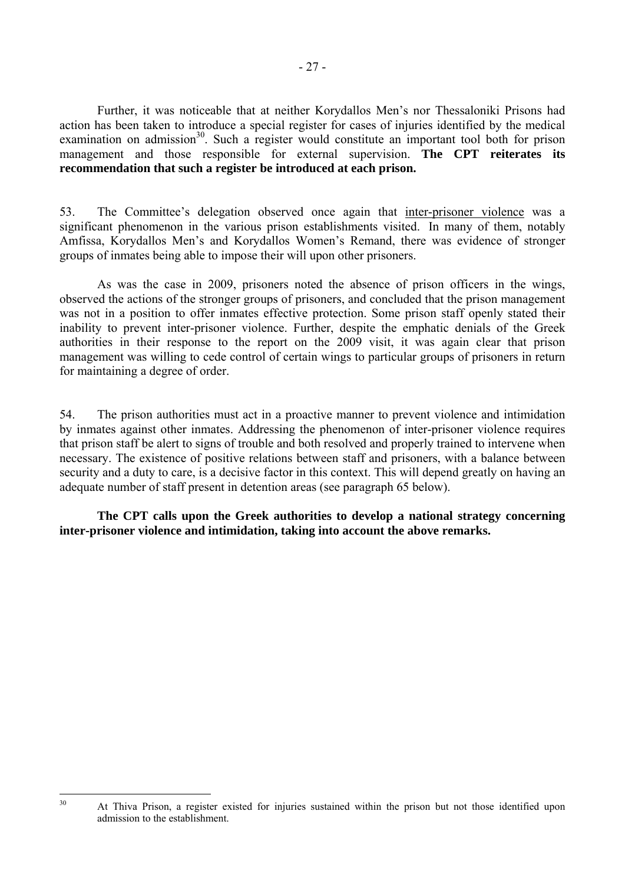Further, it was noticeable that at neither Korydallos Men's nor Thessaloniki Prisons had action has been taken to introduce a special register for cases of injuries identified by the medical examination on admission[30]. Such a register would constitute an important tool both for prison management and those responsible for external supervision. **The CPT reiterates its recommendation that such a register be introduced at each prison.**

53. The Committee's delegation observed once again that inter-prisoner violence was a significant phenomenon in the various prison establishments visited. In many of them, notably Amfissa, Korydallos Men's and Korydallos Women's Remand, there was evidence of stronger groups of inmates being able to impose their will upon other prisoners.

As was the case in 2009, prisoners noted the absence of prison officers in the wings, observed the actions of the stronger groups of prisoners, and concluded that the prison management was not in a position to offer inmates effective protection. Some prison staff openly stated their inability to prevent inter-prisoner violence. Further, despite the emphatic denials of the Greek authorities in their response to the report on the 2009 visit, it was again clear that prison management was willing to cede control of certain wings to particular groups of prisoners in return for maintaining a degree of order.

54. The prison authorities must act in a proactive manner to prevent violence and intimidation by inmates against other inmates. Addressing the phenomenon of inter-prisoner violence requires that prison staff be alert to signs of trouble and both resolved and properly trained to intervene when necessary. The existence of positive relations between staff and prisoners, with a balance between security and a duty to care, is a decisive factor in this context. This will depend greatly on having an adequate number of staff present in detention areas (see paragraph 65 below).

**The CPT calls upon the Greek authorities to develop a national strategy concerning inter-prisoner violence and intimidation, taking into account the above remarks.**

---

[30] At Thiva Prison, a register existed for injuries sustained within the prison but not those identified upon admission to the establishment.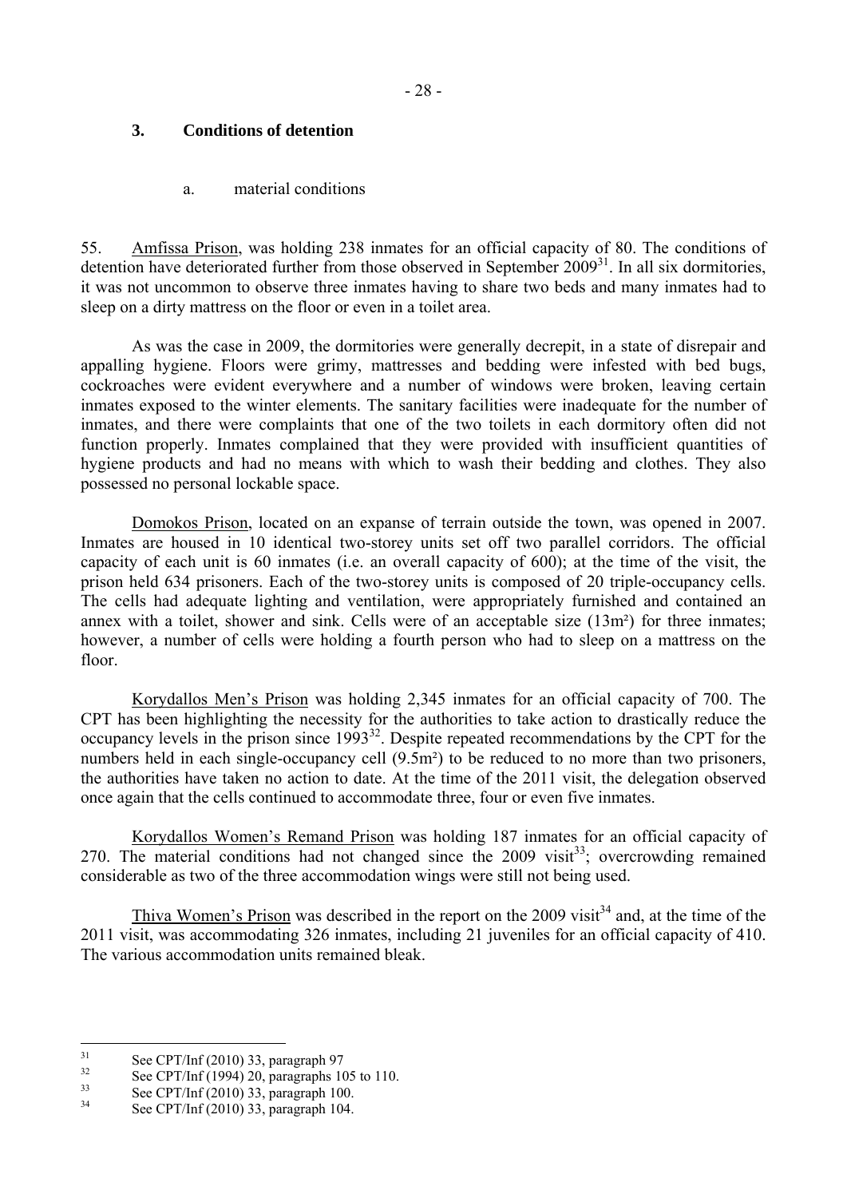## 3. Conditions of detention

### a. material conditions

55. Amfissa Prison, was holding 238 inmates for an official capacity of 80. The conditions of detention have deteriorated further from those observed in September 2009[31]. In all six dormitories, it was not uncommon to observe three inmates having to share two beds and many inmates had to sleep on a dirty mattress on the floor or even in a toilet area.

As was the case in 2009, the dormitories were generally decrepit, in a state of disrepair and appalling hygiene. Floors were grimy, mattresses and bedding were infested with bed bugs, cockroaches were evident everywhere and a number of windows were broken, leaving certain inmates exposed to the winter elements. The sanitary facilities were inadequate for the number of inmates, and there were complaints that one of the two toilets in each dormitory often did not function properly. Inmates complained that they were provided with insufficient quantities of hygiene products and had no means with which to wash their bedding and clothes. They also possessed no personal lockable space.

Domokos Prison, located on an expanse of terrain outside the town, was opened in 2007. Inmates are housed in 10 identical two-storey units set off two parallel corridors. The official capacity of each unit is 60 inmates (i.e. an overall capacity of 600); at the time of the visit, the prison held 634 prisoners. Each of the two-storey units is composed of 20 triple-occupancy cells. The cells had adequate lighting and ventilation, were appropriately furnished and contained an annex with a toilet, shower and sink. Cells were of an acceptable size (13m²) for three inmates; however, a number of cells were holding a fourth person who had to sleep on a mattress on the floor.

Korydallos Men's Prison was holding 2,345 inmates for an official capacity of 700. The CPT has been highlighting the necessity for the authorities to take action to drastically reduce the occupancy levels in the prison since 1993[32]. Despite repeated recommendations by the CPT for the numbers held in each single-occupancy cell (9.5m²) to be reduced to no more than two prisoners, the authorities have taken no action to date. At the time of the 2011 visit, the delegation observed once again that the cells continued to accommodate three, four or even five inmates.

Korydallos Women's Remand Prison was holding 187 inmates for an official capacity of 270. The material conditions had not changed since the 2009 visit[33]; overcrowding remained considerable as two of the three accommodation wings were still not being used.

Thiva Women's Prison was described in the report on the 2009 visit[34] and, at the time of the 2011 visit, was accommodating 326 inmates, including 21 juveniles for an official capacity of 410. The various accommodation units remained bleak.

---

[31] See CPT/Inf (2010) 33, paragraph 97

[32] See CPT/Inf (1994) 20, paragraphs 105 to 110.

[33] See CPT/Inf (2010) 33, paragraph 100.

[34] See CPT/Inf (2010) 33, paragraph 104.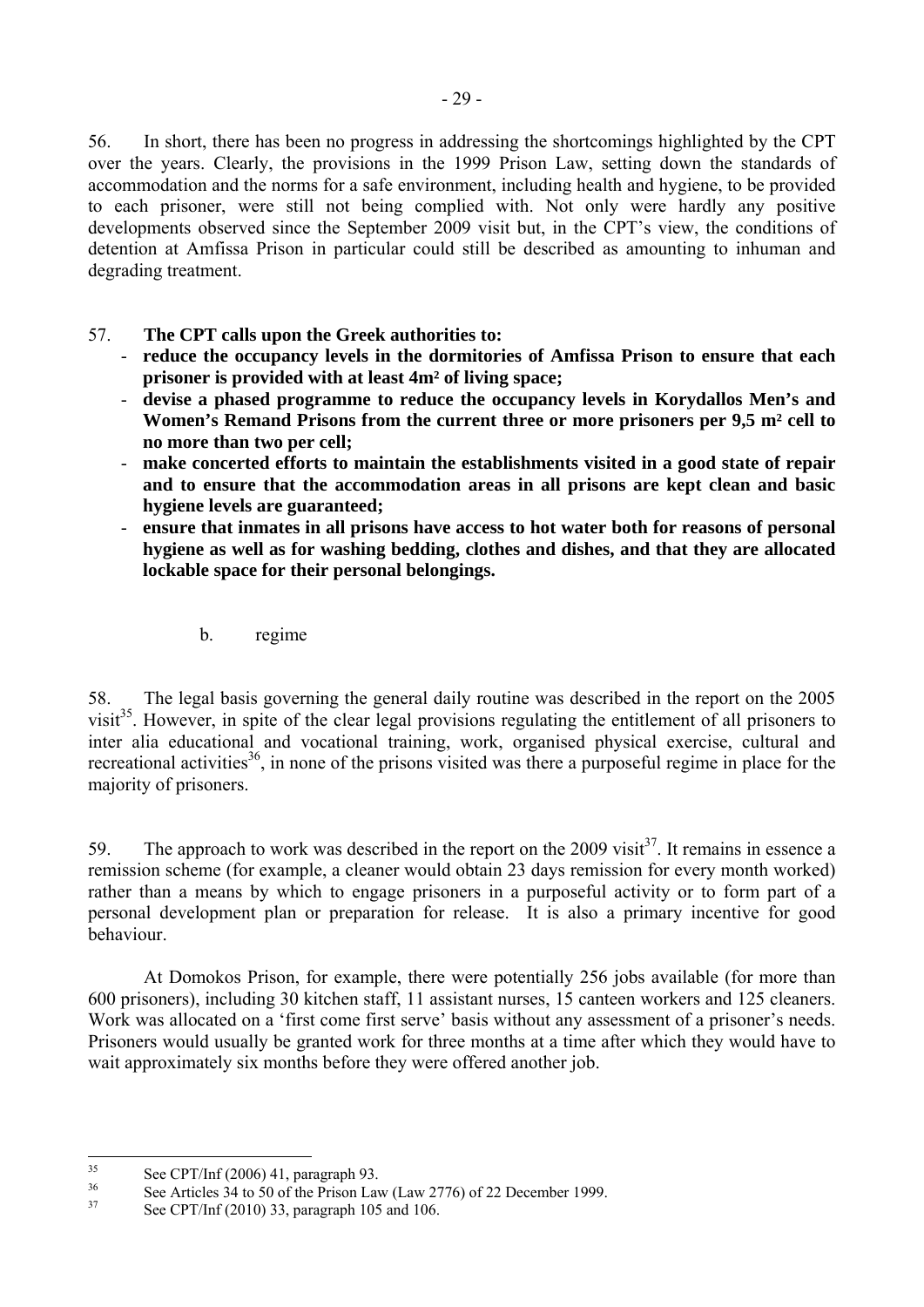56. In short, there has been no progress in addressing the shortcomings highlighted by the CPT over the years. Clearly, the provisions in the 1999 Prison Law, setting down the standards of accommodation and the norms for a safe environment, including health and hygiene, to be provided to each prisoner, were still not being complied with. Not only were hardly any positive developments observed since the September 2009 visit but, in the CPT's view, the conditions of detention at Amfissa Prison in particular could still be described as amounting to inhuman and degrading treatment.

57. **The CPT calls upon the Greek authorities to:**

- **reduce the occupancy levels in the dormitories of Amfissa Prison to ensure that each prisoner is provided with at least 4m² of living space;**
- **devise a phased programme to reduce the occupancy levels in Korydallos Men's and Women's Remand Prisons from the current three or more prisoners per 9,5 m² cell to no more than two per cell;**
- **make concerted efforts to maintain the establishments visited in a good state of repair and to ensure that the accommodation areas in all prisons are kept clean and basic hygiene levels are guaranteed;**
- **ensure that inmates in all prisons have access to hot water both for reasons of personal hygiene as well as for washing bedding, clothes and dishes, and that they are allocated lockable space for their personal belongings.**

b. regime

58. The legal basis governing the general daily routine was described in the report on the 2005 visit[35]. However, in spite of the clear legal provisions regulating the entitlement of all prisoners to inter alia educational and vocational training, work, organised physical exercise, cultural and recreational activities[36], in none of the prisons visited was there a purposeful regime in place for the majority of prisoners.

59. The approach to work was described in the report on the 2009 visit[37]. It remains in essence a remission scheme (for example, a cleaner would obtain 23 days remission for every month worked) rather than a means by which to engage prisoners in a purposeful activity or to form part of a personal development plan or preparation for release. It is also a primary incentive for good behaviour.

At Domokos Prison, for example, there were potentially 256 jobs available (for more than 600 prisoners), including 30 kitchen staff, 11 assistant nurses, 15 canteen workers and 125 cleaners. Work was allocated on a 'first come first serve' basis without any assessment of a prisoner's needs. Prisoners would usually be granted work for three months at a time after which they would have to wait approximately six months before they were offered another job.

---

[35] See CPT/Inf (2006) 41, paragraph 93.

[36] See Articles 34 to 50 of the Prison Law (Law 2776) of 22 December 1999.

[37] See CPT/Inf (2010) 33, paragraph 105 and 106.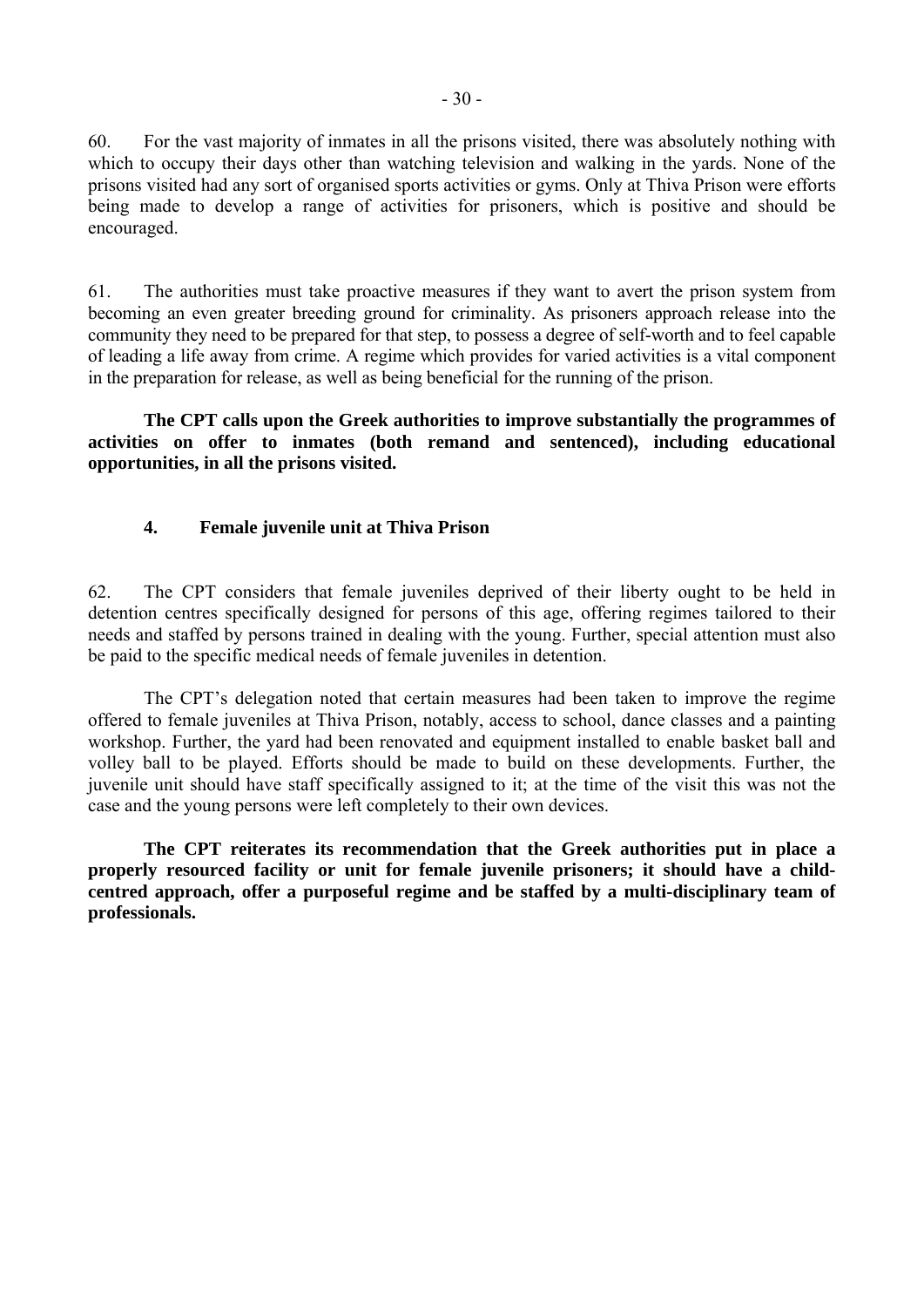60. For the vast majority of inmates in all the prisons visited, there was absolutely nothing with which to occupy their days other than watching television and walking in the yards. None of the prisons visited had any sort of organised sports activities or gyms. Only at Thiva Prison were efforts being made to develop a range of activities for prisoners, which is positive and should be encouraged.

61. The authorities must take proactive measures if they want to avert the prison system from becoming an even greater breeding ground for criminality. As prisoners approach release into the community they need to be prepared for that step, to possess a degree of self-worth and to feel capable of leading a life away from crime. A regime which provides for varied activities is a vital component in the preparation for release, as well as being beneficial for the running of the prison.

**The CPT calls upon the Greek authorities to improve substantially the programmes of activities on offer to inmates (both remand and sentenced), including educational opportunities, in all the prisons visited.**

### 4. Female juvenile unit at Thiva Prison

62. The CPT considers that female juveniles deprived of their liberty ought to be held in detention centres specifically designed for persons of this age, offering regimes tailored to their needs and staffed by persons trained in dealing with the young. Further, special attention must also be paid to the specific medical needs of female juveniles in detention.

The CPT's delegation noted that certain measures had been taken to improve the regime offered to female juveniles at Thiva Prison, notably, access to school, dance classes and a painting workshop. Further, the yard had been renovated and equipment installed to enable basket ball and volley ball to be played. Efforts should be made to build on these developments. Further, the juvenile unit should have staff specifically assigned to it; at the time of the visit this was not the case and the young persons were left completely to their own devices.

**The CPT reiterates its recommendation that the Greek authorities put in place a properly resourced facility or unit for female juvenile prisoners; it should have a child-centred approach, offer a purposeful regime and be staffed by a multi-disciplinary team of professionals.**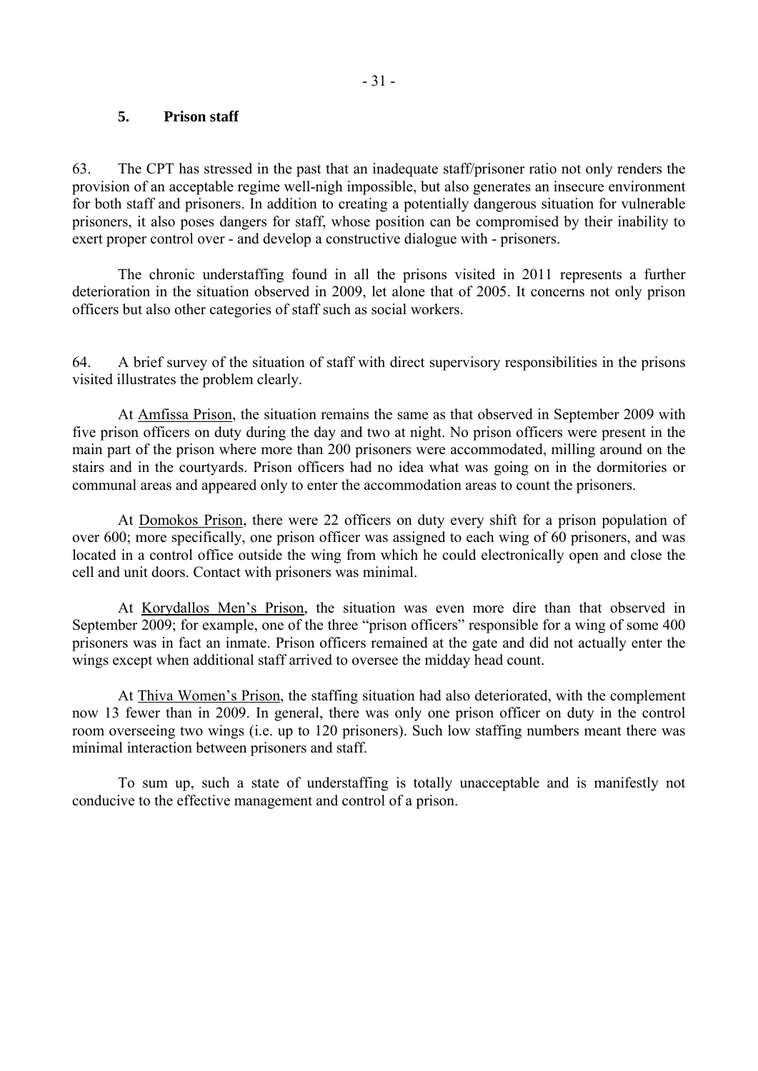### 5. Prison staff

63. The CPT has stressed in the past that an inadequate staff/prisoner ratio not only renders the provision of an acceptable regime well-nigh impossible, but also generates an insecure environment for both staff and prisoners. In addition to creating a potentially dangerous situation for vulnerable prisoners, it also poses dangers for staff, whose position can be compromised by their inability to exert proper control over - and develop a constructive dialogue with - prisoners.

The chronic understaffing found in all the prisons visited in 2011 represents a further deterioration in the situation observed in 2009, let alone that of 2005. It concerns not only prison officers but also other categories of staff such as social workers.

64. A brief survey of the situation of staff with direct supervisory responsibilities in the prisons visited illustrates the problem clearly.

At Amfissa Prison, the situation remains the same as that observed in September 2009 with five prison officers on duty during the day and two at night. No prison officers were present in the main part of the prison where more than 200 prisoners were accommodated, milling around on the stairs and in the courtyards. Prison officers had no idea what was going on in the dormitories or communal areas and appeared only to enter the accommodation areas to count the prisoners.

At Domokos Prison, there were 22 officers on duty every shift for a prison population of over 600; more specifically, one prison officer was assigned to each wing of 60 prisoners, and was located in a control office outside the wing from which he could electronically open and close the cell and unit doors. Contact with prisoners was minimal.

At Korydallos Men's Prison, the situation was even more dire than that observed in September 2009; for example, one of the three "prison officers" responsible for a wing of some 400 prisoners was in fact an inmate. Prison officers remained at the gate and did not actually enter the wings except when additional staff arrived to oversee the midday head count.

At Thiva Women's Prison, the staffing situation had also deteriorated, with the complement now 13 fewer than in 2009. In general, there was only one prison officer on duty in the control room overseeing two wings (i.e. up to 120 prisoners). Such low staffing numbers meant there was minimal interaction between prisoners and staff.

To sum up, such a state of understaffing is totally unacceptable and is manifestly not conducive to the effective management and control of a prison.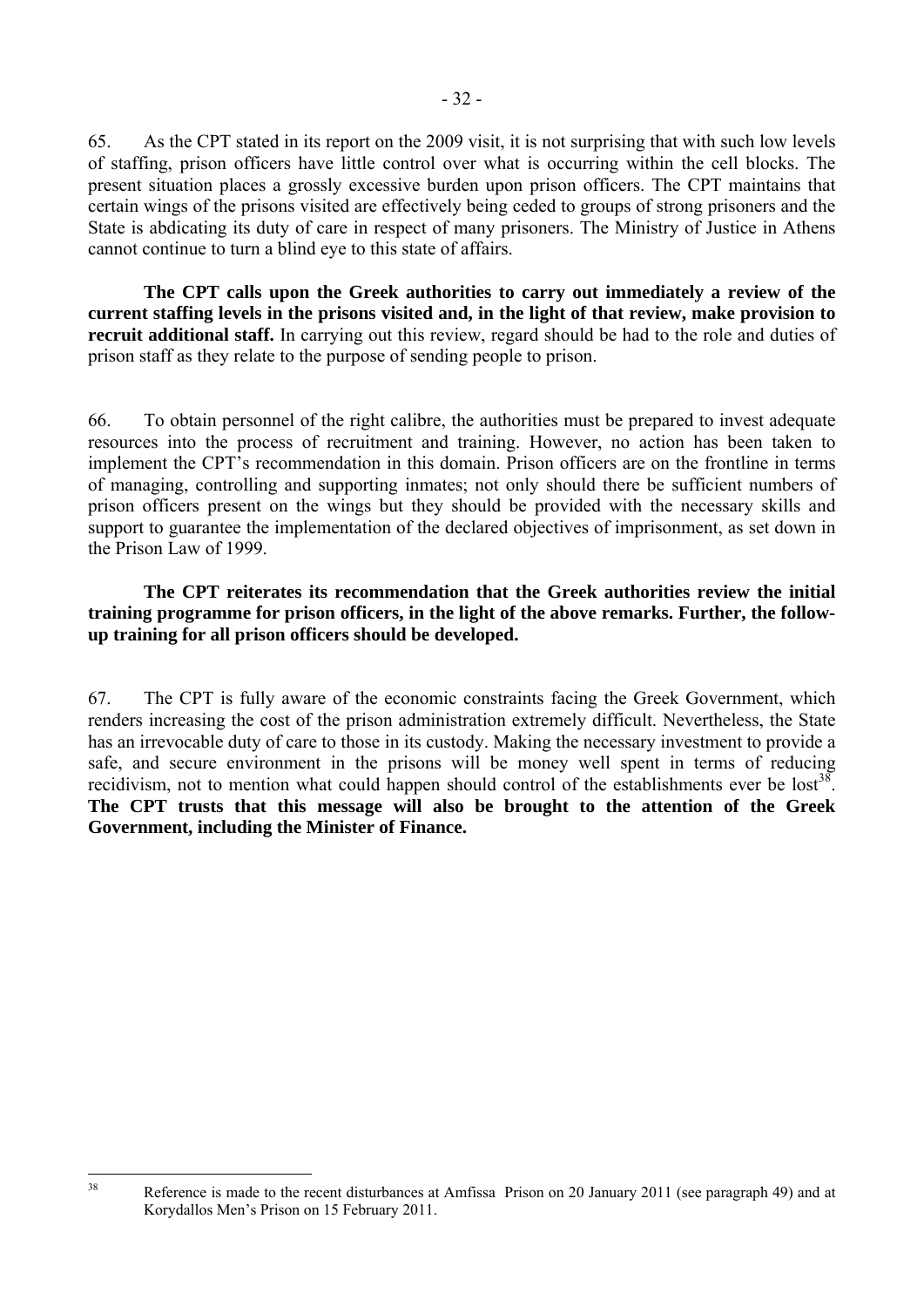65. As the CPT stated in its report on the 2009 visit, it is not surprising that with such low levels of staffing, prison officers have little control over what is occurring within the cell blocks. The present situation places a grossly excessive burden upon prison officers. The CPT maintains that certain wings of the prisons visited are effectively being ceded to groups of strong prisoners and the State is abdicating its duty of care in respect of many prisoners. The Ministry of Justice in Athens cannot continue to turn a blind eye to this state of affairs.

**The CPT calls upon the Greek authorities to carry out immediately a review of the current staffing levels in the prisons visited and, in the light of that review, make provision to recruit additional staff.** In carrying out this review, regard should be had to the role and duties of prison staff as they relate to the purpose of sending people to prison.

66. To obtain personnel of the right calibre, the authorities must be prepared to invest adequate resources into the process of recruitment and training. However, no action has been taken to implement the CPT's recommendation in this domain. Prison officers are on the frontline in terms of managing, controlling and supporting inmates; not only should there be sufficient numbers of prison officers present on the wings but they should be provided with the necessary skills and support to guarantee the implementation of the declared objectives of imprisonment, as set down in the Prison Law of 1999.

**The CPT reiterates its recommendation that the Greek authorities review the initial training programme for prison officers, in the light of the above remarks. Further, the follow-up training for all prison officers should be developed.**

67. The CPT is fully aware of the economic constraints facing the Greek Government, which renders increasing the cost of the prison administration extremely difficult. Nevertheless, the State has an irrevocable duty of care to those in its custody. Making the necessary investment to provide a safe, and secure environment in the prisons will be money well spent in terms of reducing recidivism, not to mention what could happen should control of the establishments ever be lost[38]. **The CPT trusts that this message will also be brought to the attention of the Greek Government, including the Minister of Finance.**

---

[38] Reference is made to the recent disturbances at Amfissa Prison on 20 January 2011 (see paragraph 49) and at Korydallos Men's Prison on 15 February 2011.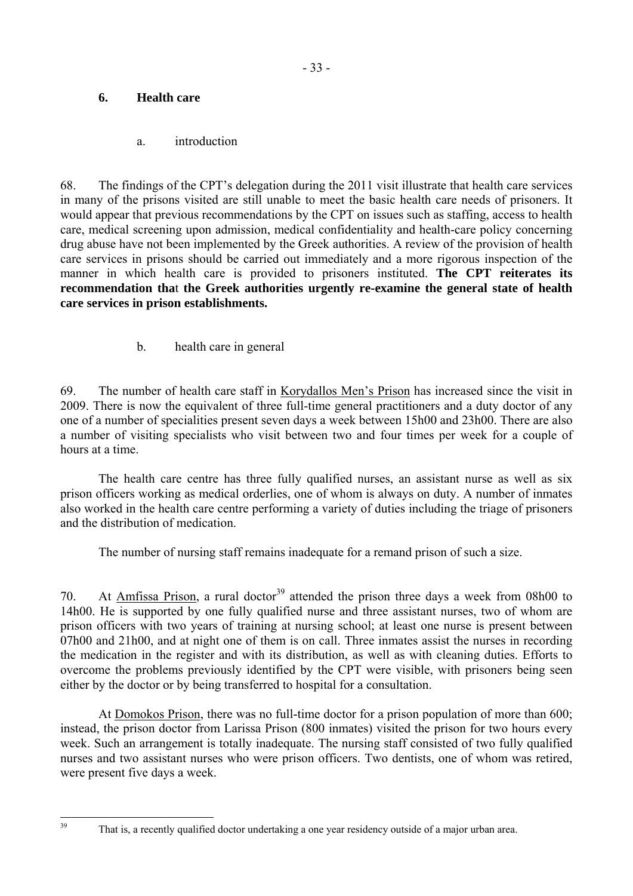## 6. Health care

### a. introduction

68. The findings of the CPT's delegation during the 2011 visit illustrate that health care services in many of the prisons visited are still unable to meet the basic health care needs of prisoners. It would appear that previous recommendations by the CPT on issues such as staffing, access to health care, medical screening upon admission, medical confidentiality and health-care policy concerning drug abuse have not been implemented by the Greek authorities. A review of the provision of health care services in prisons should be carried out immediately and a more rigorous inspection of the manner in which health care is provided to prisoners instituted. **The CPT reiterates its recommendation that the Greek authorities urgently re-examine the general state of health care services in prison establishments.**

### b. health care in general

69. The number of health care staff in Korydallos Men's Prison has increased since the visit in 2009. There is now the equivalent of three full-time general practitioners and a duty doctor of any one of a number of specialities present seven days a week between 15h00 and 23h00. There are also a number of visiting specialists who visit between two and four times per week for a couple of hours at a time.

The health care centre has three fully qualified nurses, an assistant nurse as well as six prison officers working as medical orderlies, one of whom is always on duty. A number of inmates also worked in the health care centre performing a variety of duties including the triage of prisoners and the distribution of medication.

The number of nursing staff remains inadequate for a remand prison of such a size.

70. At Amfissa Prison, a rural doctor[39] attended the prison three days a week from 08h00 to 14h00. He is supported by one fully qualified nurse and three assistant nurses, two of whom are prison officers with two years of training at nursing school; at least one nurse is present between 07h00 and 21h00, and at night one of them is on call. Three inmates assist the nurses in recording the medication in the register and with its distribution, as well as with cleaning duties. Efforts to overcome the problems previously identified by the CPT were visible, with prisoners being seen either by the doctor or by being transferred to hospital for a consultation.

At Domokos Prison, there was no full-time doctor for a prison population of more than 600; instead, the prison doctor from Larissa Prison (800 inmates) visited the prison for two hours every week. Such an arrangement is totally inadequate. The nursing staff consisted of two fully qualified nurses and two assistant nurses who were prison officers. Two dentists, one of whom was retired, were present five days a week.

[39] That is, a recently qualified doctor undertaking a one year residency outside of a major urban area.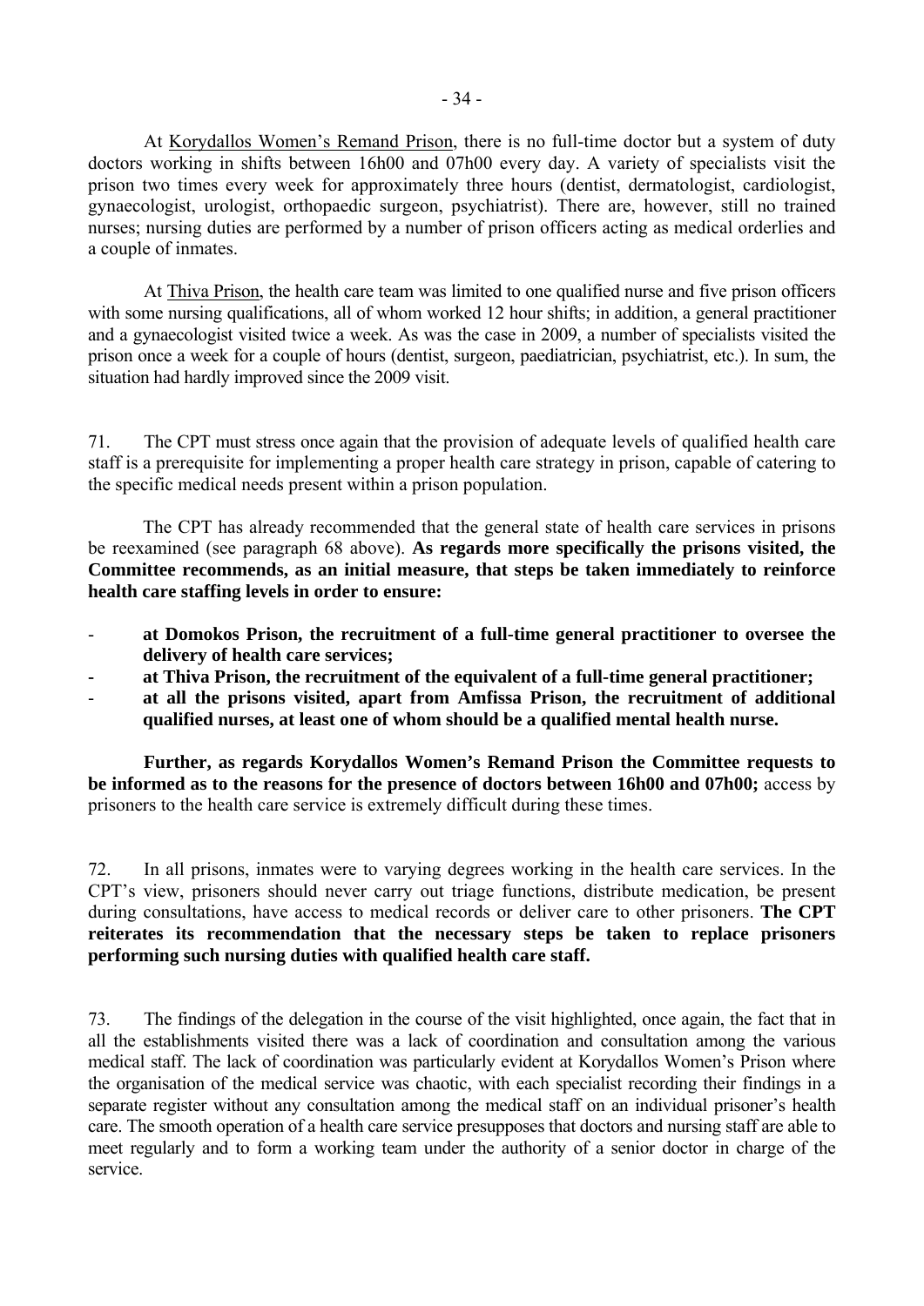At <u>Korydallos Women's Remand Prison</u>, there is no full-time doctor but a system of duty doctors working in shifts between 16h00 and 07h00 every day. A variety of specialists visit the prison two times every week for approximately three hours (dentist, dermatologist, cardiologist, gynaecologist, urologist, orthopaedic surgeon, psychiatrist). There are, however, still no trained nurses; nursing duties are performed by a number of prison officers acting as medical orderlies and a couple of inmates.

At <u>Thiva Prison</u>, the health care team was limited to one qualified nurse and five prison officers with some nursing qualifications, all of whom worked 12 hour shifts; in addition, a general practitioner and a gynaecologist visited twice a week. As was the case in 2009, a number of specialists visited the prison once a week for a couple of hours (dentist, surgeon, paediatrician, psychiatrist, etc.). In sum, the situation had hardly improved since the 2009 visit.

71. The CPT must stress once again that the provision of adequate levels of qualified health care staff is a prerequisite for implementing a proper health care strategy in prison, capable of catering to the specific medical needs present within a prison population.

The CPT has already recommended that the general state of health care services in prisons be reexamined (see paragraph 68 above). **As regards more specifically the prisons visited, the Committee recommends, as an initial measure, that steps be taken immediately to reinforce health care staffing levels in order to ensure:**

- **at Domokos Prison, the recruitment of a full-time general practitioner to oversee the delivery of health care services;**
- **at Thiva Prison, the recruitment of the equivalent of a full-time general practitioner;**
- **at all the prisons visited, apart from Amfissa Prison, the recruitment of additional qualified nurses, at least one of whom should be a qualified mental health nurse.**

**Further, as regards Korydallos Women's Remand Prison the Committee requests to be informed as to the reasons for the presence of doctors between 16h00 and 07h00;** access by prisoners to the health care service is extremely difficult during these times.

72. In all prisons, inmates were to varying degrees working in the health care services. In the CPT's view, prisoners should never carry out triage functions, distribute medication, be present during consultations, have access to medical records or deliver care to other prisoners. **The CPT reiterates its recommendation that the necessary steps be taken to replace prisoners performing such nursing duties with qualified health care staff.**

73. The findings of the delegation in the course of the visit highlighted, once again, the fact that in all the establishments visited there was a lack of coordination and consultation among the various medical staff. The lack of coordination was particularly evident at Korydallos Women's Prison where the organisation of the medical service was chaotic, with each specialist recording their findings in a separate register without any consultation among the medical staff on an individual prisoner's health care. The smooth operation of a health care service presupposes that doctors and nursing staff are able to meet regularly and to form a working team under the authority of a senior doctor in charge of the service.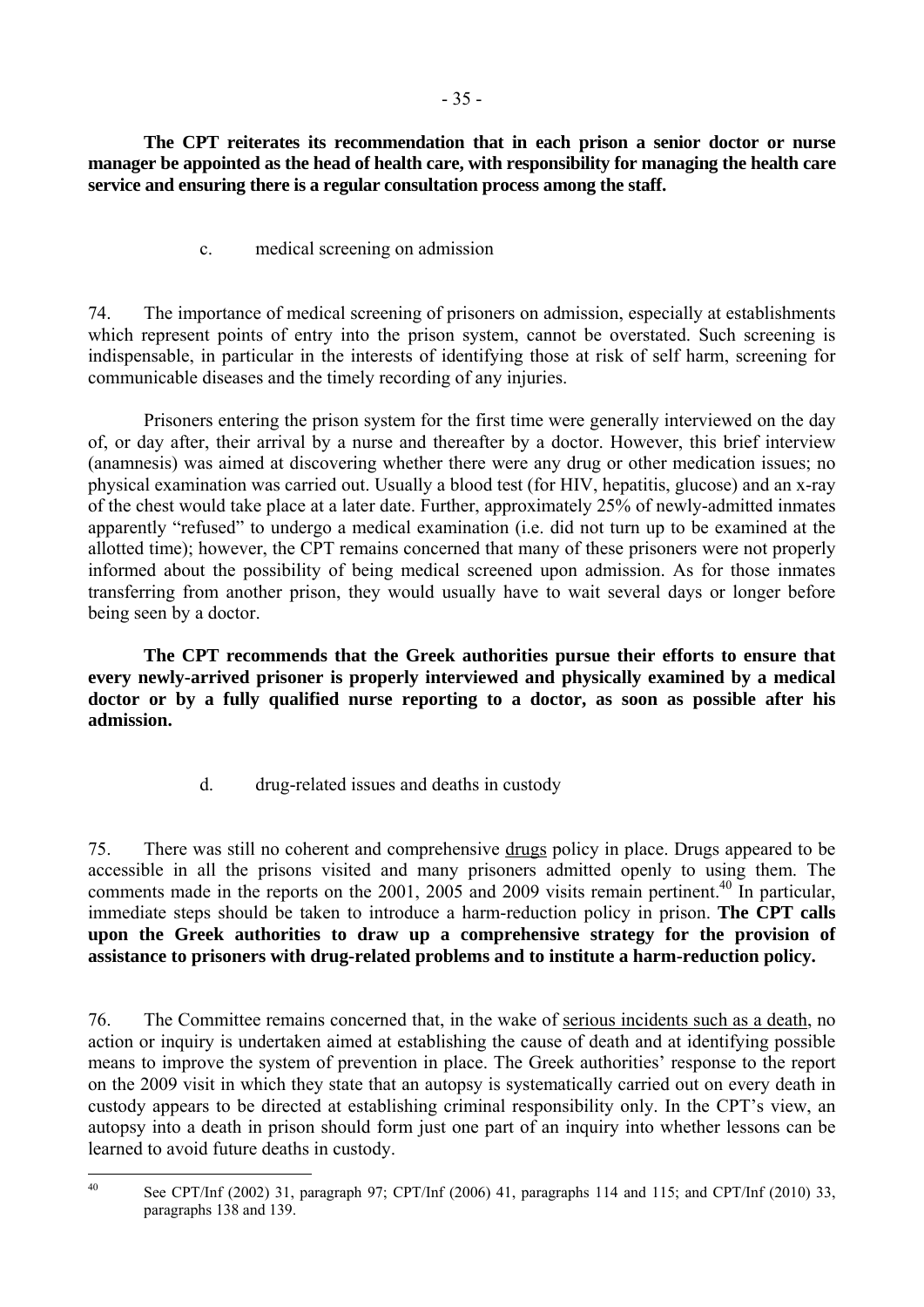**The CPT reiterates its recommendation that in each prison a senior doctor or nurse manager be appointed as the head of health care, with responsibility for managing the health care service and ensuring there is a regular consultation process among the staff.**

c. medical screening on admission

74. The importance of medical screening of prisoners on admission, especially at establishments which represent points of entry into the prison system, cannot be overstated. Such screening is indispensable, in particular in the interests of identifying those at risk of self harm, screening for communicable diseases and the timely recording of any injuries.

Prisoners entering the prison system for the first time were generally interviewed on the day of, or day after, their arrival by a nurse and thereafter by a doctor. However, this brief interview (anamnesis) was aimed at discovering whether there were any drug or other medication issues; no physical examination was carried out. Usually a blood test (for HIV, hepatitis, glucose) and an x-ray of the chest would take place at a later date. Further, approximately 25% of newly-admitted inmates apparently "refused" to undergo a medical examination (i.e. did not turn up to be examined at the allotted time); however, the CPT remains concerned that many of these prisoners were not properly informed about the possibility of being medical screened upon admission. As for those inmates transferring from another prison, they would usually have to wait several days or longer before being seen by a doctor.

**The CPT recommends that the Greek authorities pursue their efforts to ensure that every newly-arrived prisoner is properly interviewed and physically examined by a medical doctor or by a fully qualified nurse reporting to a doctor, as soon as possible after his admission.**

d. drug-related issues and deaths in custody

75. There was still no coherent and comprehensive drugs policy in place. Drugs appeared to be accessible in all the prisons visited and many prisoners admitted openly to using them. The comments made in the reports on the 2001, 2005 and 2009 visits remain pertinent.[40] In particular, immediate steps should be taken to introduce a harm-reduction policy in prison. **The CPT calls upon the Greek authorities to draw up a comprehensive strategy for the provision of assistance to prisoners with drug-related problems and to institute a harm-reduction policy.**

76. The Committee remains concerned that, in the wake of serious incidents such as a death, no action or inquiry is undertaken aimed at establishing the cause of death and at identifying possible means to improve the system of prevention in place. The Greek authorities' response to the report on the 2009 visit in which they state that an autopsy is systematically carried out on every death in custody appears to be directed at establishing criminal responsibility only. In the CPT's view, an autopsy into a death in prison should form just one part of an inquiry into whether lessons can be learned to avoid future deaths in custody.

[40] See CPT/Inf (2002) 31, paragraph 97; CPT/Inf (2006) 41, paragraphs 114 and 115; and CPT/Inf (2010) 33, paragraphs 138 and 139.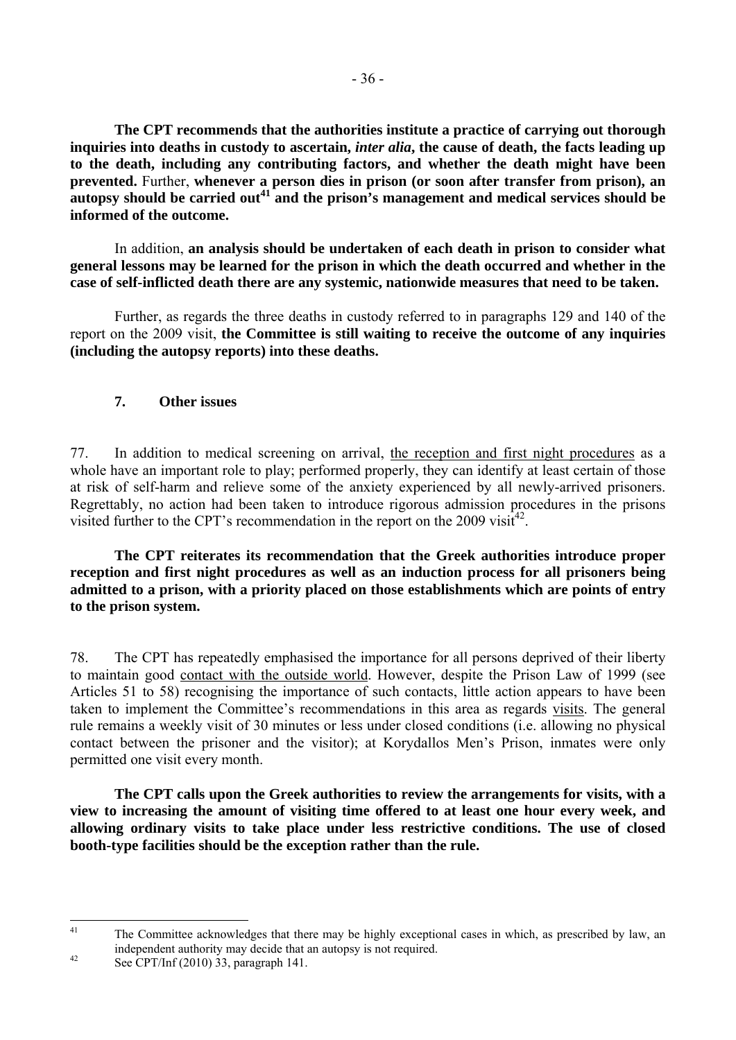**The CPT recommends that the authorities institute a practice of carrying out thorough inquiries into deaths in custody to ascertain, *inter alia*, the cause of death, the facts leading up to the death, including any contributing factors, and whether the death might have been prevented.** Further, **whenever a person dies in prison (or soon after transfer from prison), an autopsy should be carried out[41] and the prison's management and medical services should be informed of the outcome.**

In addition, **an analysis should be undertaken of each death in prison to consider what general lessons may be learned for the prison in which the death occurred and whether in the case of self-inflicted death there are any systemic, nationwide measures that need to be taken.**

Further, as regards the three deaths in custody referred to in paragraphs 129 and 140 of the report on the 2009 visit, **the Committee is still waiting to receive the outcome of any inquiries (including the autopsy reports) into these deaths.**

### 7. Other issues

77. In addition to medical screening on arrival, the reception and first night procedures as a whole have an important role to play; performed properly, they can identify at least certain of those at risk of self-harm and relieve some of the anxiety experienced by all newly-arrived prisoners. Regrettably, no action had been taken to introduce rigorous admission procedures in the prisons visited further to the CPT's recommendation in the report on the 2009 visit[42].

**The CPT reiterates its recommendation that the Greek authorities introduce proper reception and first night procedures as well as an induction process for all prisoners being admitted to a prison, with a priority placed on those establishments which are points of entry to the prison system.**

78. The CPT has repeatedly emphasised the importance for all persons deprived of their liberty to maintain good contact with the outside world. However, despite the Prison Law of 1999 (see Articles 51 to 58) recognising the importance of such contacts, little action appears to have been taken to implement the Committee's recommendations in this area as regards visits. The general rule remains a weekly visit of 30 minutes or less under closed conditions (i.e. allowing no physical contact between the prisoner and the visitor); at Korydallos Men's Prison, inmates were only permitted one visit every month.

**The CPT calls upon the Greek authorities to review the arrangements for visits, with a view to increasing the amount of visiting time offered to at least one hour every week, and allowing ordinary visits to take place under less restrictive conditions. The use of closed booth-type facilities should be the exception rather than the rule.**

---

[41] The Committee acknowledges that there may be highly exceptional cases in which, as prescribed by law, an independent authority may decide that an autopsy is not required.

[42] See CPT/Inf (2010) 33, paragraph 141.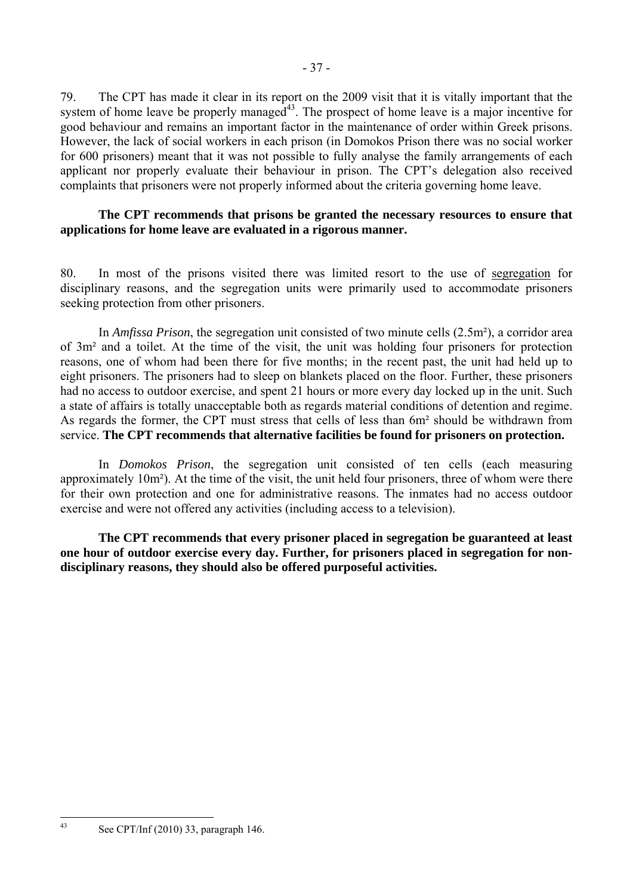79. The CPT has made it clear in its report on the 2009 visit that it is vitally important that the system of home leave be properly managed[43]. The prospect of home leave is a major incentive for good behaviour and remains an important factor in the maintenance of order within Greek prisons. However, the lack of social workers in each prison (in Domokos Prison there was no social worker for 600 prisoners) meant that it was not possible to fully analyse the family arrangements of each applicant nor properly evaluate their behaviour in prison. The CPT's delegation also received complaints that prisoners were not properly informed about the criteria governing home leave.

**The CPT recommends that prisons be granted the necessary resources to ensure that applications for home leave are evaluated in a rigorous manner.**

80. In most of the prisons visited there was limited resort to the use of segregation for disciplinary reasons, and the segregation units were primarily used to accommodate prisoners seeking protection from other prisoners.

In *Amfissa Prison*, the segregation unit consisted of two minute cells (2.5m²), a corridor area of 3m² and a toilet. At the time of the visit, the unit was holding four prisoners for protection reasons, one of whom had been there for five months; in the recent past, the unit had held up to eight prisoners. The prisoners had to sleep on blankets placed on the floor. Further, these prisoners had no access to outdoor exercise, and spent 21 hours or more every day locked up in the unit. Such a state of affairs is totally unacceptable both as regards material conditions of detention and regime. As regards the former, the CPT must stress that cells of less than 6m² should be withdrawn from service. **The CPT recommends that alternative facilities be found for prisoners on protection.**

In *Domokos Prison*, the segregation unit consisted of ten cells (each measuring approximately 10m²). At the time of the visit, the unit held four prisoners, three of whom were there for their own protection and one for administrative reasons. The inmates had no access outdoor exercise and were not offered any activities (including access to a television).

**The CPT recommends that every prisoner placed in segregation be guaranteed at least one hour of outdoor exercise every day. Further, for prisoners placed in segregation for non-disciplinary reasons, they should also be offered purposeful activities.**

---

[43] See CPT/Inf (2010) 33, paragraph 146.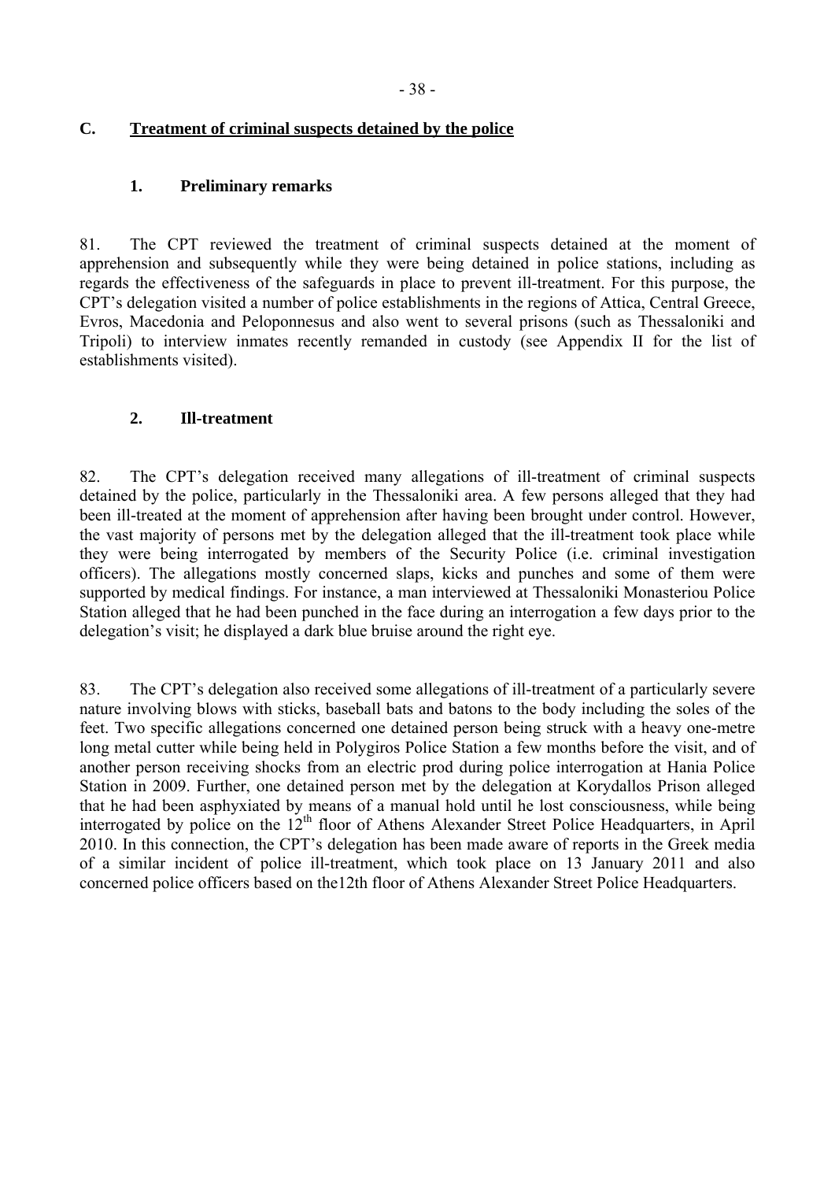## C. Treatment of criminal suspects detained by the police

### 1. Preliminary remarks

81. The CPT reviewed the treatment of criminal suspects detained at the moment of apprehension and subsequently while they were being detained in police stations, including as regards the effectiveness of the safeguards in place to prevent ill-treatment. For this purpose, the CPT's delegation visited a number of police establishments in the regions of Attica, Central Greece, Evros, Macedonia and Peloponnesus and also went to several prisons (such as Thessaloniki and Tripoli) to interview inmates recently remanded in custody (see Appendix II for the list of establishments visited).

### 2. Ill-treatment

82. The CPT's delegation received many allegations of ill-treatment of criminal suspects detained by the police, particularly in the Thessaloniki area. A few persons alleged that they had been ill-treated at the moment of apprehension after having been brought under control. However, the vast majority of persons met by the delegation alleged that the ill-treatment took place while they were being interrogated by members of the Security Police (i.e. criminal investigation officers). The allegations mostly concerned slaps, kicks and punches and some of them were supported by medical findings. For instance, a man interviewed at Thessaloniki Monasteriou Police Station alleged that he had been punched in the face during an interrogation a few days prior to the delegation's visit; he displayed a dark blue bruise around the right eye.

83. The CPT's delegation also received some allegations of ill-treatment of a particularly severe nature involving blows with sticks, baseball bats and batons to the body including the soles of the feet. Two specific allegations concerned one detained person being struck with a heavy one-metre long metal cutter while being held in Polygiros Police Station a few months before the visit, and of another person receiving shocks from an electric prod during police interrogation at Hania Police Station in 2009. Further, one detained person met by the delegation at Korydallos Prison alleged that he had been asphyxiated by means of a manual hold until he lost consciousness, while being interrogated by police on the 12th floor of Athens Alexander Street Police Headquarters, in April 2010. In this connection, the CPT's delegation has been made aware of reports in the Greek media of a similar incident of police ill-treatment, which took place on 13 January 2011 and also concerned police officers based on the12th floor of Athens Alexander Street Police Headquarters.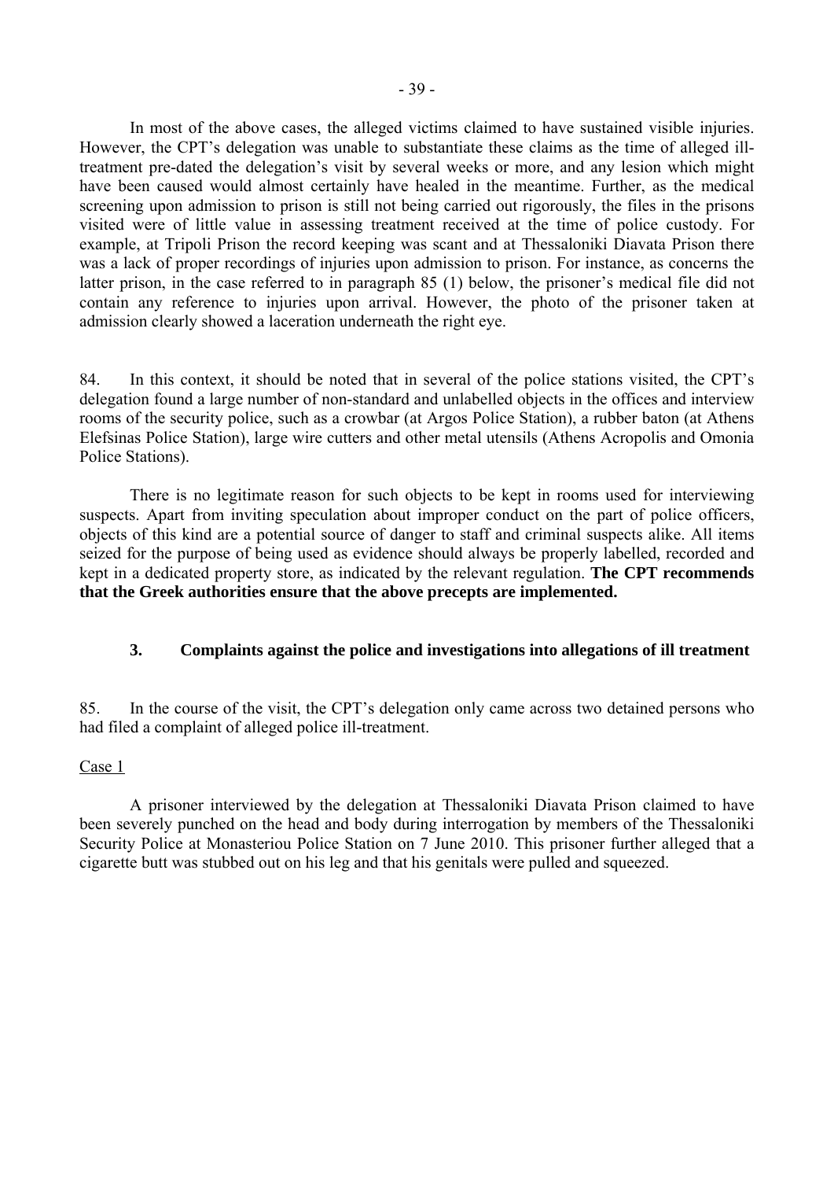In most of the above cases, the alleged victims claimed to have sustained visible injuries. However, the CPT's delegation was unable to substantiate these claims as the time of alleged ill-treatment pre-dated the delegation's visit by several weeks or more, and any lesion which might have been caused would almost certainly have healed in the meantime. Further, as the medical screening upon admission to prison is still not being carried out rigorously, the files in the prisons visited were of little value in assessing treatment received at the time of police custody. For example, at Tripoli Prison the record keeping was scant and at Thessaloniki Diavata Prison there was a lack of proper recordings of injuries upon admission to prison. For instance, as concerns the latter prison, in the case referred to in paragraph 85 (1) below, the prisoner's medical file did not contain any reference to injuries upon arrival. However, the photo of the prisoner taken at admission clearly showed a laceration underneath the right eye.

84. In this context, it should be noted that in several of the police stations visited, the CPT's delegation found a large number of non-standard and unlabelled objects in the offices and interview rooms of the security police, such as a crowbar (at Argos Police Station), a rubber baton (at Athens Elefsinas Police Station), large wire cutters and other metal utensils (Athens Acropolis and Omonia Police Stations).

There is no legitimate reason for such objects to be kept in rooms used for interviewing suspects. Apart from inviting speculation about improper conduct on the part of police officers, objects of this kind are a potential source of danger to staff and criminal suspects alike. All items seized for the purpose of being used as evidence should always be properly labelled, recorded and kept in a dedicated property store, as indicated by the relevant regulation. **The CPT recommends that the Greek authorities ensure that the above precepts are implemented.**

### 3. Complaints against the police and investigations into allegations of ill treatment

85. In the course of the visit, the CPT's delegation only came across two detained persons who had filed a complaint of alleged police ill-treatment.

Case 1

A prisoner interviewed by the delegation at Thessaloniki Diavata Prison claimed to have been severely punched on the head and body during interrogation by members of the Thessaloniki Security Police at Monasteriou Police Station on 7 June 2010. This prisoner further alleged that a cigarette butt was stubbed out on his leg and that his genitals were pulled and squeezed.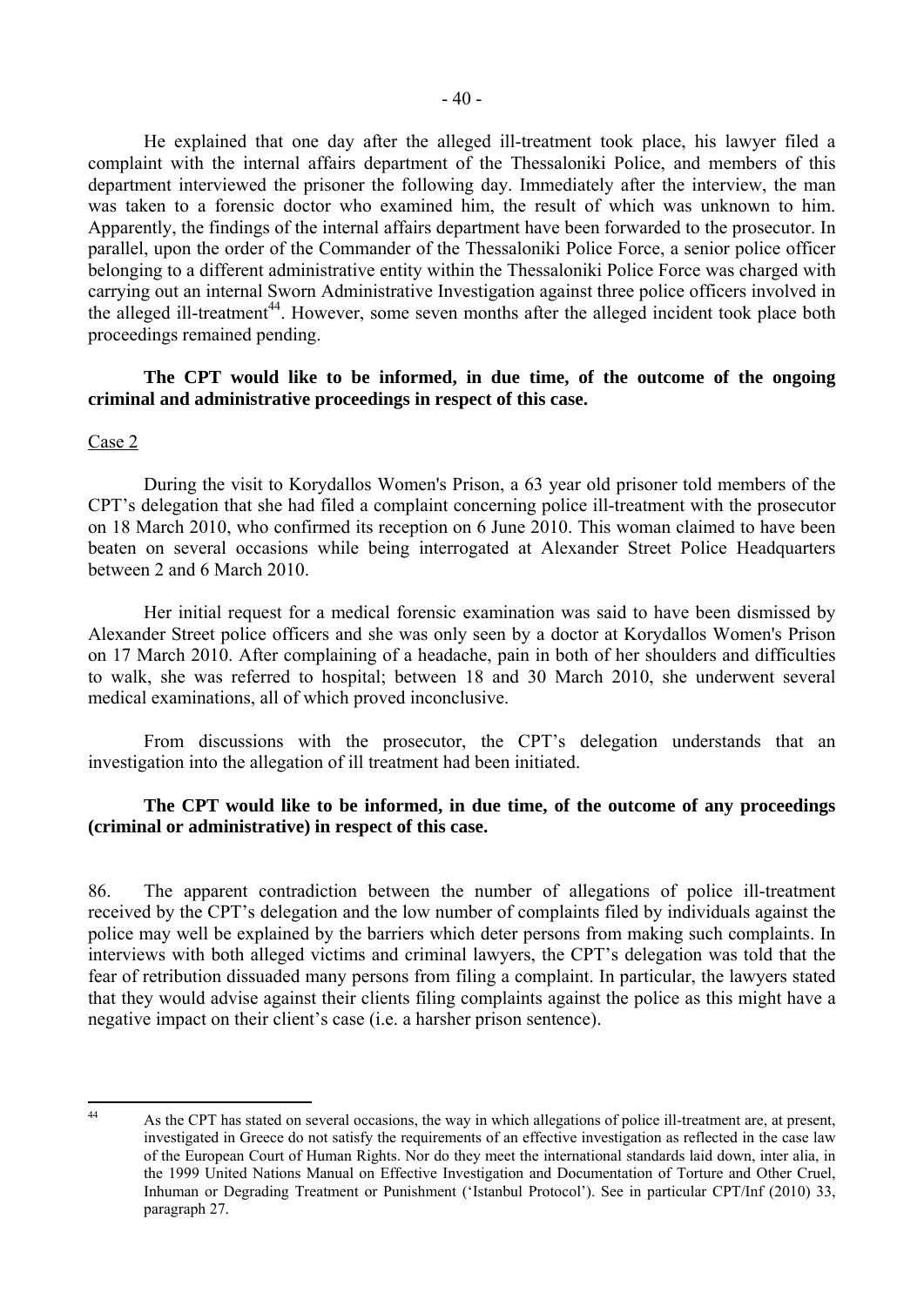He explained that one day after the alleged ill-treatment took place, his lawyer filed a complaint with the internal affairs department of the Thessaloniki Police, and members of this department interviewed the prisoner the following day. Immediately after the interview, the man was taken to a forensic doctor who examined him, the result of which was unknown to him. Apparently, the findings of the internal affairs department have been forwarded to the prosecutor. In parallel, upon the order of the Commander of the Thessaloniki Police Force, a senior police officer belonging to a different administrative entity within the Thessaloniki Police Force was charged with carrying out an internal Sworn Administrative Investigation against three police officers involved in the alleged ill-treatment[44]. However, some seven months after the alleged incident took place both proceedings remained pending.

**The CPT would like to be informed, in due time, of the outcome of the ongoing criminal and administrative proceedings in respect of this case.**

Case 2

During the visit to Korydallos Women's Prison, a 63 year old prisoner told members of the CPT's delegation that she had filed a complaint concerning police ill-treatment with the prosecutor on 18 March 2010, who confirmed its reception on 6 June 2010. This woman claimed to have been beaten on several occasions while being interrogated at Alexander Street Police Headquarters between 2 and 6 March 2010.

Her initial request for a medical forensic examination was said to have been dismissed by Alexander Street police officers and she was only seen by a doctor at Korydallos Women's Prison on 17 March 2010. After complaining of a headache, pain in both of her shoulders and difficulties to walk, she was referred to hospital; between 18 and 30 March 2010, she underwent several medical examinations, all of which proved inconclusive.

From discussions with the prosecutor, the CPT's delegation understands that an investigation into the allegation of ill treatment had been initiated.

**The CPT would like to be informed, in due time, of the outcome of any proceedings (criminal or administrative) in respect of this case.**

86. The apparent contradiction between the number of allegations of police ill-treatment received by the CPT's delegation and the low number of complaints filed by individuals against the police may well be explained by the barriers which deter persons from making such complaints. In interviews with both alleged victims and criminal lawyers, the CPT's delegation was told that the fear of retribution dissuaded many persons from filing a complaint. In particular, the lawyers stated that they would advise against their clients filing complaints against the police as this might have a negative impact on their client's case (i.e. a harsher prison sentence).

---

[44] As the CPT has stated on several occasions, the way in which allegations of police ill-treatment are, at present, investigated in Greece do not satisfy the requirements of an effective investigation as reflected in the case law of the European Court of Human Rights. Nor do they meet the international standards laid down, inter alia, in the 1999 United Nations Manual on Effective Investigation and Documentation of Torture and Other Cruel, Inhuman or Degrading Treatment or Punishment ('Istanbul Protocol'). See in particular CPT/Inf (2010) 33, paragraph 27.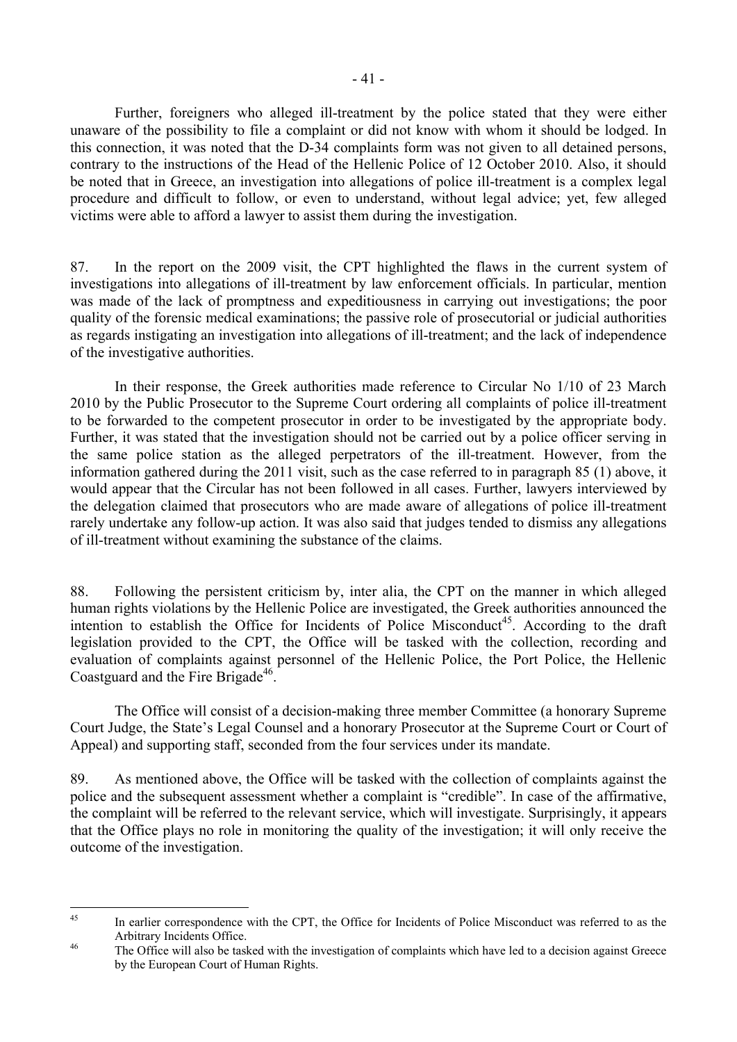Further, foreigners who alleged ill-treatment by the police stated that they were either unaware of the possibility to file a complaint or did not know with whom it should be lodged. In this connection, it was noted that the D-34 complaints form was not given to all detained persons, contrary to the instructions of the Head of the Hellenic Police of 12 October 2010. Also, it should be noted that in Greece, an investigation into allegations of police ill-treatment is a complex legal procedure and difficult to follow, or even to understand, without legal advice; yet, few alleged victims were able to afford a lawyer to assist them during the investigation.

87. In the report on the 2009 visit, the CPT highlighted the flaws in the current system of investigations into allegations of ill-treatment by law enforcement officials. In particular, mention was made of the lack of promptness and expeditiousness in carrying out investigations; the poor quality of the forensic medical examinations; the passive role of prosecutorial or judicial authorities as regards instigating an investigation into allegations of ill-treatment; and the lack of independence of the investigative authorities.

In their response, the Greek authorities made reference to Circular No 1/10 of 23 March 2010 by the Public Prosecutor to the Supreme Court ordering all complaints of police ill-treatment to be forwarded to the competent prosecutor in order to be investigated by the appropriate body. Further, it was stated that the investigation should not be carried out by a police officer serving in the same police station as the alleged perpetrators of the ill-treatment. However, from the information gathered during the 2011 visit, such as the case referred to in paragraph 85 (1) above, it would appear that the Circular has not been followed in all cases. Further, lawyers interviewed by the delegation claimed that prosecutors who are made aware of allegations of police ill-treatment rarely undertake any follow-up action. It was also said that judges tended to dismiss any allegations of ill-treatment without examining the substance of the claims.

88. Following the persistent criticism by, inter alia, the CPT on the manner in which alleged human rights violations by the Hellenic Police are investigated, the Greek authorities announced the intention to establish the Office for Incidents of Police Misconduct[45]. According to the draft legislation provided to the CPT, the Office will be tasked with the collection, recording and evaluation of complaints against personnel of the Hellenic Police, the Port Police, the Hellenic Coastguard and the Fire Brigade[46].

The Office will consist of a decision-making three member Committee (a honorary Supreme Court Judge, the State's Legal Counsel and a honorary Prosecutor at the Supreme Court or Court of Appeal) and supporting staff, seconded from the four services under its mandate.

89. As mentioned above, the Office will be tasked with the collection of complaints against the police and the subsequent assessment whether a complaint is "credible". In case of the affirmative, the complaint will be referred to the relevant service, which will investigate. Surprisingly, it appears that the Office plays no role in monitoring the quality of the investigation; it will only receive the outcome of the investigation.

---

[45] In earlier correspondence with the CPT, the Office for Incidents of Police Misconduct was referred to as the Arbitrary Incidents Office.

[46] The Office will also be tasked with the investigation of complaints which have led to a decision against Greece by the European Court of Human Rights.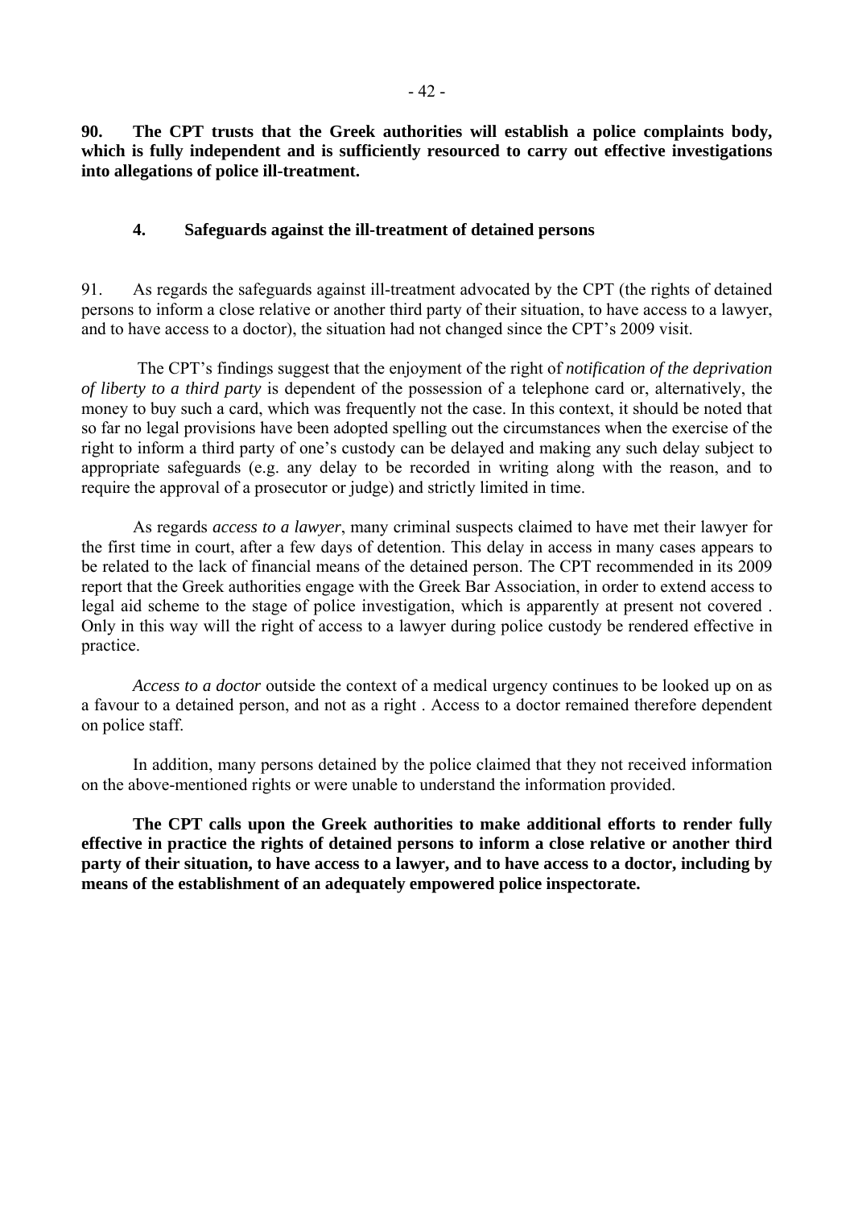**90. The CPT trusts that the Greek authorities will establish a police complaints body, which is fully independent and is sufficiently resourced to carry out effective investigations into allegations of police ill-treatment.**

### 4. Safeguards against the ill-treatment of detained persons

91. As regards the safeguards against ill-treatment advocated by the CPT (the rights of detained persons to inform a close relative or another third party of their situation, to have access to a lawyer, and to have access to a doctor), the situation had not changed since the CPT's 2009 visit.

The CPT's findings suggest that the enjoyment of the right of *notification of the deprivation of liberty to a third party* is dependent of the possession of a telephone card or, alternatively, the money to buy such a card, which was frequently not the case. In this context, it should be noted that so far no legal provisions have been adopted spelling out the circumstances when the exercise of the right to inform a third party of one's custody can be delayed and making any such delay subject to appropriate safeguards (e.g. any delay to be recorded in writing along with the reason, and to require the approval of a prosecutor or judge) and strictly limited in time.

As regards *access to a lawyer*, many criminal suspects claimed to have met their lawyer for the first time in court, after a few days of detention. This delay in access in many cases appears to be related to the lack of financial means of the detained person. The CPT recommended in its 2009 report that the Greek authorities engage with the Greek Bar Association, in order to extend access to legal aid scheme to the stage of police investigation, which is apparently at present not covered . Only in this way will the right of access to a lawyer during police custody be rendered effective in practice.

*Access to a doctor* outside the context of a medical urgency continues to be looked up on as a favour to a detained person, and not as a right . Access to a doctor remained therefore dependent on police staff.

In addition, many persons detained by the police claimed that they not received information on the above-mentioned rights or were unable to understand the information provided.

**The CPT calls upon the Greek authorities to make additional efforts to render fully effective in practice the rights of detained persons to inform a close relative or another third party of their situation, to have access to a lawyer, and to have access to a doctor, including by means of the establishment of an adequately empowered police inspectorate.**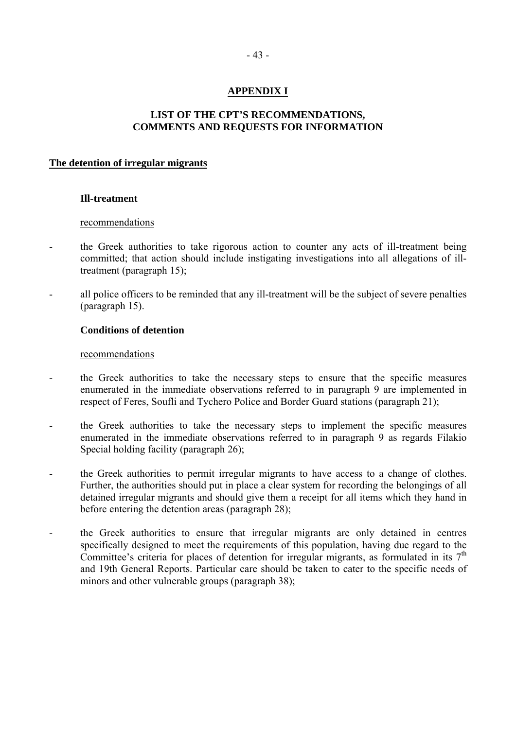# APPENDIX I

## LIST OF THE CPT'S RECOMMENDATIONS, COMMENTS AND REQUESTS FOR INFORMATION

## The detention of irregular migrants

### Ill-treatment

recommendations

- the Greek authorities to take rigorous action to counter any acts of ill-treatment being committed; that action should include instigating investigations into all allegations of ill-treatment (paragraph 15);
- all police officers to be reminded that any ill-treatment will be the subject of severe penalties (paragraph 15).

### Conditions of detention

recommendations

- the Greek authorities to take the necessary steps to ensure that the specific measures enumerated in the immediate observations referred to in paragraph 9 are implemented in respect of Feres, Soufli and Tychero Police and Border Guard stations (paragraph 21);
- the Greek authorities to take the necessary steps to implement the specific measures enumerated in the immediate observations referred to in paragraph 9 as regards Filakio Special holding facility (paragraph 26);
- the Greek authorities to permit irregular migrants to have access to a change of clothes. Further, the authorities should put in place a clear system for recording the belongings of all detained irregular migrants and should give them a receipt for all items which they hand in before entering the detention areas (paragraph 28);
- the Greek authorities to ensure that irregular migrants are only detained in centres specifically designed to meet the requirements of this population, having due regard to the Committee's criteria for places of detention for irregular migrants, as formulated in its 7th and 19th General Reports. Particular care should be taken to cater to the specific needs of minors and other vulnerable groups (paragraph 38);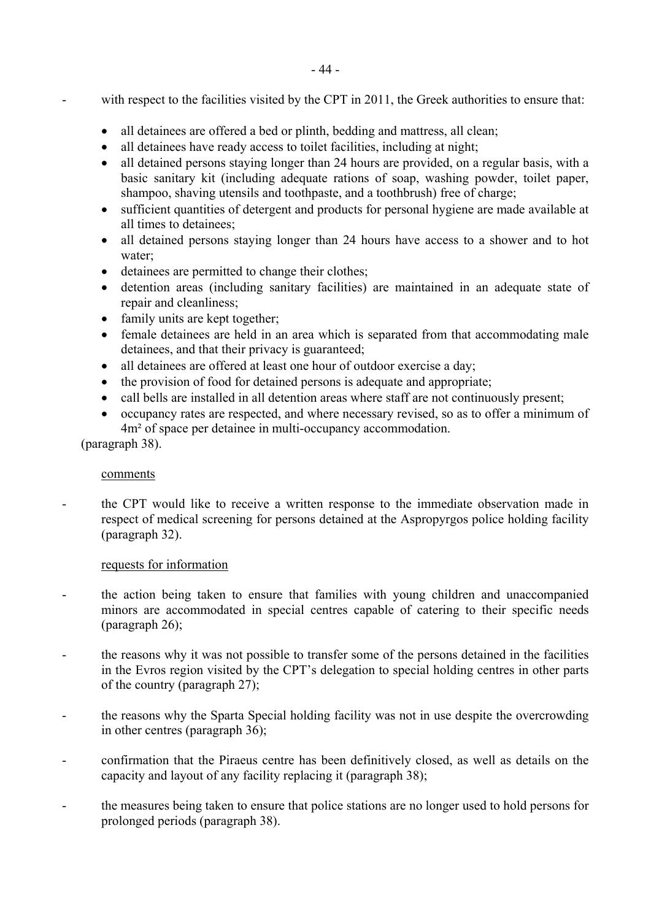- with respect to the facilities visited by the CPT in 2011, the Greek authorities to ensure that:

    - all detainees are offered a bed or plinth, bedding and mattress, all clean;
    - all detainees have ready access to toilet facilities, including at night;
    - all detained persons staying longer than 24 hours are provided, on a regular basis, with a basic sanitary kit (including adequate rations of soap, washing powder, toilet paper, shampoo, shaving utensils and toothpaste, and a toothbrush) free of charge;
    - sufficient quantities of detergent and products for personal hygiene are made available at all times to detainees;
    - all detained persons staying longer than 24 hours have access to a shower and to hot water;
    - detainees are permitted to change their clothes;
    - detention areas (including sanitary facilities) are maintained in an adequate state of repair and cleanliness;
    - family units are kept together;
    - female detainees are held in an area which is separated from that accommodating male detainees, and that their privacy is guaranteed;
    - all detainees are offered at least one hour of outdoor exercise a day;
    - the provision of food for detained persons is adequate and appropriate;
    - call bells are installed in all detention areas where staff are not continuously present;
    - occupancy rates are respected, and where necessary revised, so as to offer a minimum of 4m² of space per detainee in multi-occupancy accommodation.

  (paragraph 38).

<u>comments</u>

- the CPT would like to receive a written response to the immediate observation made in respect of medical screening for persons detained at the Aspropyrgos police holding facility (paragraph 32).

<u>requests for information</u>

- the action being taken to ensure that families with young children and unaccompanied minors are accommodated in special centres capable of catering to their specific needs (paragraph 26);

- the reasons why it was not possible to transfer some of the persons detained in the facilities in the Evros region visited by the CPT's delegation to special holding centres in other parts of the country (paragraph 27);

- the reasons why the Sparta Special holding facility was not in use despite the overcrowding in other centres (paragraph 36);

- confirmation that the Piraeus centre has been definitively closed, as well as details on the capacity and layout of any facility replacing it (paragraph 38);

- the measures being taken to ensure that police stations are no longer used to hold persons for prolonged periods (paragraph 38).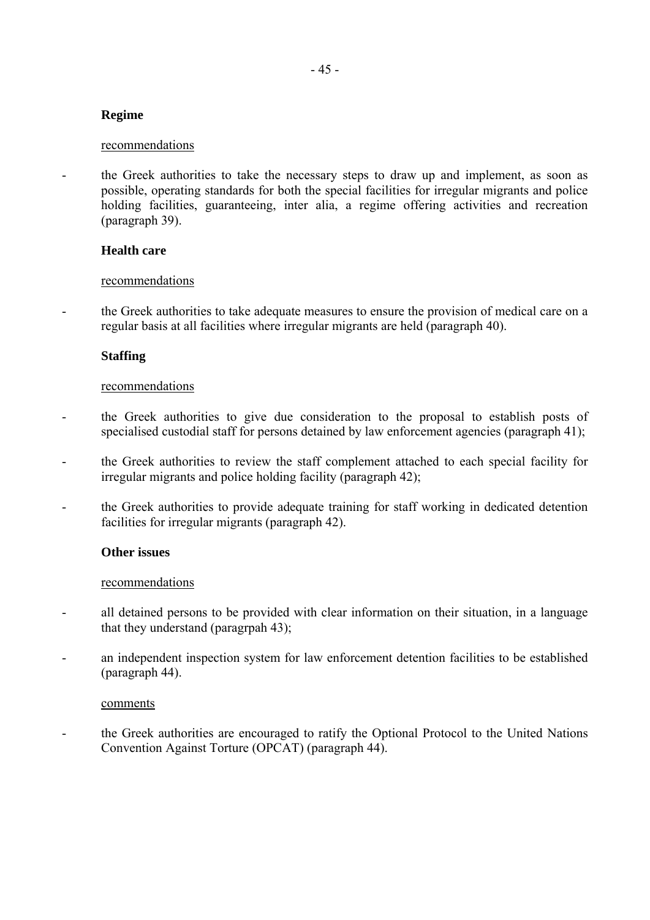**Regime**

recommendations

- the Greek authorities to take the necessary steps to draw up and implement, as soon as possible, operating standards for both the special facilities for irregular migrants and police holding facilities, guaranteeing, inter alia, a regime offering activities and recreation (paragraph 39).

**Health care**

recommendations

- the Greek authorities to take adequate measures to ensure the provision of medical care on a regular basis at all facilities where irregular migrants are held (paragraph 40).

**Staffing**

recommendations

- the Greek authorities to give due consideration to the proposal to establish posts of specialised custodial staff for persons detained by law enforcement agencies (paragraph 41);
- the Greek authorities to review the staff complement attached to each special facility for irregular migrants and police holding facility (paragraph 42);
- the Greek authorities to provide adequate training for staff working in dedicated detention facilities for irregular migrants (paragraph 42).

**Other issues**

recommendations

- all detained persons to be provided with clear information on their situation, in a language that they understand (paragrpah 43);
- an independent inspection system for law enforcement detention facilities to be established (paragraph 44).

comments

- the Greek authorities are encouraged to ratify the Optional Protocol to the United Nations Convention Against Torture (OPCAT) (paragraph 44).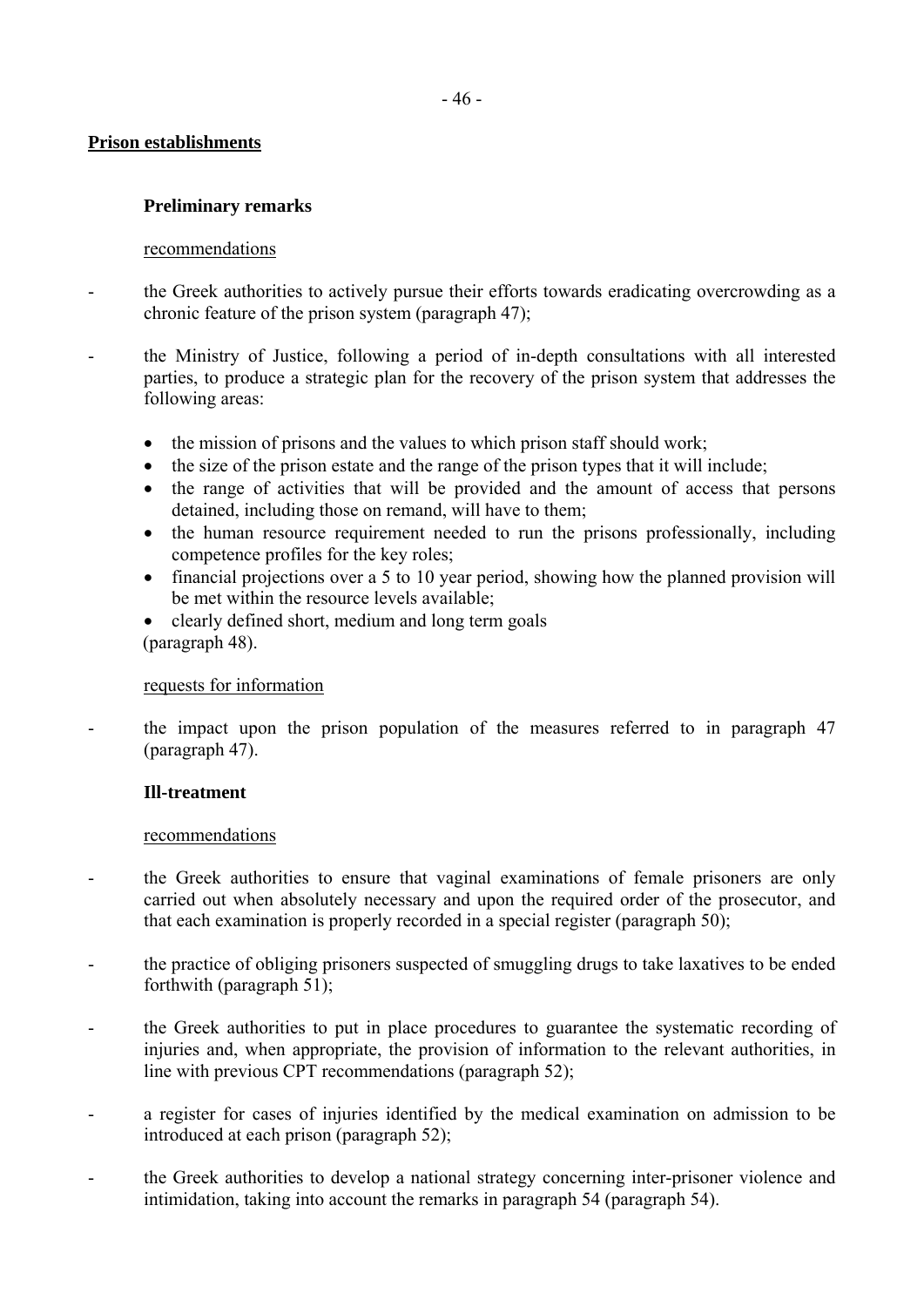**Prison establishments**

**Preliminary remarks**

recommendations

- the Greek authorities to actively pursue their efforts towards eradicating overcrowding as a chronic feature of the prison system (paragraph 47);

- the Ministry of Justice, following a period of in-depth consultations with all interested parties, to produce a strategic plan for the recovery of the prison system that addresses the following areas:

    - the mission of prisons and the values to which prison staff should work;
    - the size of the prison estate and the range of the prison types that it will include;
    - the range of activities that will be provided and the amount of access that persons detained, including those on remand, will have to them;
    - the human resource requirement needed to run the prisons professionally, including competence profiles for the key roles;
    - financial projections over a 5 to 10 year period, showing how the planned provision will be met within the resource levels available;
    - clearly defined short, medium and long term goals

  (paragraph 48).

requests for information

- the impact upon the prison population of the measures referred to in paragraph 47 (paragraph 47).

**Ill-treatment**

recommendations

- the Greek authorities to ensure that vaginal examinations of female prisoners are only carried out when absolutely necessary and upon the required order of the prosecutor, and that each examination is properly recorded in a special register (paragraph 50);

- the practice of obliging prisoners suspected of smuggling drugs to take laxatives to be ended forthwith (paragraph 51);

- the Greek authorities to put in place procedures to guarantee the systematic recording of injuries and, when appropriate, the provision of information to the relevant authorities, in line with previous CPT recommendations (paragraph 52);

- a register for cases of injuries identified by the medical examination on admission to be introduced at each prison (paragraph 52);

- the Greek authorities to develop a national strategy concerning inter-prisoner violence and intimidation, taking into account the remarks in paragraph 54 (paragraph 54).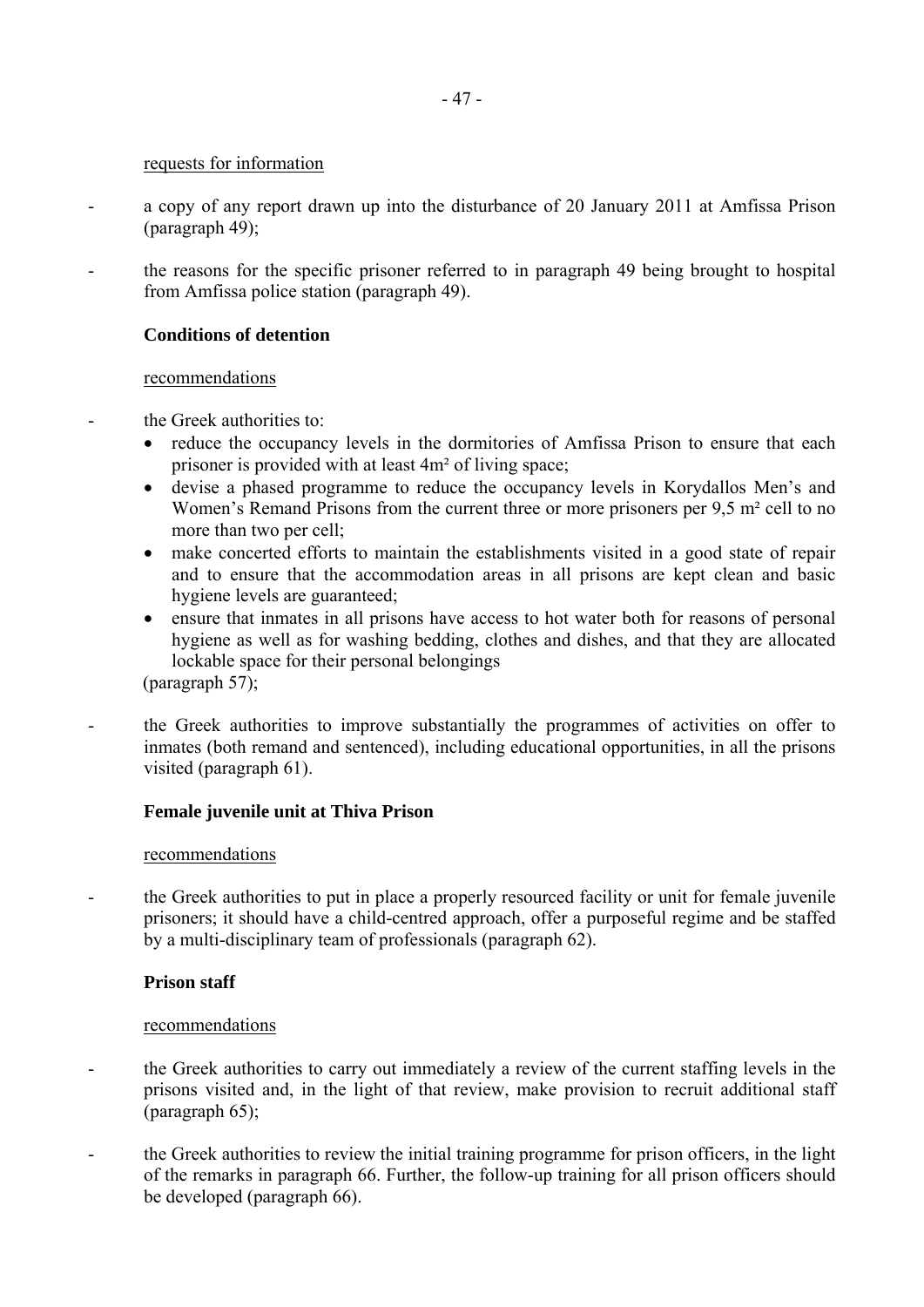requests for information

- a copy of any report drawn up into the disturbance of 20 January 2011 at Amfissa Prison (paragraph 49);

- the reasons for the specific prisoner referred to in paragraph 49 being brought to hospital from Amfissa police station (paragraph 49).

**Conditions of detention**

recommendations

- the Greek authorities to:
  - reduce the occupancy levels in the dormitories of Amfissa Prison to ensure that each prisoner is provided with at least 4m² of living space;
  - devise a phased programme to reduce the occupancy levels in Korydallos Men's and Women's Remand Prisons from the current three or more prisoners per 9,5 m² cell to no more than two per cell;
  - make concerted efforts to maintain the establishments visited in a good state of repair and to ensure that the accommodation areas in all prisons are kept clean and basic hygiene levels are guaranteed;
  - ensure that inmates in all prisons have access to hot water both for reasons of personal hygiene as well as for washing bedding, clothes and dishes, and that they are allocated lockable space for their personal belongings

  (paragraph 57);

- the Greek authorities to improve substantially the programmes of activities on offer to inmates (both remand and sentenced), including educational opportunities, in all the prisons visited (paragraph 61).

**Female juvenile unit at Thiva Prison**

recommendations

- the Greek authorities to put in place a properly resourced facility or unit for female juvenile prisoners; it should have a child-centred approach, offer a purposeful regime and be staffed by a multi-disciplinary team of professionals (paragraph 62).

**Prison staff**

recommendations

- the Greek authorities to carry out immediately a review of the current staffing levels in the prisons visited and, in the light of that review, make provision to recruit additional staff (paragraph 65);

- the Greek authorities to review the initial training programme for prison officers, in the light of the remarks in paragraph 66. Further, the follow-up training for all prison officers should be developed (paragraph 66).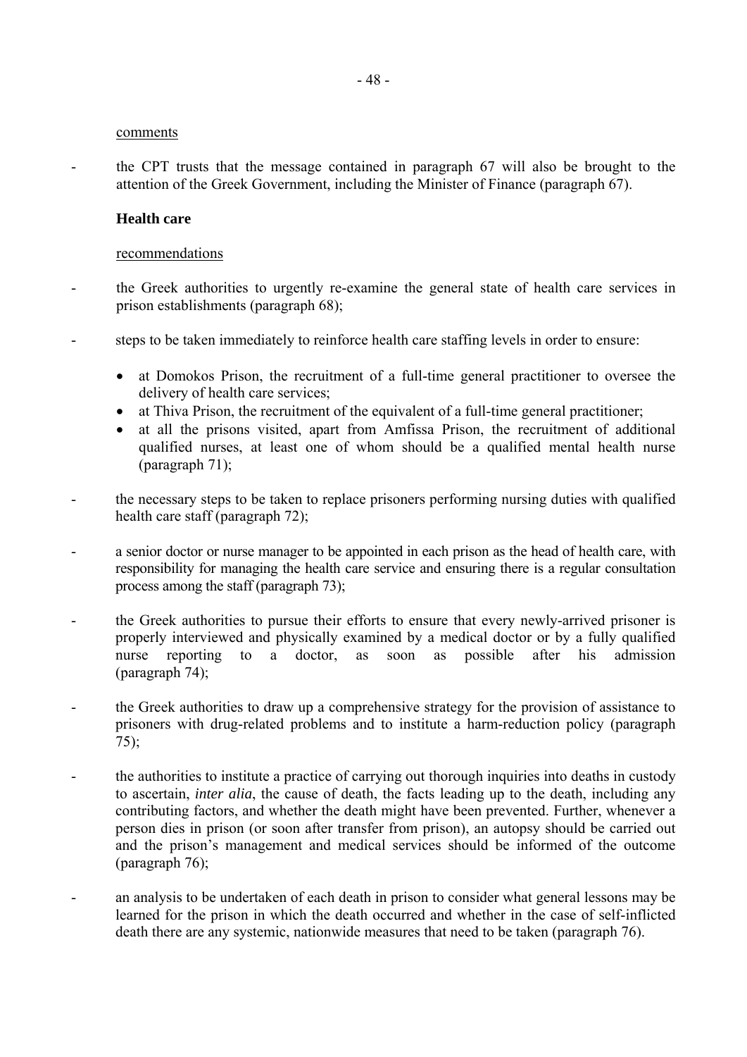comments

- the CPT trusts that the message contained in paragraph 67 will also be brought to the attention of the Greek Government, including the Minister of Finance (paragraph 67).

**Health care**

recommendations

- the Greek authorities to urgently re-examine the general state of health care services in prison establishments (paragraph 68);

- steps to be taken immediately to reinforce health care staffing levels in order to ensure:

  - at Domokos Prison, the recruitment of a full-time general practitioner to oversee the delivery of health care services;
  - at Thiva Prison, the recruitment of the equivalent of a full-time general practitioner;
  - at all the prisons visited, apart from Amfissa Prison, the recruitment of additional qualified nurses, at least one of whom should be a qualified mental health nurse (paragraph 71);

- the necessary steps to be taken to replace prisoners performing nursing duties with qualified health care staff (paragraph 72);

- a senior doctor or nurse manager to be appointed in each prison as the head of health care, with responsibility for managing the health care service and ensuring there is a regular consultation process among the staff (paragraph 73);

- the Greek authorities to pursue their efforts to ensure that every newly-arrived prisoner is properly interviewed and physically examined by a medical doctor or by a fully qualified nurse reporting to a doctor, as soon as possible after his admission (paragraph 74);

- the Greek authorities to draw up a comprehensive strategy for the provision of assistance to prisoners with drug-related problems and to institute a harm-reduction policy (paragraph 75);

- the authorities to institute a practice of carrying out thorough inquiries into deaths in custody to ascertain, *inter alia*, the cause of death, the facts leading up to the death, including any contributing factors, and whether the death might have been prevented. Further, whenever a person dies in prison (or soon after transfer from prison), an autopsy should be carried out and the prison's management and medical services should be informed of the outcome (paragraph 76);

- an analysis to be undertaken of each death in prison to consider what general lessons may be learned for the prison in which the death occurred and whether in the case of self-inflicted death there are any systemic, nationwide measures that need to be taken (paragraph 76).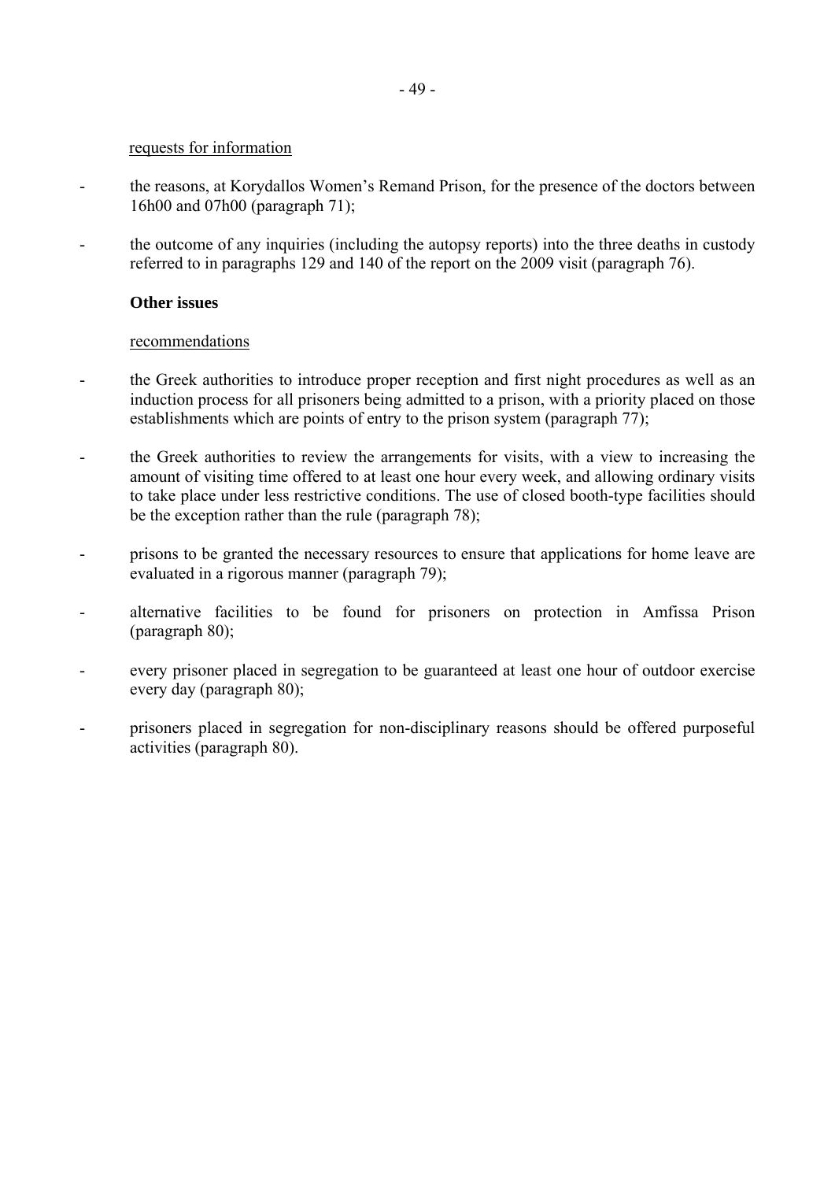<u>requests for information</u>

- the reasons, at Korydallos Women's Remand Prison, for the presence of the doctors between 16h00 and 07h00 (paragraph 71);
- the outcome of any inquiries (including the autopsy reports) into the three deaths in custody referred to in paragraphs 129 and 140 of the report on the 2009 visit (paragraph 76).

**Other issues**

<u>recommendations</u>

- the Greek authorities to introduce proper reception and first night procedures as well as an induction process for all prisoners being admitted to a prison, with a priority placed on those establishments which are points of entry to the prison system (paragraph 77);
- the Greek authorities to review the arrangements for visits, with a view to increasing the amount of visiting time offered to at least one hour every week, and allowing ordinary visits to take place under less restrictive conditions. The use of closed booth-type facilities should be the exception rather than the rule (paragraph 78);
- prisons to be granted the necessary resources to ensure that applications for home leave are evaluated in a rigorous manner (paragraph 79);
- alternative facilities to be found for prisoners on protection in Amfissa Prison (paragraph 80);
- every prisoner placed in segregation to be guaranteed at least one hour of outdoor exercise every day (paragraph 80);
- prisoners placed in segregation for non-disciplinary reasons should be offered purposeful activities (paragraph 80).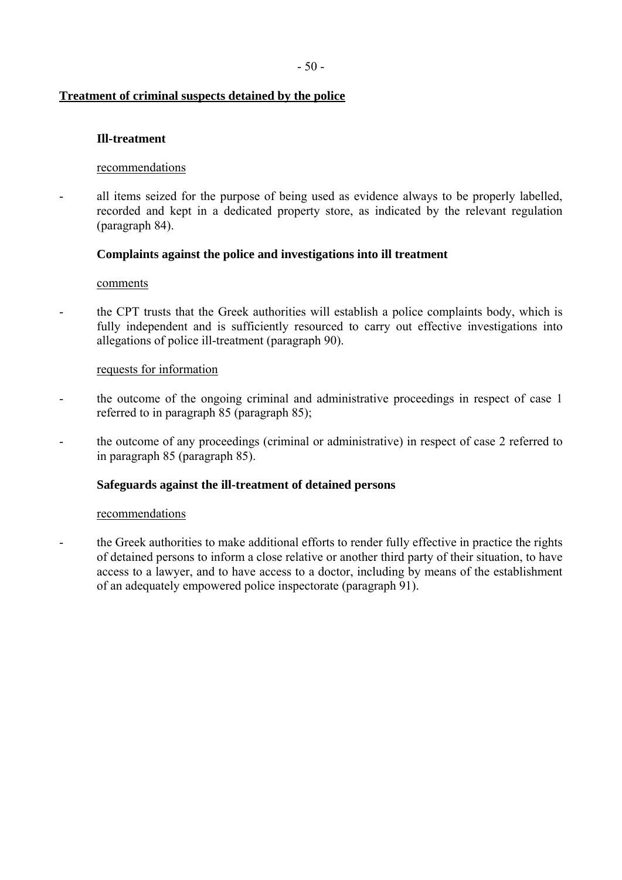## Treatment of criminal suspects detained by the police

### Ill-treatment

recommendations

- all items seized for the purpose of being used as evidence always to be properly labelled, recorded and kept in a dedicated property store, as indicated by the relevant regulation (paragraph 84).

### Complaints against the police and investigations into ill treatment

comments

- the CPT trusts that the Greek authorities will establish a police complaints body, which is fully independent and is sufficiently resourced to carry out effective investigations into allegations of police ill-treatment (paragraph 90).

requests for information

- the outcome of the ongoing criminal and administrative proceedings in respect of case 1 referred to in paragraph 85 (paragraph 85);
- the outcome of any proceedings (criminal or administrative) in respect of case 2 referred to in paragraph 85 (paragraph 85).

### Safeguards against the ill-treatment of detained persons

recommendations

- the Greek authorities to make additional efforts to render fully effective in practice the rights of detained persons to inform a close relative or another third party of their situation, to have access to a lawyer, and to have access to a doctor, including by means of the establishment of an adequately empowered police inspectorate (paragraph 91).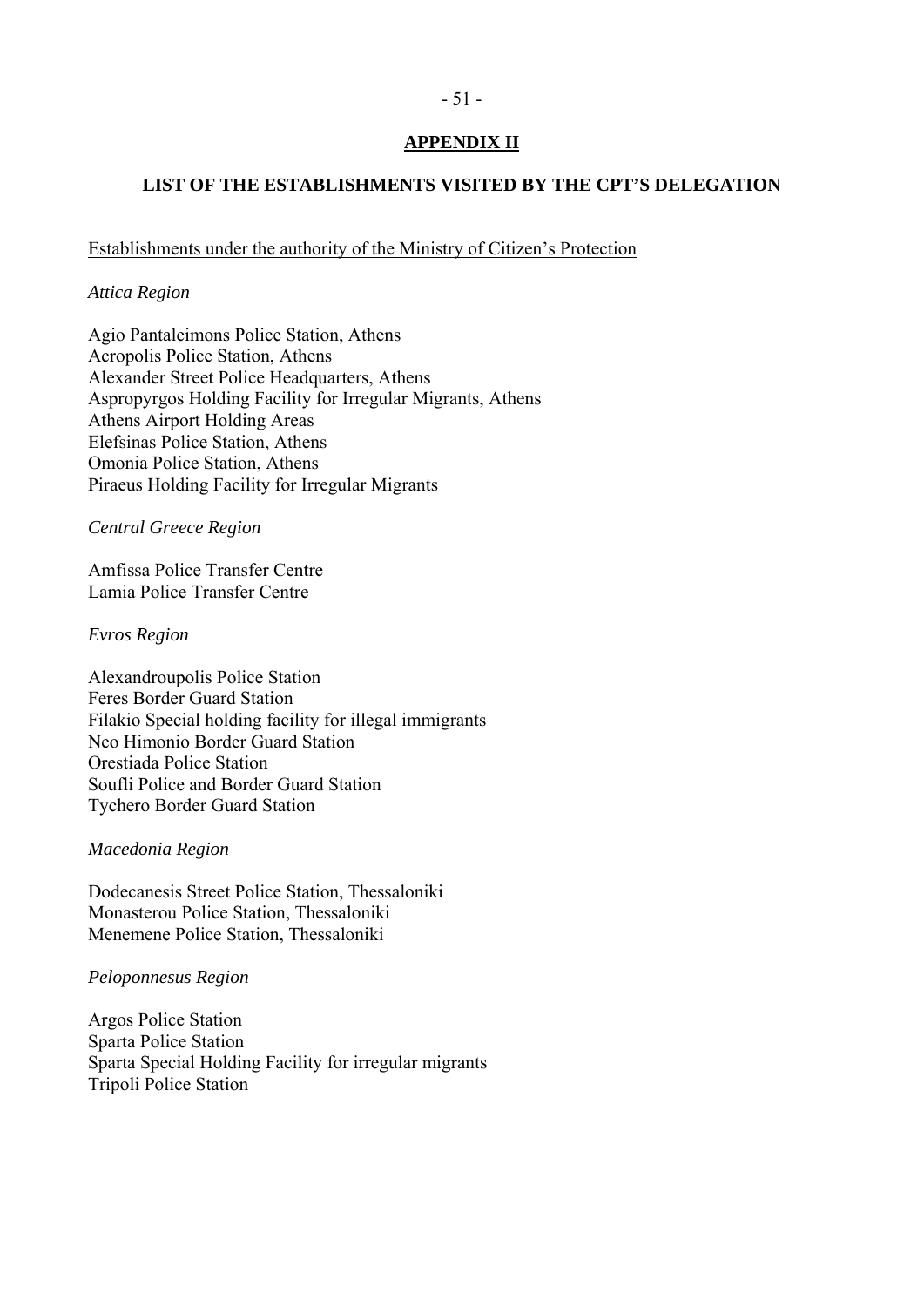## APPENDIX II

## LIST OF THE ESTABLISHMENTS VISITED BY THE CPT'S DELEGATION

Establishments under the authority of the Ministry of Citizen's Protection

*Attica Region*

Agio Pantaleimons Police Station, Athens
Acropolis Police Station, Athens
Alexander Street Police Headquarters, Athens
Aspropyrgos Holding Facility for Irregular Migrants, Athens
Athens Airport Holding Areas
Elefsinas Police Station, Athens
Omonia Police Station, Athens
Piraeus Holding Facility for Irregular Migrants

*Central Greece Region*

Amfissa Police Transfer Centre
Lamia Police Transfer Centre

*Evros Region*

Alexandroupolis Police Station
Feres Border Guard Station
Filakio Special holding facility for illegal immigrants
Neo Himonio Border Guard Station
Orestiada Police Station
Soufli Police and Border Guard Station
Tychero Border Guard Station

*Macedonia Region*

Dodecanesis Street Police Station, Thessaloniki
Monasterou Police Station, Thessaloniki
Menemene Police Station, Thessaloniki

*Peloponnesus Region*

Argos Police Station
Sparta Police Station
Sparta Special Holding Facility for irregular migrants
Tripoli Police Station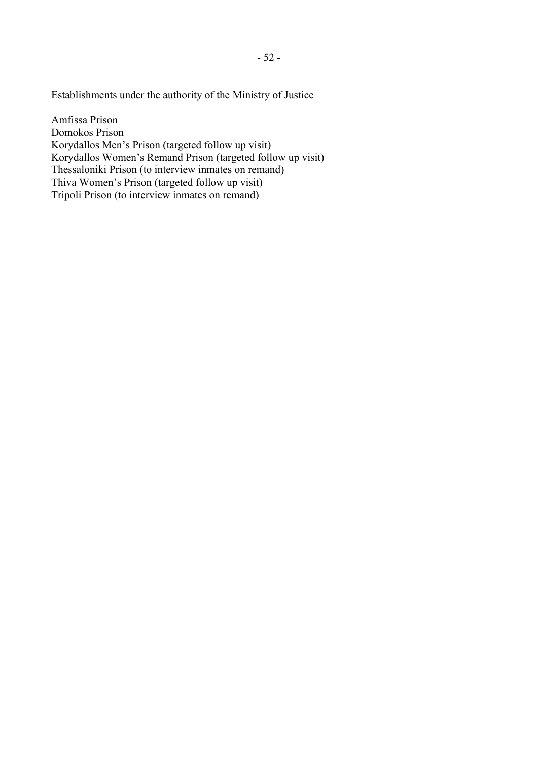<u>Establishments under the authority of the Ministry of Justice</u>

Amfissa Prison
Domokos Prison
Korydallos Men's Prison (targeted follow up visit)
Korydallos Women's Remand Prison (targeted follow up visit)
Thessaloniki Prison (to interview inmates on remand)
Thiva Women's Prison (targeted follow up visit)
Tripoli Prison (to interview inmates on remand)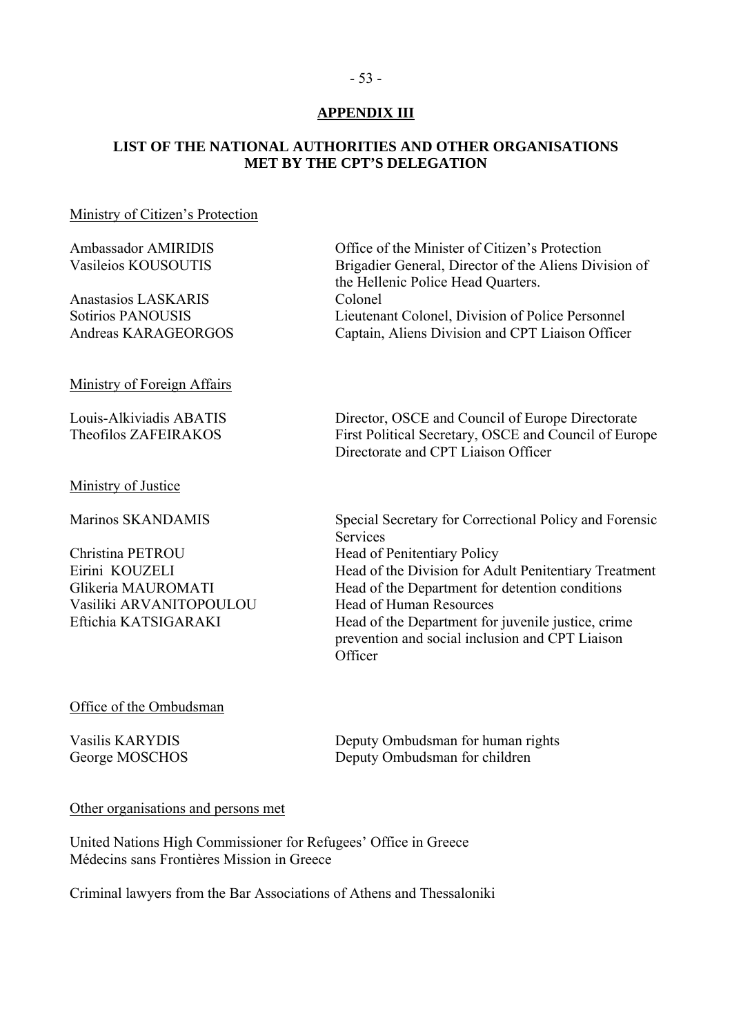## APPENDIX III

## LIST OF THE NATIONAL AUTHORITIES AND OTHER ORGANISATIONS MET BY THE CPT'S DELEGATION

Ministry of Citizen's Protection

| | |
|---|---|
| Ambassador AMIRIDIS | Office of the Minister of Citizen's Protection |
| Vasileios KOUSOUTIS | Brigadier General, Director of the Aliens Division of the Hellenic Police Head Quarters. |
| Anastasios LASKARIS | Colonel |
| Sotirios PANOUSIS | Lieutenant Colonel, Division of Police Personnel |
| Andreas KARAGEORGOS | Captain, Aliens Division and CPT Liaison Officer |

Ministry of Foreign Affairs

| | |
|---|---|
| Louis-Alkiviadis ABATIS | Director, OSCE and Council of Europe Directorate |
| Theofilos ZAFEIRAKOS | First Political Secretary, OSCE and Council of Europe Directorate and CPT Liaison Officer |

Ministry of Justice

| | |
|---|---|
| Marinos SKANDAMIS | Special Secretary for Correctional Policy and Forensic Services |
| Christina PETROU | Head of Penitentiary Policy |
| Eirini KOUZELI | Head of the Division for Adult Penitentiary Treatment |
| Glikeria MAUROMATI | Head of the Department for detention conditions |
| Vasiliki ARVANITOPOULOU | Head of Human Resources |
| Eftichia KATSIGARAKI | Head of the Department for juvenile justice, crime prevention and social inclusion and CPT Liaison Officer |

Office of the Ombudsman

| | |
|---|---|
| Vasilis KARYDIS | Deputy Ombudsman for human rights |
| George MOSCHOS | Deputy Ombudsman for children |

Other organisations and persons met

United Nations High Commissioner for Refugees' Office in Greece
Médecins sans Frontières Mission in Greece

Criminal lawyers from the Bar Associations of Athens and Thessaloniki